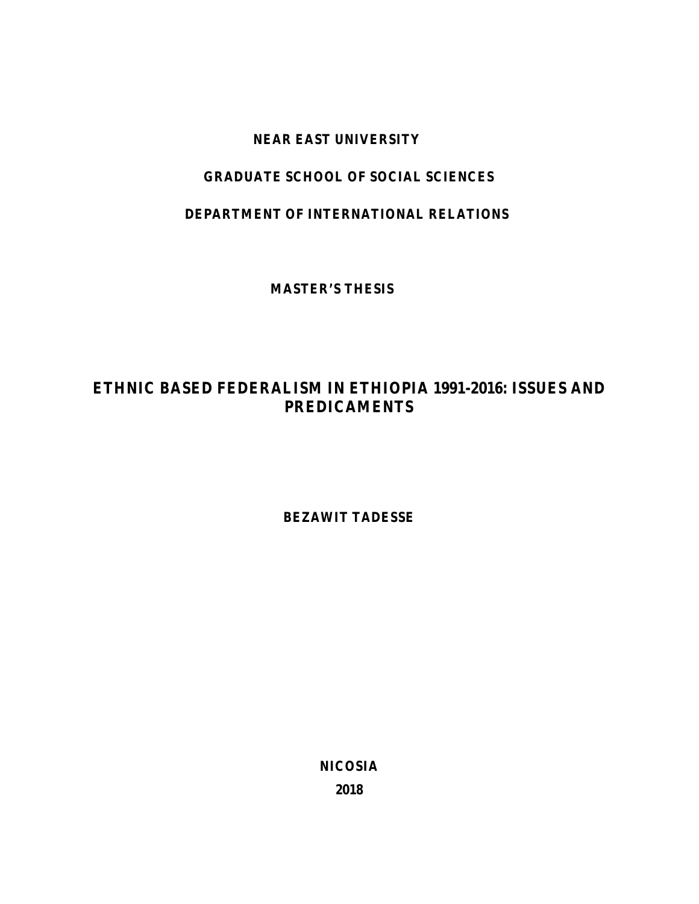**NEAR EAST UNIVERSITY**

**GRADUATE SCHOOL OF SOCIAL SCIENCES**

**DEPARTMENT OF INTERNATIONAL RELATIONS**

**MASTER'S THESIS**

# ETHNIC BASED FEDERALISM IN ETHIOPIA 1991-2016: ISSUES AND PREDICAMENTS

**BEZAWIT TADESSE**

**NICOSIA**

**2018**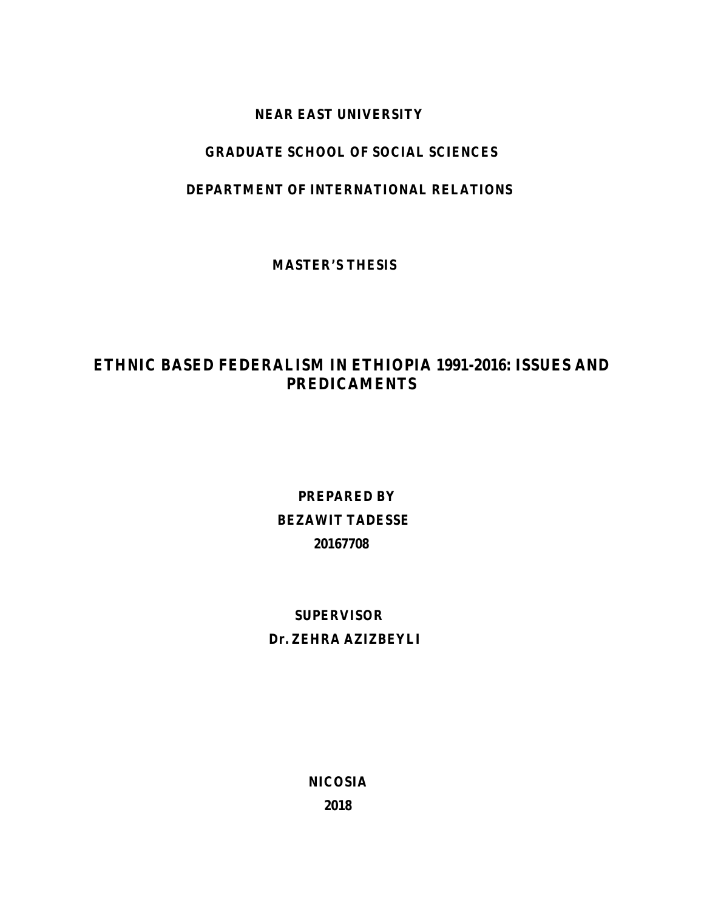**NEAR EAST UNIVERSITY**

**GRADUATE SCHOOL OF SOCIAL SCIENCES**

**DEPARTMENT OF INTERNATIONAL RELATIONS**

**MASTER'S THESIS**

# ETHNIC BASED FEDERALISM IN ETHIOPIA 1991-2016: ISSUES AND PREDICAMENTS

**PREPARED BY**

**BEZAWIT TADESSE**

**20167708**

**SUPERVISOR**

**Dr. ZEHRA AZIZBEYLI**

**NICOSIA**

**2018**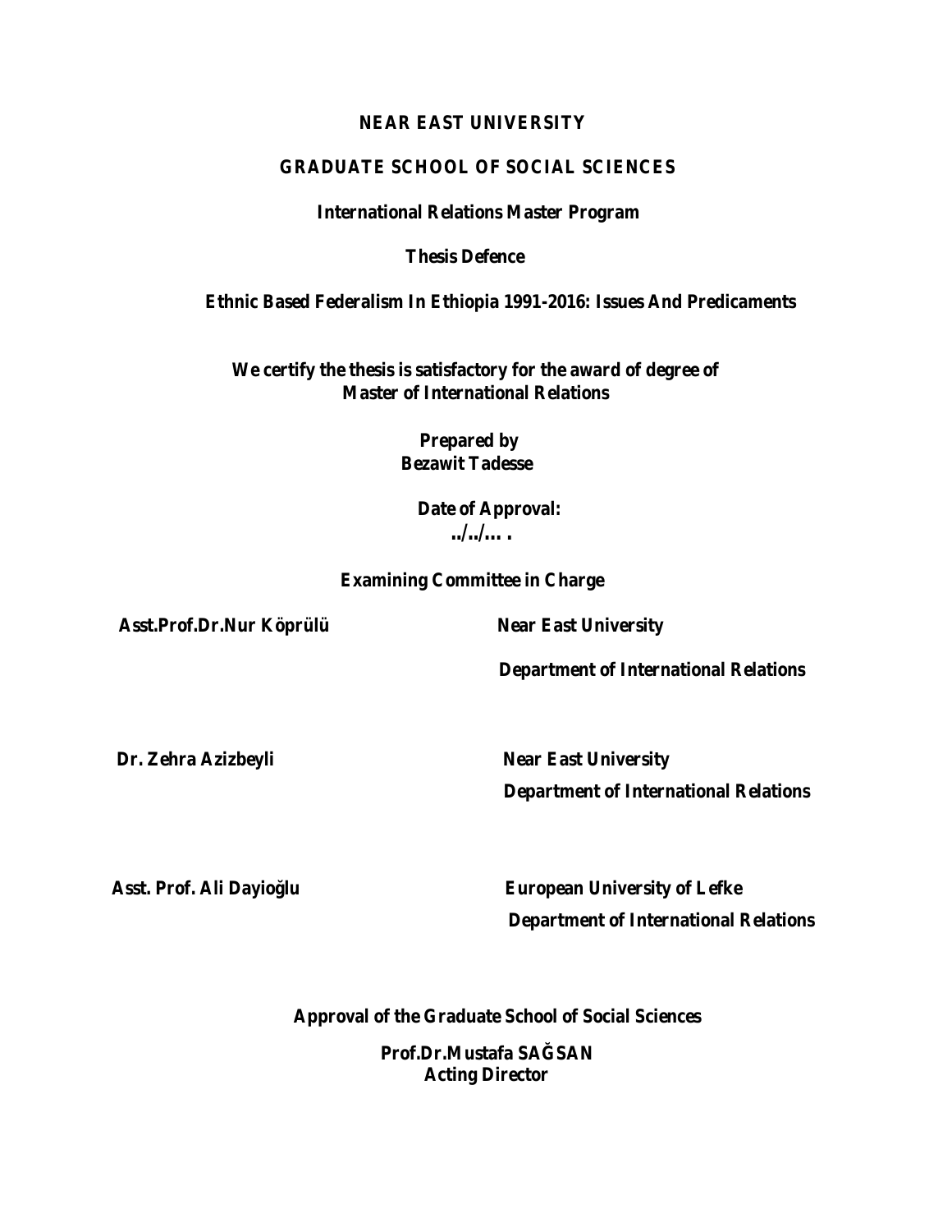**NEAR EAST UNIVERSITY**

**GRADUATE SCHOOL OF SOCIAL SCIENCES**

**International Relations Master Program**

**Thesis Defence**

**Ethnic Based Federalism In Ethiopia 1991-2016: Issues And Predicaments**

**We certify the thesis is satisfactory for the award of degree of Master of International Relations**

**Prepared by**
**Bezawit Tadesse**

**Date of Approval:**
**../../…. .**

**Examining Committee in Charge**

**Asst.Prof.Dr.Nur Köprülü** — **Near East University**
**Department of International Relations**

**Dr. Zehra Azizbeyli** — **Near East University**
**Department of International Relations**

**Asst. Prof. Ali Dayioğlu** — **European University of Lefke**
**Department of International Relations**

**Approval of the Graduate School of Social Sciences**

**Prof.Dr.Mustafa SAĞSAN**
**Acting Director**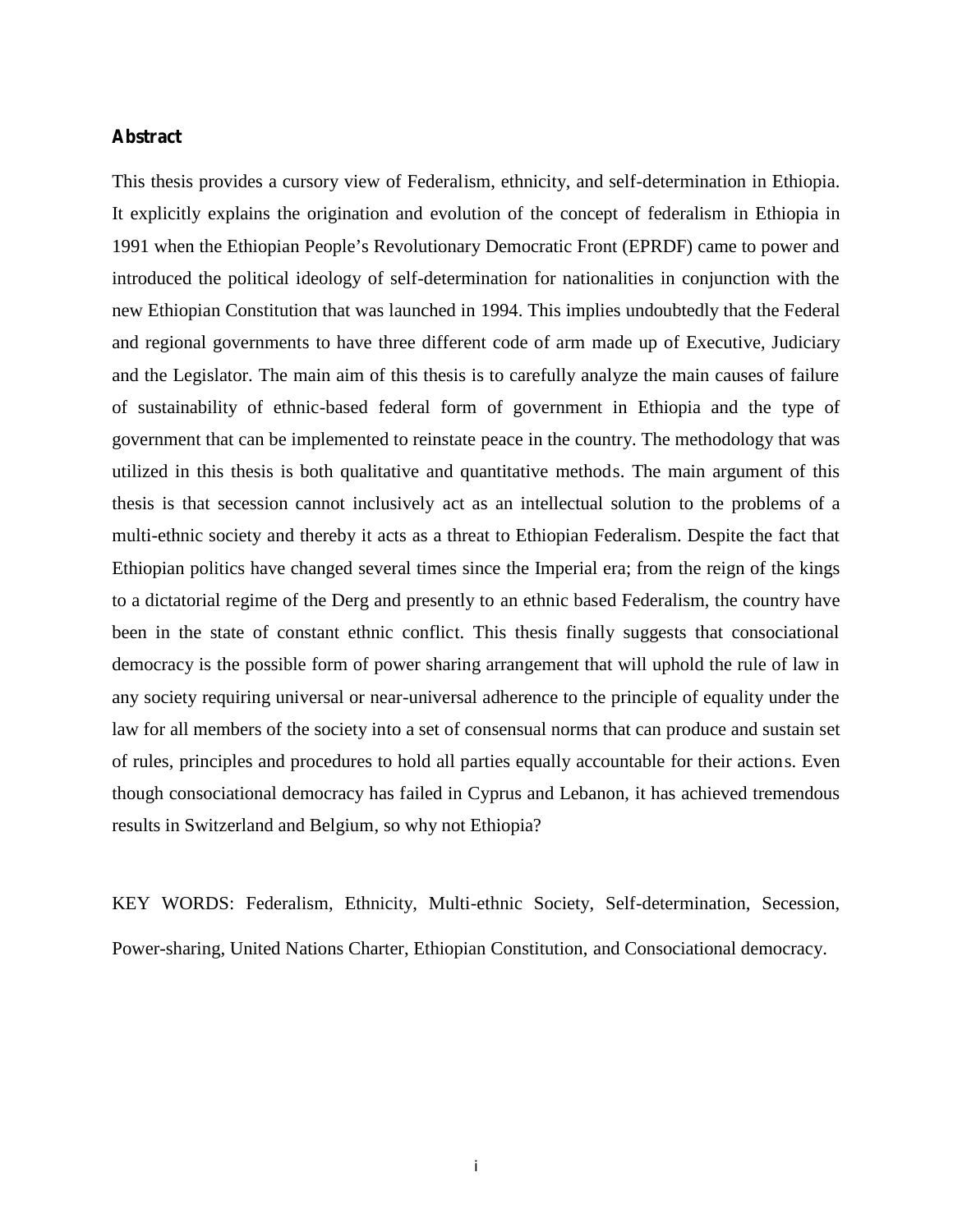## Abstract

This thesis provides a cursory view of Federalism, ethnicity, and self-determination in Ethiopia. It explicitly explains the origination and evolution of the concept of federalism in Ethiopia in 1991 when the Ethiopian People's Revolutionary Democratic Front (EPRDF) came to power and introduced the political ideology of self-determination for nationalities in conjunction with the new Ethiopian Constitution that was launched in 1994. This implies undoubtedly that the Federal and regional governments to have three different code of arm made up of Executive, Judiciary and the Legislator. The main aim of this thesis is to carefully analyze the main causes of failure of sustainability of ethnic-based federal form of government in Ethiopia and the type of government that can be implemented to reinstate peace in the country. The methodology that was utilized in this thesis is both qualitative and quantitative methods. The main argument of this thesis is that secession cannot inclusively act as an intellectual solution to the problems of a multi-ethnic society and thereby it acts as a threat to Ethiopian Federalism. Despite the fact that Ethiopian politics have changed several times since the Imperial era; from the reign of the kings to a dictatorial regime of the Derg and presently to an ethnic based Federalism, the country have been in the state of constant ethnic conflict. This thesis finally suggests that consociational democracy is the possible form of power sharing arrangement that will uphold the rule of law in any society requiring universal or near-universal adherence to the principle of equality under the law for all members of the society into a set of consensual norms that can produce and sustain set of rules, principles and procedures to hold all parties equally accountable for their actions. Even though consociational democracy has failed in Cyprus and Lebanon, it has achieved tremendous results in Switzerland and Belgium, so why not Ethiopia?

KEY WORDS: Federalism, Ethnicity, Multi-ethnic Society, Self-determination, Secession, Power-sharing, United Nations Charter, Ethiopian Constitution, and Consociational democracy.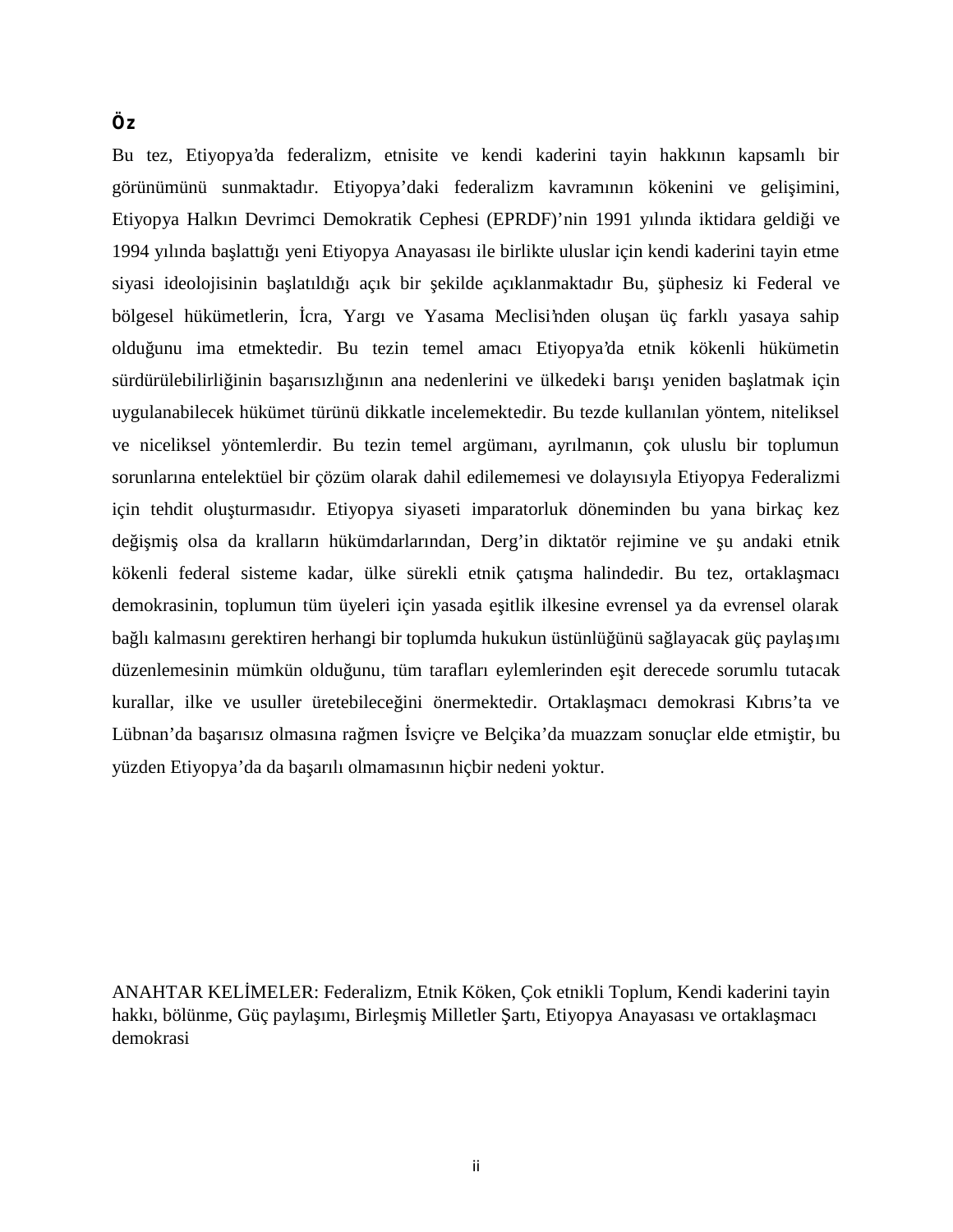## Öz

Bu tez, Etiyopya'da federalizm, etnisite ve kendi kaderini tayin hakkının kapsamlı bir görünümünü sunmaktadır. Etiyopya'daki federalizm kavramının kökenini ve gelişimini, Etiyopya Halkın Devrimci Demokratik Cephesi (EPRDF)'nin 1991 yılında iktidara geldiği ve 1994 yılında başlattığı yeni Etiyopya Anayasası ile birlikte uluslar için kendi kaderini tayin etme siyasi ideolojisinin başlatıldığı açık bir şekilde açıklanmaktadır Bu, şüphesiz ki Federal ve bölgesel hükümetlerin, İcra, Yargı ve Yasama Meclisi'nden oluşan üç farklı yasaya sahip olduğunu ima etmektedir. Bu tezin temel amacı Etiyopya'da etnik kökenli hükümetin sürdürülebilirliğinin başarısızlığının ana nedenlerini ve ülkedeki barışı yeniden başlatmak için uygulanabilecek hükümet türünü dikkatle incelemektedir. Bu tezde kullanılan yöntem, niteliksel ve niceliksel yöntemlerdir. Bu tezin temel argümanı, ayrılmanın, çok uluslu bir toplumun sorunlarına entelektüel bir çözüm olarak dahil edilememesi ve dolayısıyla Etiyopya Federalizmi için tehdit oluşturmasıdır. Etiyopya siyaseti imparatorluk döneminden bu yana birkaç kez değişmiş olsa da kralların hükümdarlarından, Derg'in diktatör rejimine ve şu andaki etnik kökenli federal sisteme kadar, ülke sürekli etnik çatışma halindedir. Bu tez, ortaklaşmacı demokrasinin, toplumun tüm üyeleri için yasada eşitlik ilkesine evrensel ya da evrensel olarak bağlı kalmasını gerektiren herhangi bir toplumda hukukun üstünlüğünü sağlayacak güç paylaşımı düzenlemesinin mümkün olduğunu, tüm tarafları eylemlerinden eşit derecede sorumlu tutacak kurallar, ilke ve usuller üretebileceğini önermektedir. Ortaklaşmacı demokrasi Kıbrıs'ta ve Lübnan'da başarısız olmasına rağmen İsviçre ve Belçika'da muazzam sonuçlar elde etmiştir, bu yüzden Etiyopya'da da başarılı olmamasının hiçbir nedeni yoktur.

ANAHTAR KELİMELER: Federalizm, Etnik Köken, Çok etnikli Toplum, Kendi kaderini tayin hakkı, bölünme, Güç paylaşımı, Birleşmiş Milletler Şartı, Etiyopya Anayasası ve ortaklaşmacı demokrasi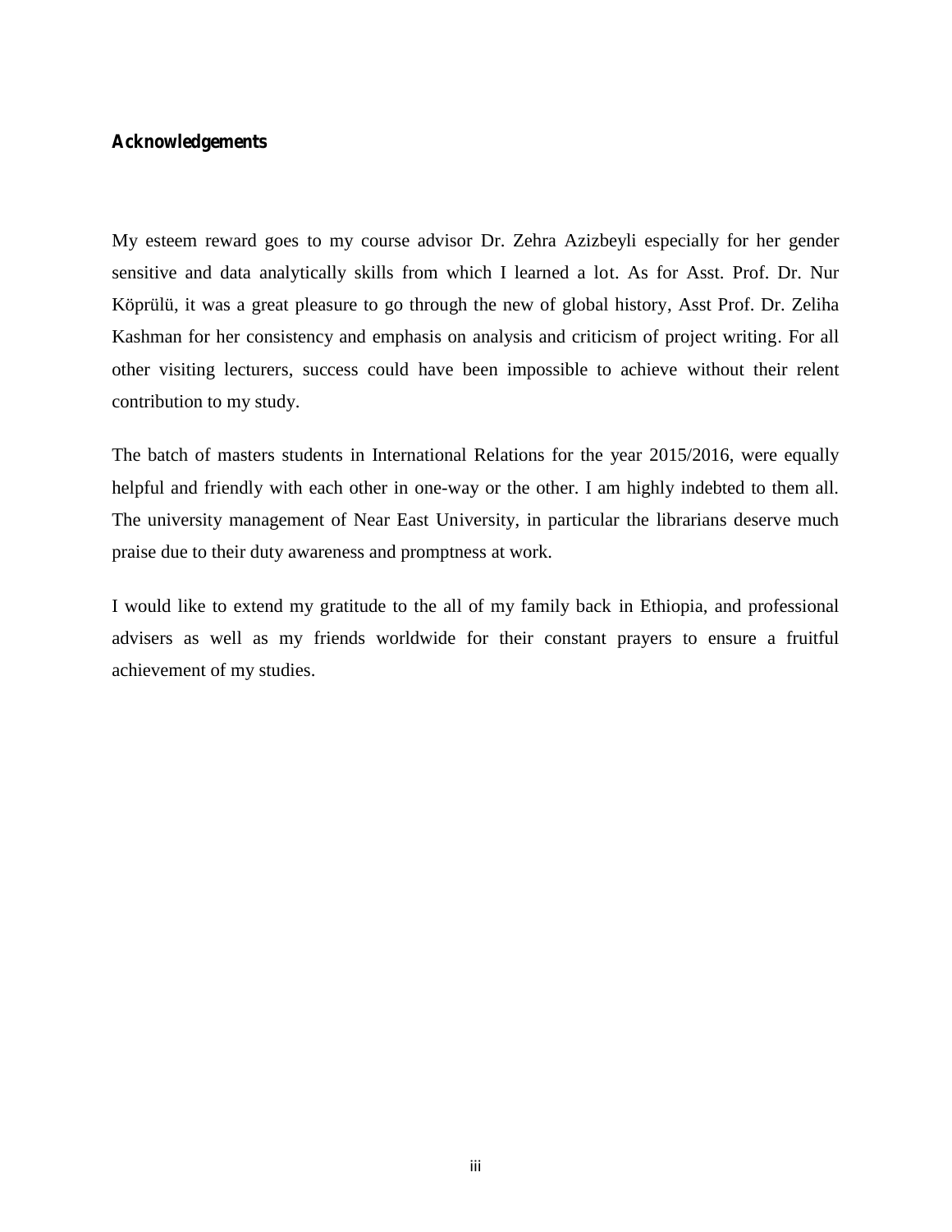## Acknowledgements

My esteem reward goes to my course advisor Dr. Zehra Azizbeyli especially for her gender sensitive and data analytically skills from which I learned a lot. As for Asst. Prof. Dr. Nur Köprülü, it was a great pleasure to go through the new of global history, Asst Prof. Dr. Zeliha Kashman for her consistency and emphasis on analysis and criticism of project writing. For all other visiting lecturers, success could have been impossible to achieve without their relent contribution to my study.

The batch of masters students in International Relations for the year 2015/2016, were equally helpful and friendly with each other in one-way or the other. I am highly indebted to them all. The university management of Near East University, in particular the librarians deserve much praise due to their duty awareness and promptness at work.

I would like to extend my gratitude to the all of my family back in Ethiopia, and professional advisers as well as my friends worldwide for their constant prayers to ensure a fruitful achievement of my studies.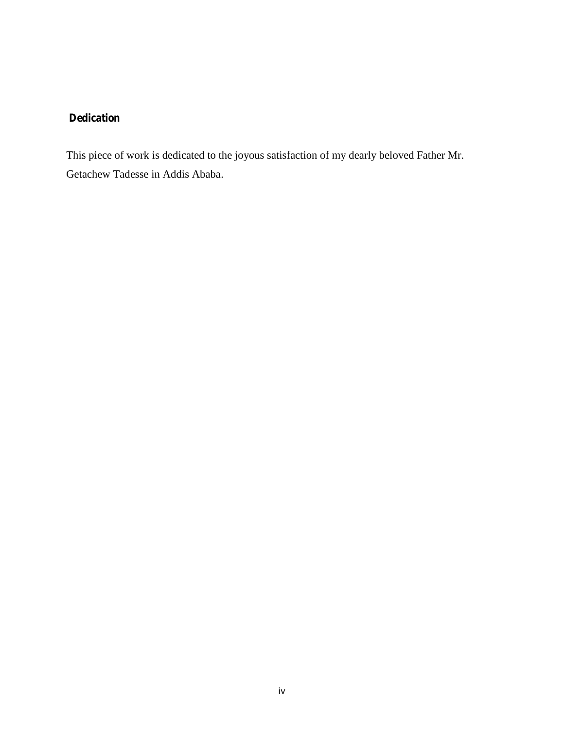## Dedication

This piece of work is dedicated to the joyous satisfaction of my dearly beloved Father Mr. Getachew Tadesse in Addis Ababa.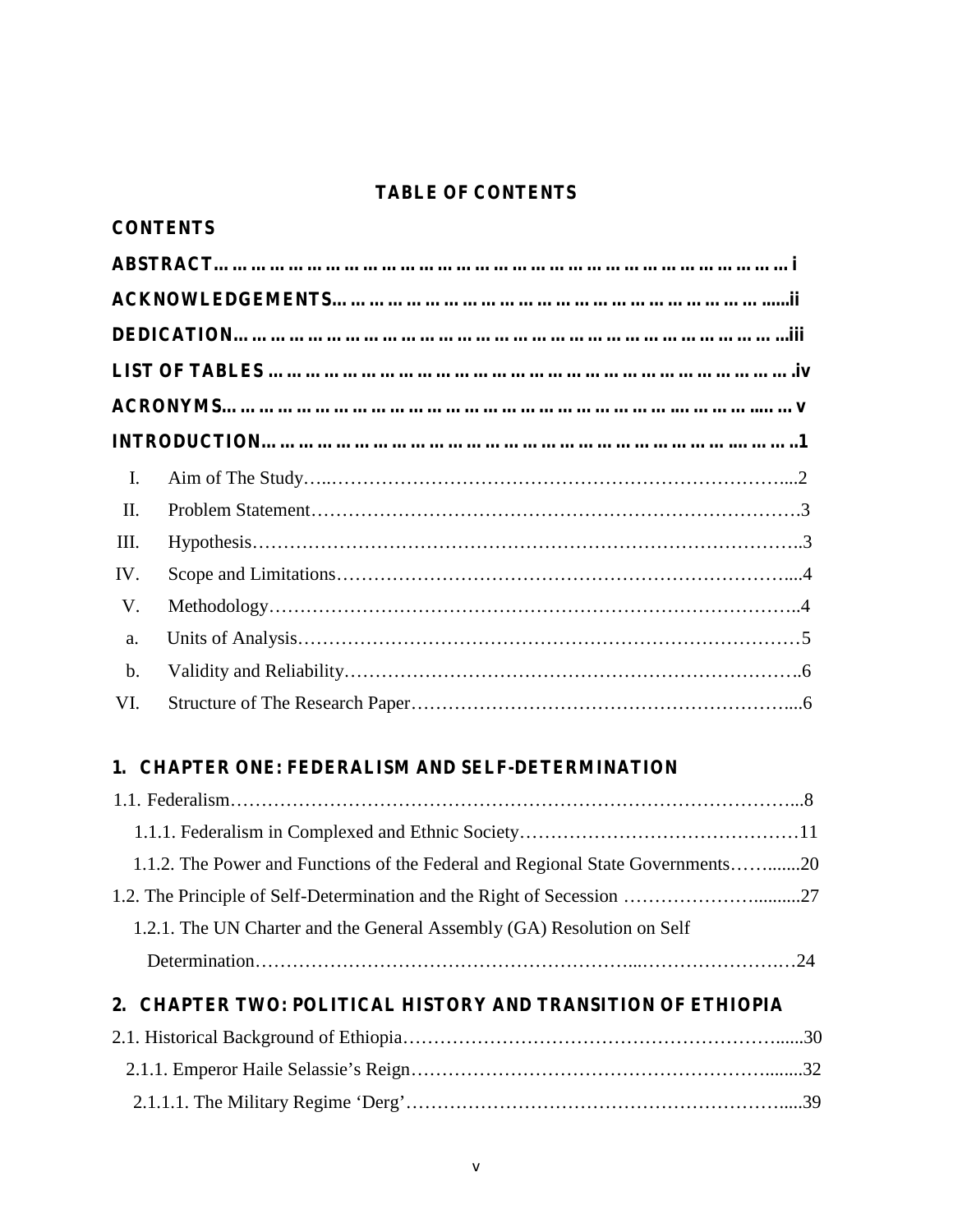**TABLE OF CONTENTS**

**CONTENTS**

**ABSTRACT………………………………………………………………………………… i**

**ACKNOWLEDGEMENTS…………………………………………………………… ......ii**

**DEDICATION…………………………………………………………………………… ...iii**

**LIST OF TABLES ………………………………………………………………………… .iv**

**ACRONYMS…………………………………………………………………….……….…v**

**INTRODUCTION………………………………………………………………….……..1**

I. Aim of The Study…..……………………………………………………………....2

II. Problem Statement……………………………………………………………………3

III. Hypothesis…………………………………………………………………………..3

IV. Scope and Limitations……………………………………………………………....4

V. Methodology………………………………………………………………………..4

a. Units of Analysis………………………………………………………………………5

b. Validity and Reliability……………………………………………………………….6

VI. Structure of The Research Paper……………………………………………………....6

**1. CHAPTER ONE: FEDERALISM AND SELF-DETERMINATION**

1.1. Federalism…………………………………………………………………………………...8

1.1.1. Federalism in Complexed and Ethnic Society………………………………………11

1.1.2. The Power and Functions of the Federal and Regional State Governments…….......20

1.2. The Principle of Self-Determination and the Right of Secession ………………….........27

1.2.1. The UN Charter and the General Assembly (GA) Resolution on Self Determination……………………………………………………...…………………….24

**2. CHAPTER TWO: POLITICAL HISTORY AND TRANSITION OF ETHIOPIA**

2.1. Historical Background of Ethiopia……………………………………………………......30

2.1.1. Emperor Haile Selassie's Reign…………………………………………………........32

2.1.1.1. The Military Regime 'Derg'……………………………………………………......39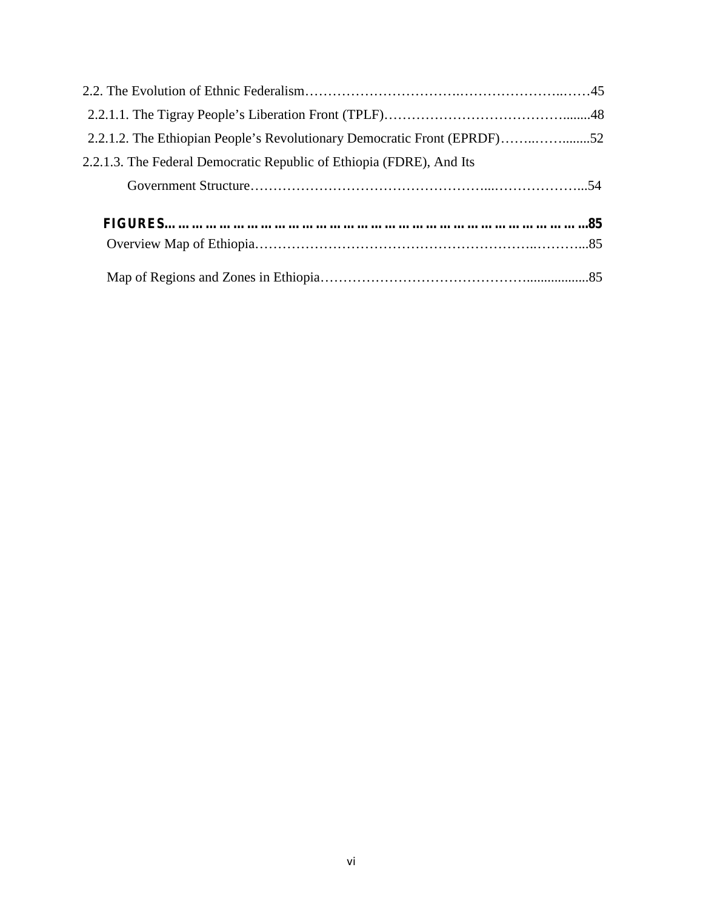2.2. The Evolution of Ethnic Federalism……………………………..…………………..……45

2.2.1.1. The Tigray People's Liberation Front (TPLF)…………………………………........48

2.2.1.2. The Ethiopian People's Revolutionary Democratic Front (EPRDF)……..…….........52

2.2.1.3. The Federal Democratic Republic of Ethiopia (FDRE), And Its Government Structure…………………………………………....………………...54

**FIGURES……………………………………………………………………………...85**

Overview Map of Ethiopia…………………………………………………….………...85

Map of Regions and Zones in Ethiopia…………………………………….................85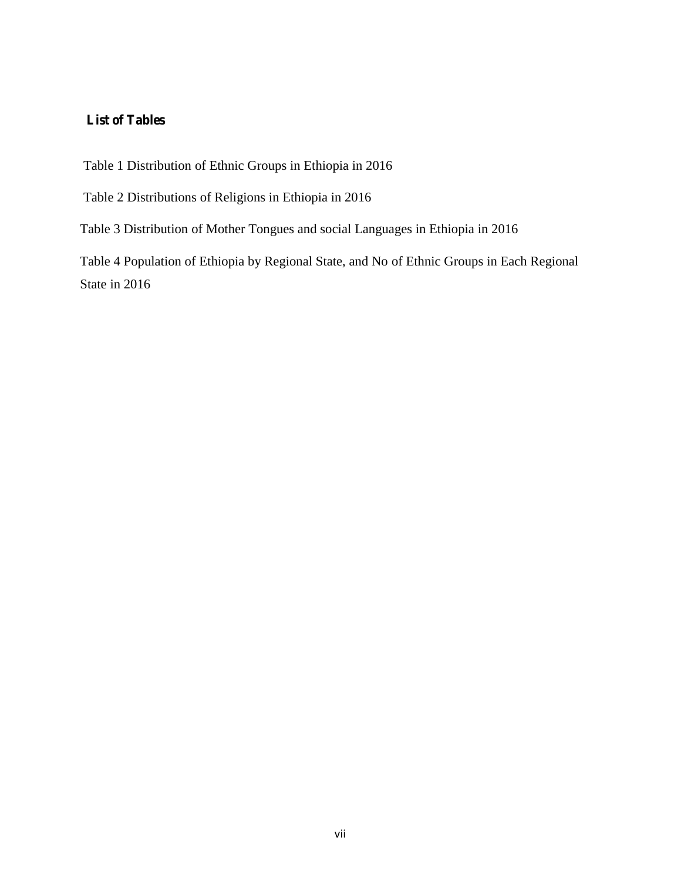## List of Tables

Table 1 Distribution of Ethnic Groups in Ethiopia in 2016

Table 2 Distributions of Religions in Ethiopia in 2016

Table 3 Distribution of Mother Tongues and social Languages in Ethiopia in 2016

Table 4 Population of Ethiopia by Regional State, and No of Ethnic Groups in Each Regional State in 2016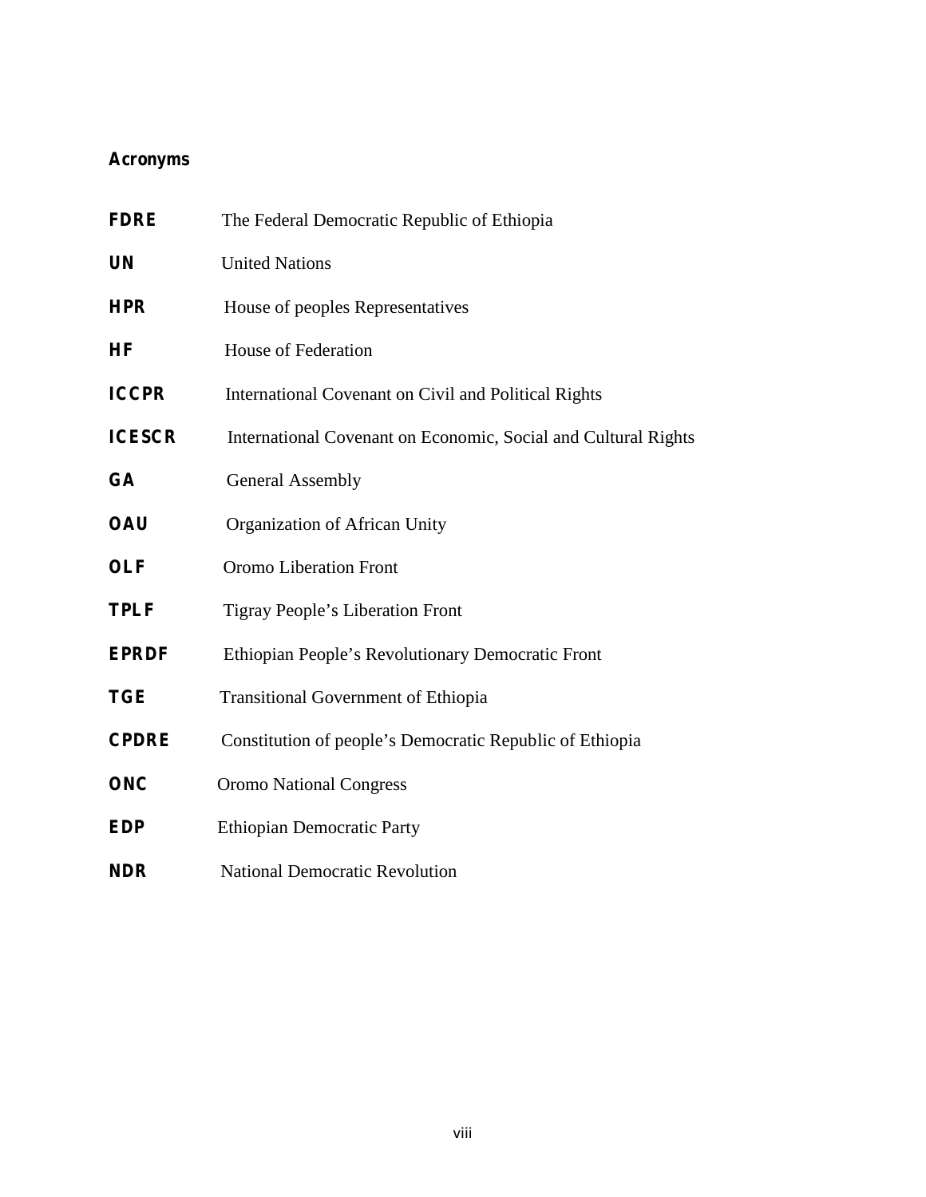## Acronyms

| | |
|---|---|
| **FDRE** | The Federal Democratic Republic of Ethiopia |
| **UN** | United Nations |
| **HPR** | House of peoples Representatives |
| **HF** | House of Federation |
| **ICCPR** | International Covenant on Civil and Political Rights |
| **ICESCR** | International Covenant on Economic, Social and Cultural Rights |
| **GA** | General Assembly |
| **OAU** | Organization of African Unity |
| **OLF** | Oromo Liberation Front |
| **TPLF** | Tigray People's Liberation Front |
| **EPRDF** | Ethiopian People's Revolutionary Democratic Front |
| **TGE** | Transitional Government of Ethiopia |
| **CPDRE** | Constitution of people's Democratic Republic of Ethiopia |
| **ONC** | Oromo National Congress |
| **EDP** | Ethiopian Democratic Party |
| **NDR** | National Democratic Revolution |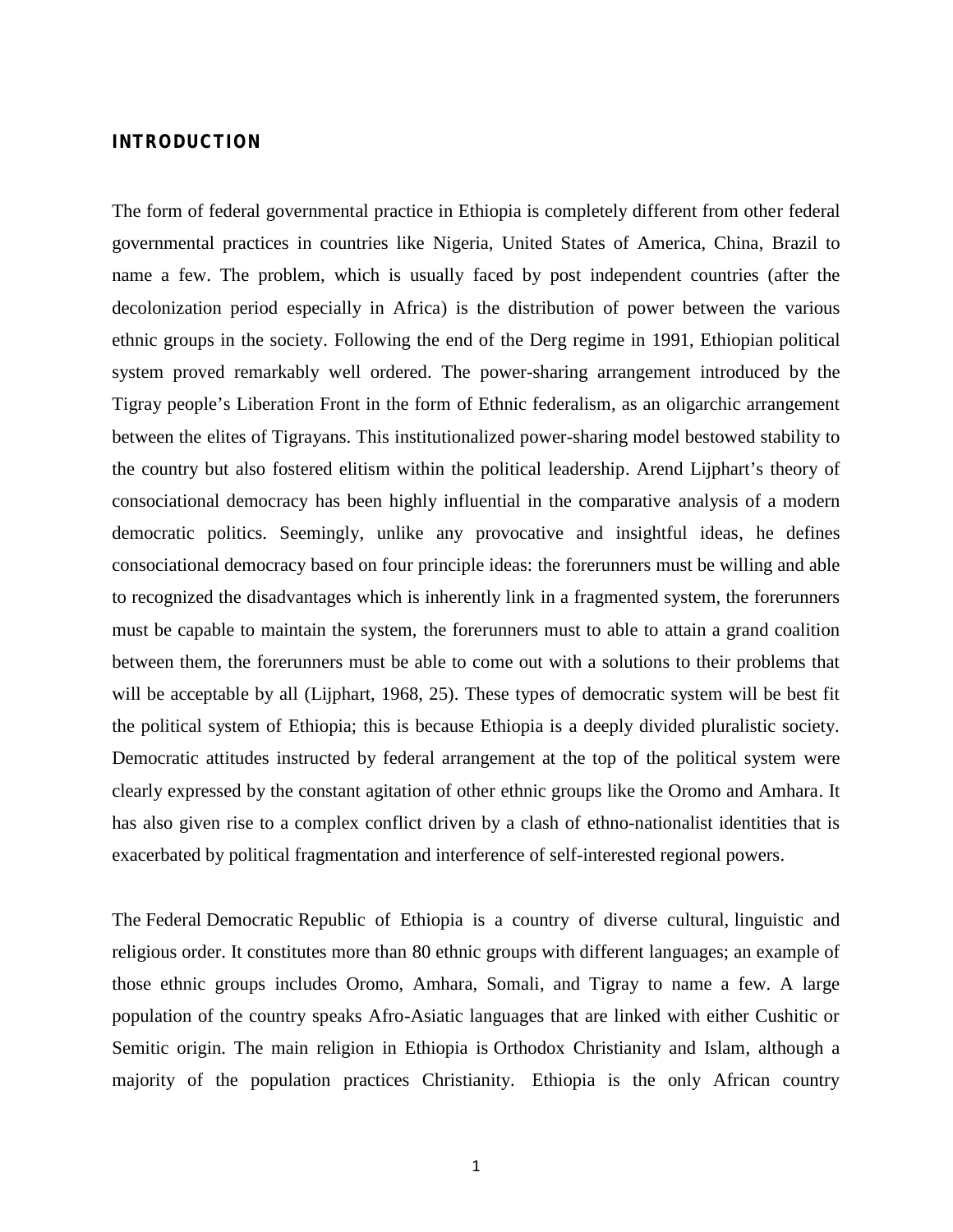## INTRODUCTION

The form of federal governmental practice in Ethiopia is completely different from other federal governmental practices in countries like Nigeria, United States of America, China, Brazil to name a few. The problem, which is usually faced by post independent countries (after the decolonization period especially in Africa) is the distribution of power between the various ethnic groups in the society. Following the end of the Derg regime in 1991, Ethiopian political system proved remarkably well ordered. The power-sharing arrangement introduced by the Tigray people's Liberation Front in the form of Ethnic federalism, as an oligarchic arrangement between the elites of Tigrayans. This institutionalized power-sharing model bestowed stability to the country but also fostered elitism within the political leadership. Arend Lijphart's theory of consociational democracy has been highly influential in the comparative analysis of a modern democratic politics. Seemingly, unlike any provocative and insightful ideas, he defines consociational democracy based on four principle ideas: the forerunners must be willing and able to recognized the disadvantages which is inherently link in a fragmented system, the forerunners must be capable to maintain the system, the forerunners must to able to attain a grand coalition between them, the forerunners must be able to come out with a solutions to their problems that will be acceptable by all (Lijphart, 1968, 25). These types of democratic system will be best fit the political system of Ethiopia; this is because Ethiopia is a deeply divided pluralistic society. Democratic attitudes instructed by federal arrangement at the top of the political system were clearly expressed by the constant agitation of other ethnic groups like the Oromo and Amhara. It has also given rise to a complex conflict driven by a clash of ethno-nationalist identities that is exacerbated by political fragmentation and interference of self-interested regional powers.

The Federal Democratic Republic of Ethiopia is a country of diverse cultural, linguistic and religious order. It constitutes more than 80 ethnic groups with different languages; an example of those ethnic groups includes Oromo, Amhara, Somali, and Tigray to name a few. A large population of the country speaks Afro-Asiatic languages that are linked with either Cushitic or Semitic origin. The main religion in Ethiopia is Orthodox Christianity and Islam, although a majority of the population practices Christianity. Ethiopia is the only African country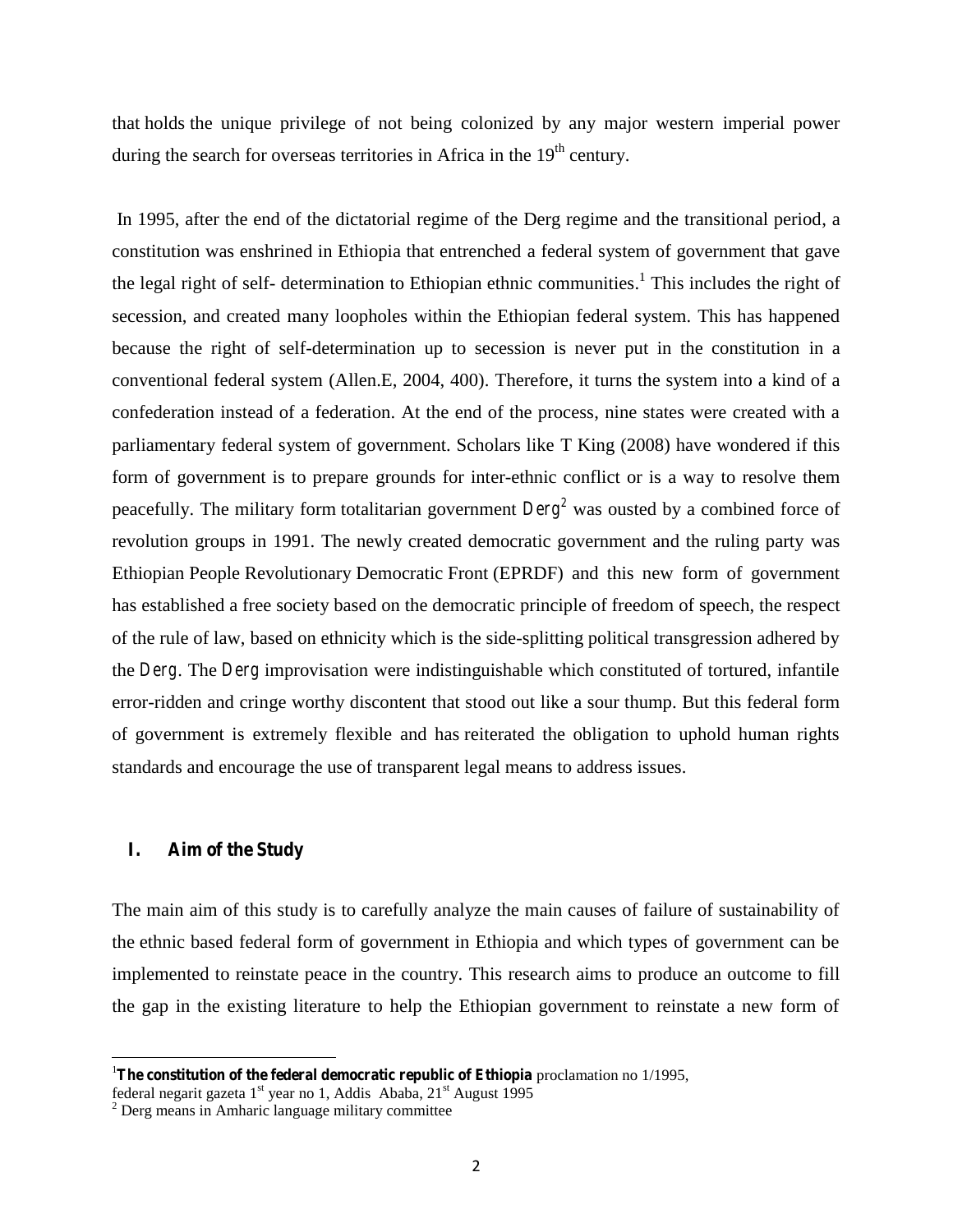that holds the unique privilege of not being colonized by any major western imperial power during the search for overseas territories in Africa in the 19th century.

In 1995, after the end of the dictatorial regime of the Derg regime and the transitional period, a constitution was enshrined in Ethiopia that entrenched a federal system of government that gave the legal right of self- determination to Ethiopian ethnic communities.[1] This includes the right of secession, and created many loopholes within the Ethiopian federal system. This has happened because the right of self-determination up to secession is never put in the constitution in a conventional federal system (Allen.E, 2004, 400). Therefore, it turns the system into a kind of a confederation instead of a federation. At the end of the process, nine states were created with a parliamentary federal system of government. Scholars like T King (2008) have wondered if this form of government is to prepare grounds for inter-ethnic conflict or is a way to resolve them peacefully. The military form totalitarian government *Derg*[2] was ousted by a combined force of revolution groups in 1991. The newly created democratic government and the ruling party was Ethiopian People Revolutionary Democratic Front (EPRDF) and this new form of government has established a free society based on the democratic principle of freedom of speech, the respect of the rule of law, based on ethnicity which is the side-splitting political transgression adhered by the *Derg*. The *Derg* improvisation were indistinguishable which constituted of tortured, infantile error-ridden and cringe worthy discontent that stood out like a sour thump. But this federal form of government is extremely flexible and has reiterated the obligation to uphold human rights standards and encourage the use of transparent legal means to address issues.

## I. Aim of the Study

The main aim of this study is to carefully analyze the main causes of failure of sustainability of the ethnic based federal form of government in Ethiopia and which types of government can be implemented to reinstate peace in the country. This research aims to produce an outcome to fill the gap in the existing literature to help the Ethiopian government to reinstate a new form of

---

[1] **The constitution of the federal democratic republic of Ethiopia** proclamation no 1/1995, federal negarit gazeta 1st year no 1, Addis Ababa, 21st August 1995

[2] Derg means in Amharic language military committee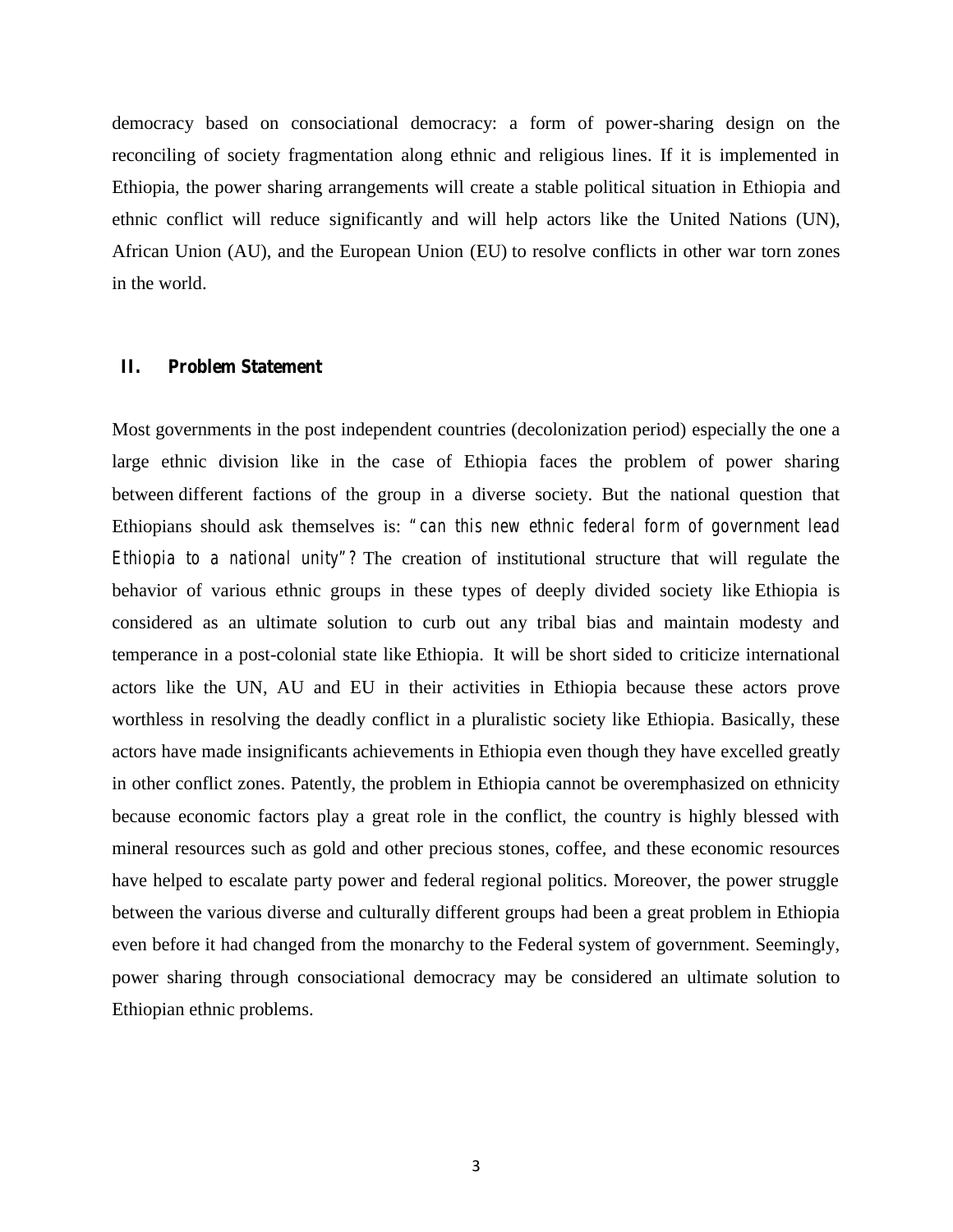democracy based on consociational democracy: a form of power-sharing design on the reconciling of society fragmentation along ethnic and religious lines. If it is implemented in Ethiopia, the power sharing arrangements will create a stable political situation in Ethiopia and ethnic conflict will reduce significantly and will help actors like the United Nations (UN), African Union (AU), and the European Union (EU) to resolve conflicts in other war torn zones in the world.

## II. Problem Statement

Most governments in the post independent countries (decolonization period) especially the one a large ethnic division like in the case of Ethiopia faces the problem of power sharing between different factions of the group in a diverse society. But the national question that Ethiopians should ask themselves is: *"can this new ethnic federal form of government lead Ethiopia to a national unity"?* The creation of institutional structure that will regulate the behavior of various ethnic groups in these types of deeply divided society like Ethiopia is considered as an ultimate solution to curb out any tribal bias and maintain modesty and temperance in a post-colonial state like Ethiopia. It will be short sided to criticize international actors like the UN, AU and EU in their activities in Ethiopia because these actors prove worthless in resolving the deadly conflict in a pluralistic society like Ethiopia. Basically, these actors have made insignificants achievements in Ethiopia even though they have excelled greatly in other conflict zones. Patently, the problem in Ethiopia cannot be overemphasized on ethnicity because economic factors play a great role in the conflict, the country is highly blessed with mineral resources such as gold and other precious stones, coffee, and these economic resources have helped to escalate party power and federal regional politics. Moreover, the power struggle between the various diverse and culturally different groups had been a great problem in Ethiopia even before it had changed from the monarchy to the Federal system of government. Seemingly, power sharing through consociational democracy may be considered an ultimate solution to Ethiopian ethnic problems.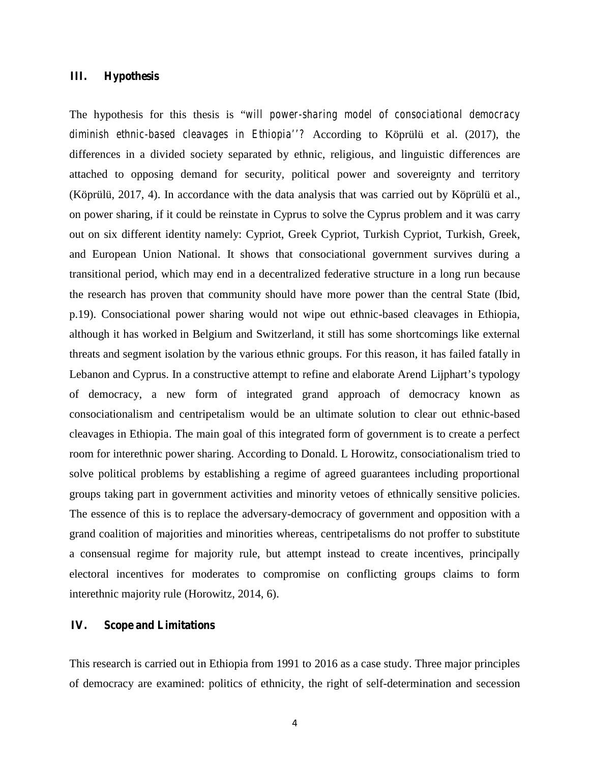## III. Hypothesis

The hypothesis for this thesis is "*will power-sharing model of consociational democracy diminish ethnic-based cleavages in Ethiopia''?* According to Köprülü et al. (2017), the differences in a divided society separated by ethnic, religious, and linguistic differences are attached to opposing demand for security, political power and sovereignty and territory (Köprülü, 2017, 4). In accordance with the data analysis that was carried out by Köprülü et al., on power sharing, if it could be reinstate in Cyprus to solve the Cyprus problem and it was carry out on six different identity namely: Cypriot, Greek Cypriot, Turkish Cypriot, Turkish, Greek, and European Union National. It shows that consociational government survives during a transitional period, which may end in a decentralized federative structure in a long run because the research has proven that community should have more power than the central State (Ibid, p.19). Consociational power sharing would not wipe out ethnic-based cleavages in Ethiopia, although it has worked in Belgium and Switzerland, it still has some shortcomings like external threats and segment isolation by the various ethnic groups. For this reason, it has failed fatally in Lebanon and Cyprus. In a constructive attempt to refine and elaborate Arend Lijphart's typology of democracy, a new form of integrated grand approach of democracy known as consociationalism and centripetalism would be an ultimate solution to clear out ethnic-based cleavages in Ethiopia. The main goal of this integrated form of government is to create a perfect room for interethnic power sharing. According to Donald. L Horowitz, consociationalism tried to solve political problems by establishing a regime of agreed guarantees including proportional groups taking part in government activities and minority vetoes of ethnically sensitive policies. The essence of this is to replace the adversary-democracy of government and opposition with a grand coalition of majorities and minorities whereas, centripetalisms do not proffer to substitute a consensual regime for majority rule, but attempt instead to create incentives, principally electoral incentives for moderates to compromise on conflicting groups claims to form interethnic majority rule (Horowitz, 2014, 6).

## IV. Scope and Limitations

This research is carried out in Ethiopia from 1991 to 2016 as a case study. Three major principles of democracy are examined: politics of ethnicity, the right of self-determination and secession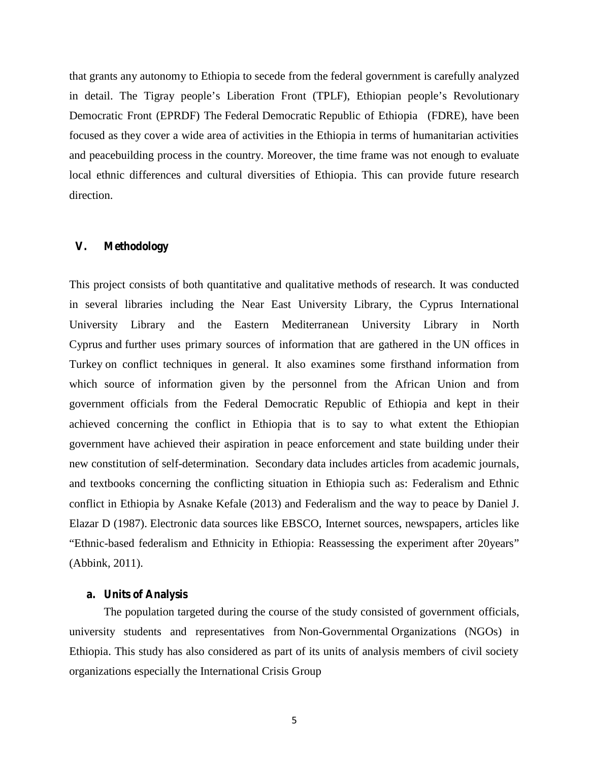that grants any autonomy to Ethiopia to secede from the federal government is carefully analyzed in detail. The Tigray people's Liberation Front (TPLF), Ethiopian people's Revolutionary Democratic Front (EPRDF) The Federal Democratic Republic of Ethiopia (FDRE), have been focused as they cover a wide area of activities in the Ethiopia in terms of humanitarian activities and peacebuilding process in the country. Moreover, the time frame was not enough to evaluate local ethnic differences and cultural diversities of Ethiopia. This can provide future research direction.

## V. Methodology

This project consists of both quantitative and qualitative methods of research. It was conducted in several libraries including the Near East University Library, the Cyprus International University Library and the Eastern Mediterranean University Library in North Cyprus and further uses primary sources of information that are gathered in the UN offices in Turkey on conflict techniques in general. It also examines some firsthand information from which source of information given by the personnel from the African Union and from government officials from the Federal Democratic Republic of Ethiopia and kept in their achieved concerning the conflict in Ethiopia that is to say to what extent the Ethiopian government have achieved their aspiration in peace enforcement and state building under their new constitution of self-determination. Secondary data includes articles from academic journals, and textbooks concerning the conflicting situation in Ethiopia such as: Federalism and Ethnic conflict in Ethiopia by Asnake Kefale (2013) and Federalism and the way to peace by Daniel J. Elazar D (1987). Electronic data sources like EBSCO, Internet sources, newspapers, articles like "Ethnic-based federalism and Ethnicity in Ethiopia: Reassessing the experiment after 20years" (Abbink, 2011).

### a. Units of Analysis

The population targeted during the course of the study consisted of government officials, university students and representatives from Non-Governmental Organizations (NGOs) in Ethiopia. This study has also considered as part of its units of analysis members of civil society organizations especially the International Crisis Group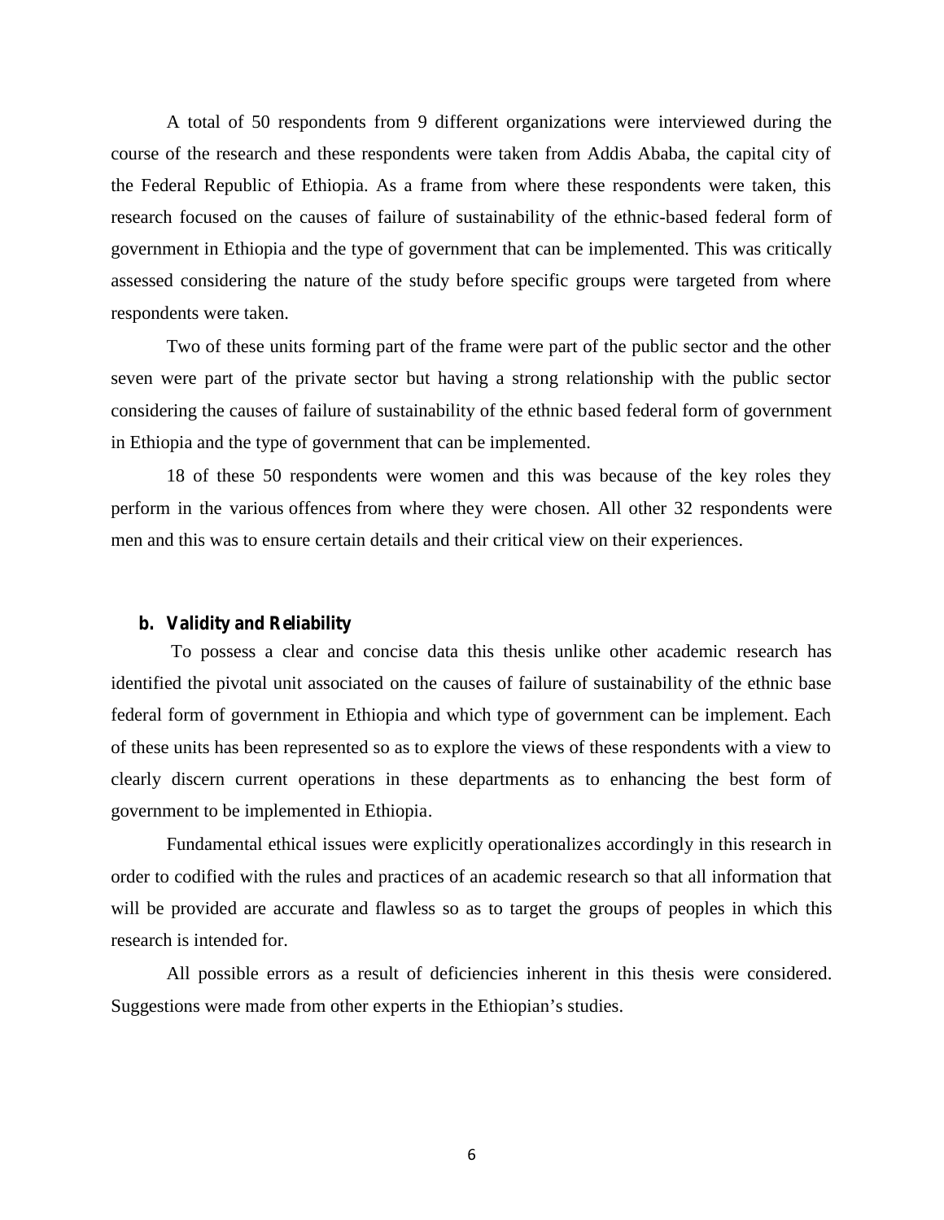A total of 50 respondents from 9 different organizations were interviewed during the course of the research and these respondents were taken from Addis Ababa, the capital city of the Federal Republic of Ethiopia. As a frame from where these respondents were taken, this research focused on the causes of failure of sustainability of the ethnic-based federal form of government in Ethiopia and the type of government that can be implemented. This was critically assessed considering the nature of the study before specific groups were targeted from where respondents were taken.

Two of these units forming part of the frame were part of the public sector and the other seven were part of the private sector but having a strong relationship with the public sector considering the causes of failure of sustainability of the ethnic based federal form of government in Ethiopia and the type of government that can be implemented.

18 of these 50 respondents were women and this was because of the key roles they perform in the various offences from where they were chosen. All other 32 respondents were men and this was to ensure certain details and their critical view on their experiences.

### b. Validity and Reliability

To possess a clear and concise data this thesis unlike other academic research has identified the pivotal unit associated on the causes of failure of sustainability of the ethnic base federal form of government in Ethiopia and which type of government can be implement. Each of these units has been represented so as to explore the views of these respondents with a view to clearly discern current operations in these departments as to enhancing the best form of government to be implemented in Ethiopia.

Fundamental ethical issues were explicitly operationalizes accordingly in this research in order to codified with the rules and practices of an academic research so that all information that will be provided are accurate and flawless so as to target the groups of peoples in which this research is intended for.

All possible errors as a result of deficiencies inherent in this thesis were considered. Suggestions were made from other experts in the Ethiopian's studies.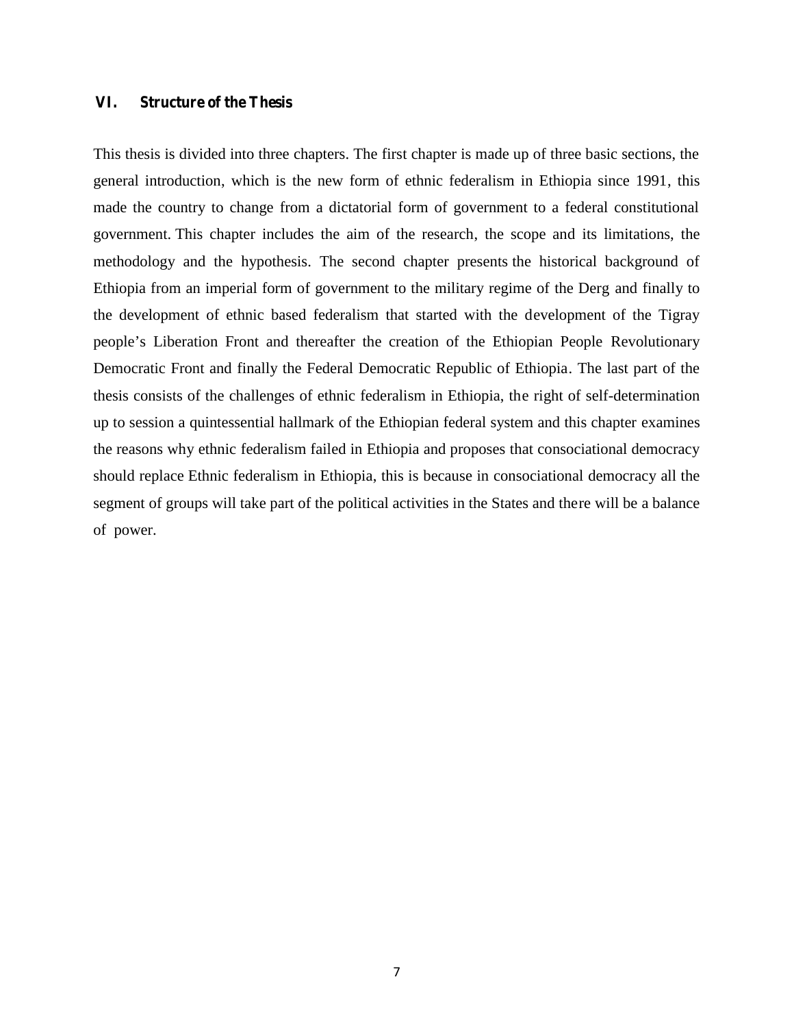## VI. Structure of the Thesis

This thesis is divided into three chapters. The first chapter is made up of three basic sections, the general introduction, which is the new form of ethnic federalism in Ethiopia since 1991, this made the country to change from a dictatorial form of government to a federal constitutional government. This chapter includes the aim of the research, the scope and its limitations, the methodology and the hypothesis. The second chapter presents the historical background of Ethiopia from an imperial form of government to the military regime of the Derg and finally to the development of ethnic based federalism that started with the development of the Tigray people's Liberation Front and thereafter the creation of the Ethiopian People Revolutionary Democratic Front and finally the Federal Democratic Republic of Ethiopia. The last part of the thesis consists of the challenges of ethnic federalism in Ethiopia, the right of self-determination up to session a quintessential hallmark of the Ethiopian federal system and this chapter examines the reasons why ethnic federalism failed in Ethiopia and proposes that consociational democracy should replace Ethnic federalism in Ethiopia, this is because in consociational democracy all the segment of groups will take part of the political activities in the States and there will be a balance of power.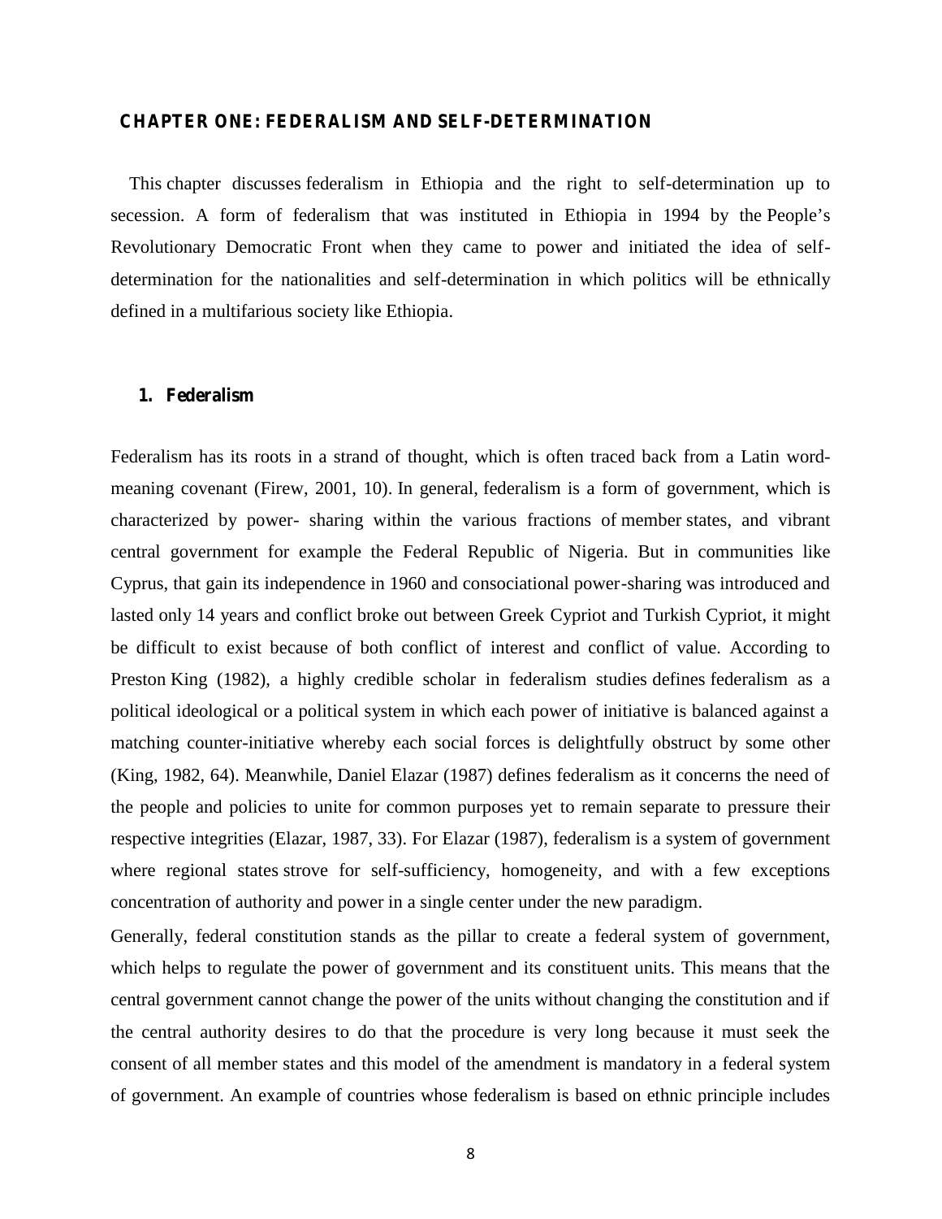# CHAPTER ONE: FEDERALISM AND SELF-DETERMINATION

This chapter discusses federalism in Ethiopia and the right to self-determination up to secession. A form of federalism that was instituted in Ethiopia in 1994 by the People's Revolutionary Democratic Front when they came to power and initiated the idea of self-determination for the nationalities and self-determination in which politics will be ethnically defined in a multifarious society like Ethiopia.

## 1. Federalism

Federalism has its roots in a strand of thought, which is often traced back from a Latin word-meaning covenant (Firew, 2001, 10). In general, federalism is a form of government, which is characterized by power- sharing within the various fractions of member states, and vibrant central government for example the Federal Republic of Nigeria. But in communities like Cyprus, that gain its independence in 1960 and consociational power-sharing was introduced and lasted only 14 years and conflict broke out between Greek Cypriot and Turkish Cypriot, it might be difficult to exist because of both conflict of interest and conflict of value. According to Preston King (1982), a highly credible scholar in federalism studies defines federalism as a political ideological or a political system in which each power of initiative is balanced against a matching counter-initiative whereby each social forces is delightfully obstruct by some other (King, 1982, 64). Meanwhile, Daniel Elazar (1987) defines federalism as it concerns the need of the people and policies to unite for common purposes yet to remain separate to pressure their respective integrities (Elazar, 1987, 33). For Elazar (1987), federalism is a system of government where regional states strove for self-sufficiency, homogeneity, and with a few exceptions concentration of authority and power in a single center under the new paradigm.

Generally, federal constitution stands as the pillar to create a federal system of government, which helps to regulate the power of government and its constituent units. This means that the central government cannot change the power of the units without changing the constitution and if the central authority desires to do that the procedure is very long because it must seek the consent of all member states and this model of the amendment is mandatory in a federal system of government. An example of countries whose federalism is based on ethnic principle includes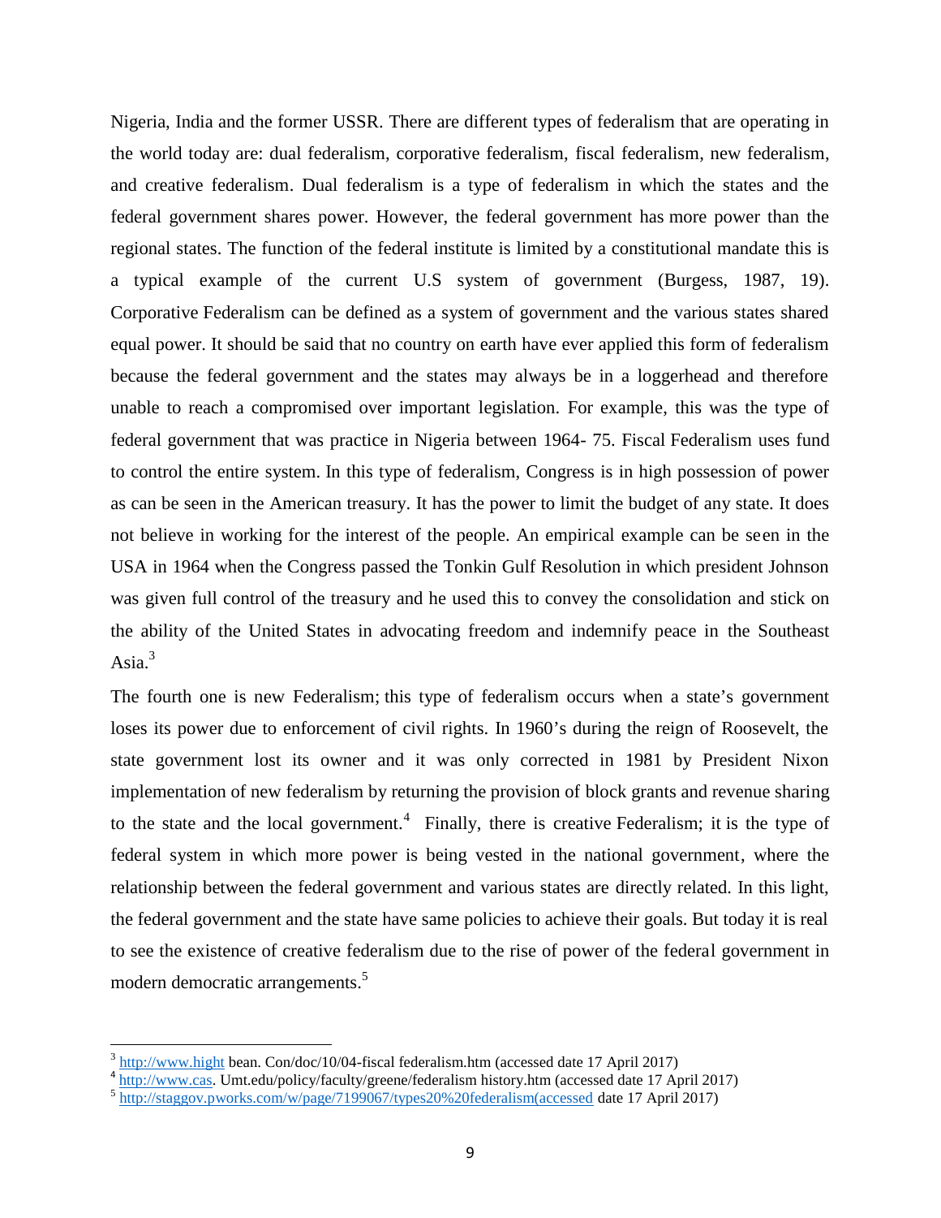Nigeria, India and the former USSR. There are different types of federalism that are operating in the world today are: dual federalism, corporative federalism, fiscal federalism, new federalism, and creative federalism. Dual federalism is a type of federalism in which the states and the federal government shares power. However, the federal government has more power than the regional states. The function of the federal institute is limited by a constitutional mandate this is a typical example of the current U.S system of government (Burgess, 1987, 19). Corporative Federalism can be defined as a system of government and the various states shared equal power. It should be said that no country on earth have ever applied this form of federalism because the federal government and the states may always be in a loggerhead and therefore unable to reach a compromised over important legislation. For example, this was the type of federal government that was practice in Nigeria between 1964- 75. Fiscal Federalism uses fund to control the entire system. In this type of federalism, Congress is in high possession of power as can be seen in the American treasury. It has the power to limit the budget of any state. It does not believe in working for the interest of the people. An empirical example can be seen in the USA in 1964 when the Congress passed the Tonkin Gulf Resolution in which president Johnson was given full control of the treasury and he used this to convey the consolidation and stick on the ability of the United States in advocating freedom and indemnify peace in the Southeast Asia.[3]

The fourth one is new Federalism; this type of federalism occurs when a state's government loses its power due to enforcement of civil rights. In 1960's during the reign of Roosevelt, the state government lost its owner and it was only corrected in 1981 by President Nixon implementation of new federalism by returning the provision of block grants and revenue sharing to the state and the local government.[4] Finally, there is creative Federalism; it is the type of federal system in which more power is being vested in the national government, where the relationship between the federal government and various states are directly related. In this light, the federal government and the state have same policies to achieve their goals. But today it is real to see the existence of creative federalism due to the rise of power of the federal government in modern democratic arrangements.[5]

---

[3] http://www.hight bean. Con/doc/10/04-fiscal federalism.htm (accessed date 17 April 2017)

[4] http://www.cas. Umt.edu/policy/faculty/greene/federalism history.htm (accessed date 17 April 2017)

[5] http://staggov.pworks.com/w/page/7199067/types20%20federalism(accessed date 17 April 2017)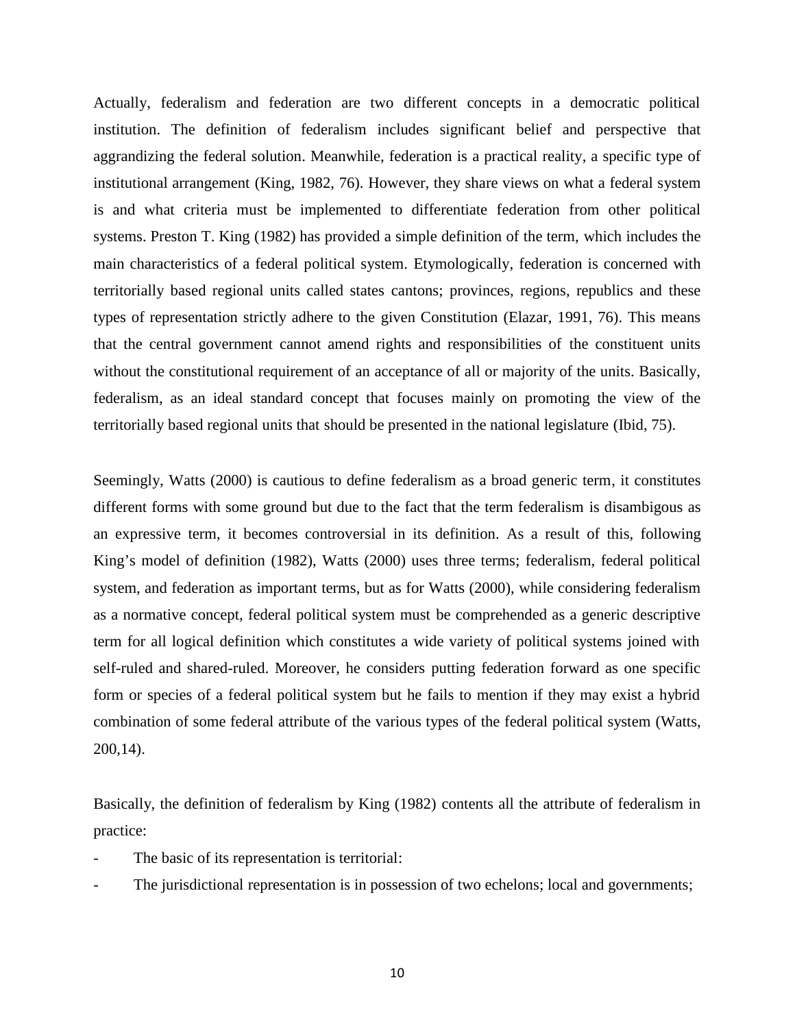Actually, federalism and federation are two different concepts in a democratic political institution. The definition of federalism includes significant belief and perspective that aggrandizing the federal solution. Meanwhile, federation is a practical reality, a specific type of institutional arrangement (King, 1982, 76). However, they share views on what a federal system is and what criteria must be implemented to differentiate federation from other political systems. Preston T. King (1982) has provided a simple definition of the term, which includes the main characteristics of a federal political system. Etymologically, federation is concerned with territorially based regional units called states cantons; provinces, regions, republics and these types of representation strictly adhere to the given Constitution (Elazar, 1991, 76). This means that the central government cannot amend rights and responsibilities of the constituent units without the constitutional requirement of an acceptance of all or majority of the units. Basically, federalism, as an ideal standard concept that focuses mainly on promoting the view of the territorially based regional units that should be presented in the national legislature (Ibid, 75).

Seemingly, Watts (2000) is cautious to define federalism as a broad generic term, it constitutes different forms with some ground but due to the fact that the term federalism is disambigous as an expressive term, it becomes controversial in its definition. As a result of this, following King's model of definition (1982), Watts (2000) uses three terms; federalism, federal political system, and federation as important terms, but as for Watts (2000), while considering federalism as a normative concept, federal political system must be comprehended as a generic descriptive term for all logical definition which constitutes a wide variety of political systems joined with self-ruled and shared-ruled. Moreover, he considers putting federation forward as one specific form or species of a federal political system but he fails to mention if they may exist a hybrid combination of some federal attribute of the various types of the federal political system (Watts, 200,14).

Basically, the definition of federalism by King (1982) contents all the attribute of federalism in practice:

- The basic of its representation is territorial:
- The jurisdictional representation is in possession of two echelons; local and governments;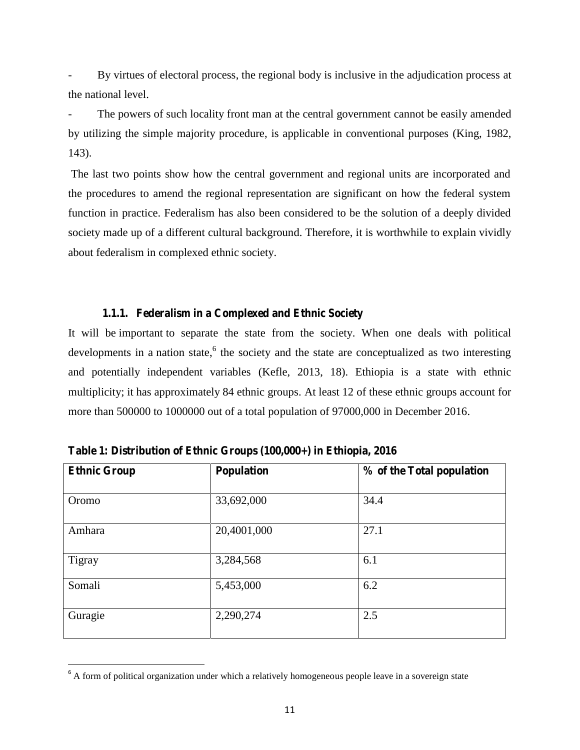- By virtues of electoral process, the regional body is inclusive in the adjudication process at the national level.

- The powers of such locality front man at the central government cannot be easily amended by utilizing the simple majority procedure, is applicable in conventional purposes (King, 1982, 143).

The last two points show how the central government and regional units are incorporated and the procedures to amend the regional representation are significant on how the federal system function in practice. Federalism has also been considered to be the solution of a deeply divided society made up of a different cultural background. Therefore, it is worthwhile to explain vividly about federalism in complexed ethnic society.

### 1.1.1. Federalism in a Complexed and Ethnic Society

It will be important to separate the state from the society. When one deals with political developments in a nation state,[6] the society and the state are conceptualized as two interesting and potentially independent variables (Kefle, 2013, 18). Ethiopia is a state with ethnic multiplicity; it has approximately 84 ethnic groups. At least 12 of these ethnic groups account for more than 500000 to 1000000 out of a total population of 97000,000 in December 2016.

**Table 1: Distribution of Ethnic Groups (100,000+) in Ethiopia, 2016**

| Ethnic Group | Population | % of the Total population |
|---|---|---|
| Oromo | 33,692,000 | 34.4 |
| Amhara | 20,4001,000 | 27.1 |
| Tigray | 3,284,568 | 6.1 |
| Somali | 5,453,000 | 6.2 |
| Guragie | 2,290,274 | 2.5 |

[6] A form of political organization under which a relatively homogeneous people leave in a sovereign state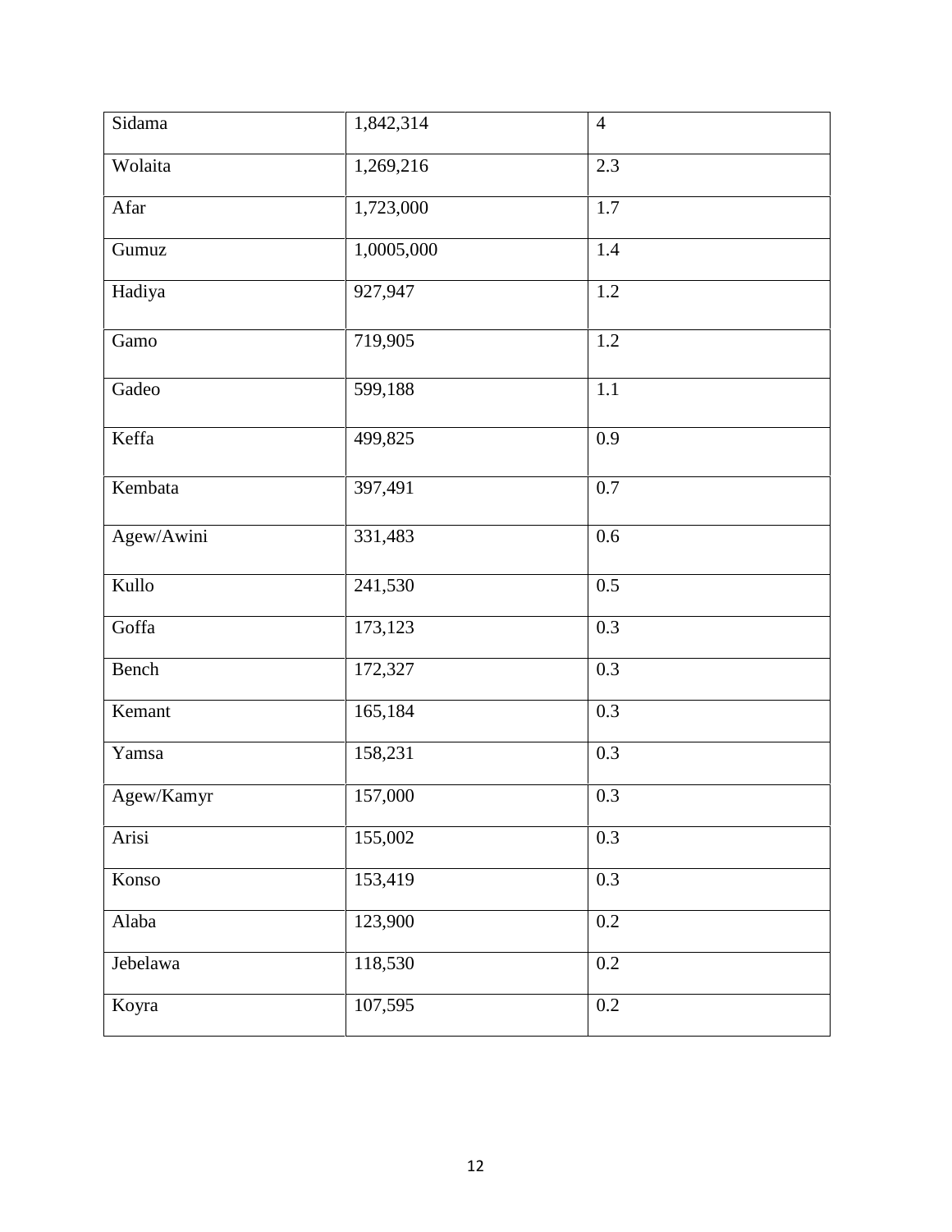| Sidama | 1,842,314 | 4 |
|---|---|---|
| Wolaita | 1,269,216 | 2.3 |
| Afar | 1,723,000 | 1.7 |
| Gumuz | 1,0005,000 | 1.4 |
| Hadiya | 927,947 | 1.2 |
| Gamo | 719,905 | 1.2 |
| Gadeo | 599,188 | 1.1 |
| Keffa | 499,825 | 0.9 |
| Kembata | 397,491 | 0.7 |
| Agew/Awini | 331,483 | 0.6 |
| Kullo | 241,530 | 0.5 |
| Goffa | 173,123 | 0.3 |
| Bench | 172,327 | 0.3 |
| Kemant | 165,184 | 0.3 |
| Yamsa | 158,231 | 0.3 |
| Agew/Kamyr | 157,000 | 0.3 |
| Arisi | 155,002 | 0.3 |
| Konso | 153,419 | 0.3 |
| Alaba | 123,900 | 0.2 |
| Jebelawa | 118,530 | 0.2 |
| Koyra | 107,595 | 0.2 |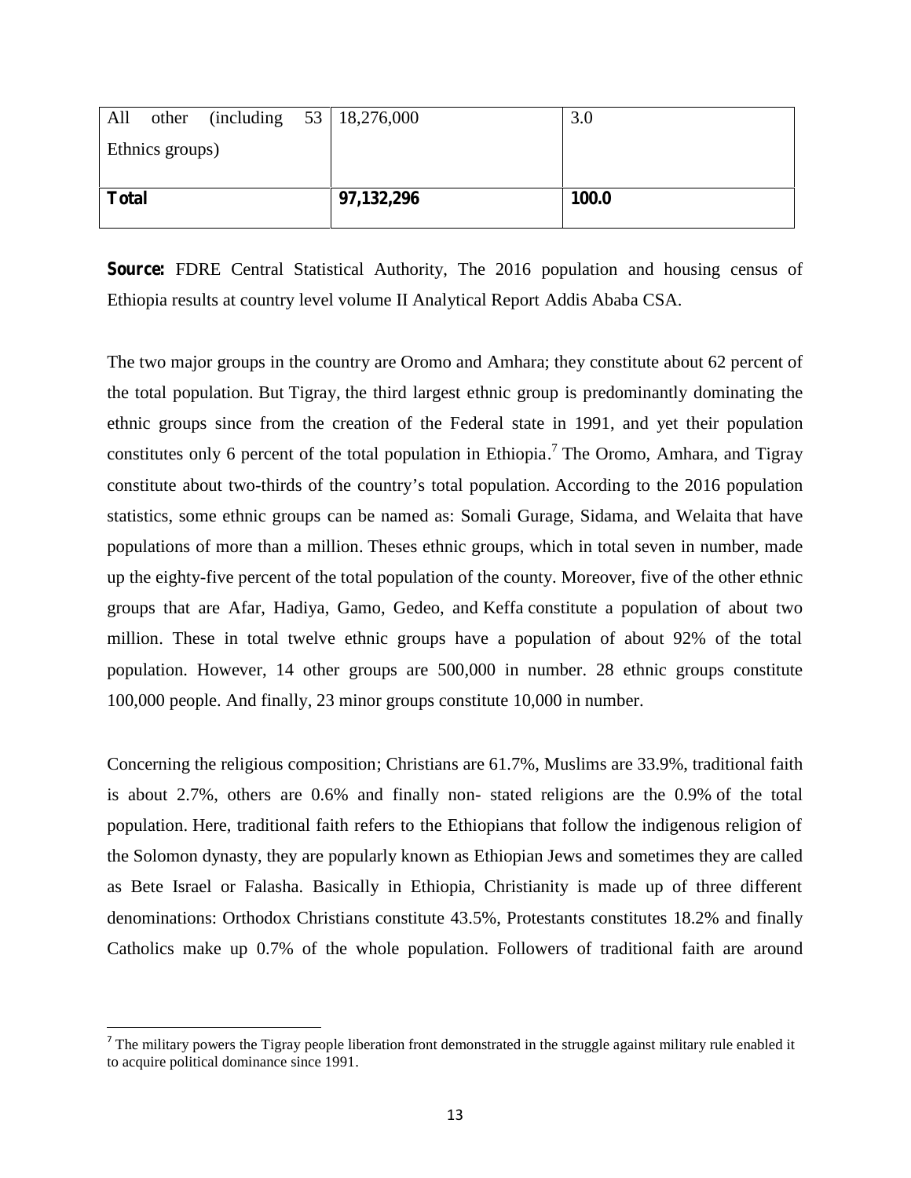| All other (including 53 Ethnics groups) | 18,276,000 | 3.0 |
|---|---|---|
| **Total** | **97,132,296** | **100.0** |

**Source:** FDRE Central Statistical Authority, The 2016 population and housing census of Ethiopia results at country level volume II Analytical Report Addis Ababa CSA.

The two major groups in the country are Oromo and Amhara; they constitute about 62 percent of the total population. But Tigray, the third largest ethnic group is predominantly dominating the ethnic groups since from the creation of the Federal state in 1991, and yet their population constitutes only 6 percent of the total population in Ethiopia.[7] The Oromo, Amhara, and Tigray constitute about two-thirds of the country's total population. According to the 2016 population statistics, some ethnic groups can be named as: Somali Gurage, Sidama, and Welaita that have populations of more than a million. Theses ethnic groups, which in total seven in number, made up the eighty-five percent of the total population of the county. Moreover, five of the other ethnic groups that are Afar, Hadiya, Gamo, Gedeo, and Keffa constitute a population of about two million. These in total twelve ethnic groups have a population of about 92% of the total population. However, 14 other groups are 500,000 in number. 28 ethnic groups constitute 100,000 people. And finally, 23 minor groups constitute 10,000 in number.

Concerning the religious composition; Christians are 61.7%, Muslims are 33.9%, traditional faith is about 2.7%, others are 0.6% and finally non- stated religions are the 0.9% of the total population. Here, traditional faith refers to the Ethiopians that follow the indigenous religion of the Solomon dynasty, they are popularly known as Ethiopian Jews and sometimes they are called as Bete Israel or Falasha. Basically in Ethiopia, Christianity is made up of three different denominations: Orthodox Christians constitute 43.5%, Protestants constitutes 18.2% and finally Catholics make up 0.7% of the whole population. Followers of traditional faith are around

[7] The military powers the Tigray people liberation front demonstrated in the struggle against military rule enabled it to acquire political dominance since 1991.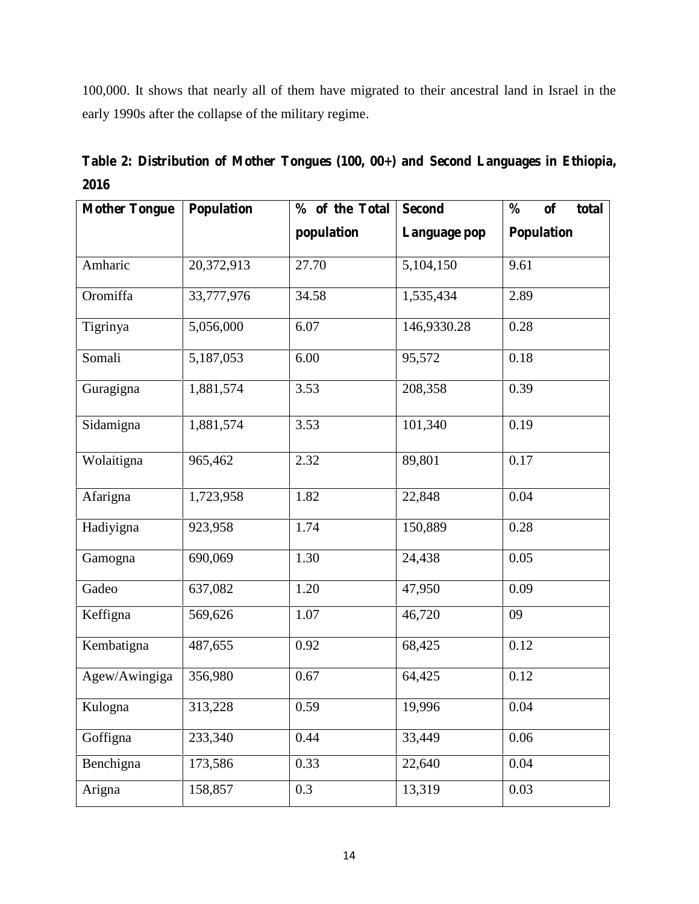100,000. It shows that nearly all of them have migrated to their ancestral land in Israel in the early 1990s after the collapse of the military regime.

**Table 2: Distribution of Mother Tongues (100, 00+) and Second Languages in Ethiopia, 2016**

| Mother Tongue | Population | % of the Total population | Second Language pop | % of total Population |
|---|---|---|---|---|
| Amharic | 20,372,913 | 27.70 | 5,104,150 | 9.61 |
| Oromiffa | 33,777,976 | 34.58 | 1,535,434 | 2.89 |
| Tigrinya | 5,056,000 | 6.07 | 146,9330.28 | 0.28 |
| Somali | 5,187,053 | 6.00 | 95,572 | 0.18 |
| Guragigna | 1,881,574 | 3.53 | 208,358 | 0.39 |
| Sidamigna | 1,881,574 | 3.53 | 101,340 | 0.19 |
| Wolaitigna | 965,462 | 2.32 | 89,801 | 0.17 |
| Afarigna | 1,723,958 | 1.82 | 22,848 | 0.04 |
| Hadiyigna | 923,958 | 1.74 | 150,889 | 0.28 |
| Gamogna | 690,069 | 1.30 | 24,438 | 0.05 |
| Gadeo | 637,082 | 1.20 | 47,950 | 0.09 |
| Keffigna | 569,626 | 1.07 | 46,720 | 09 |
| Kembatigna | 487,655 | 0.92 | 68,425 | 0.12 |
| Agew/Awingiga | 356,980 | 0.67 | 64,425 | 0.12 |
| Kulogna | 313,228 | 0.59 | 19,996 | 0.04 |
| Goffigna | 233,340 | 0.44 | 33,449 | 0.06 |
| Benchigna | 173,586 | 0.33 | 22,640 | 0.04 |
| Arigna | 158,857 | 0.3 | 13,319 | 0.03 |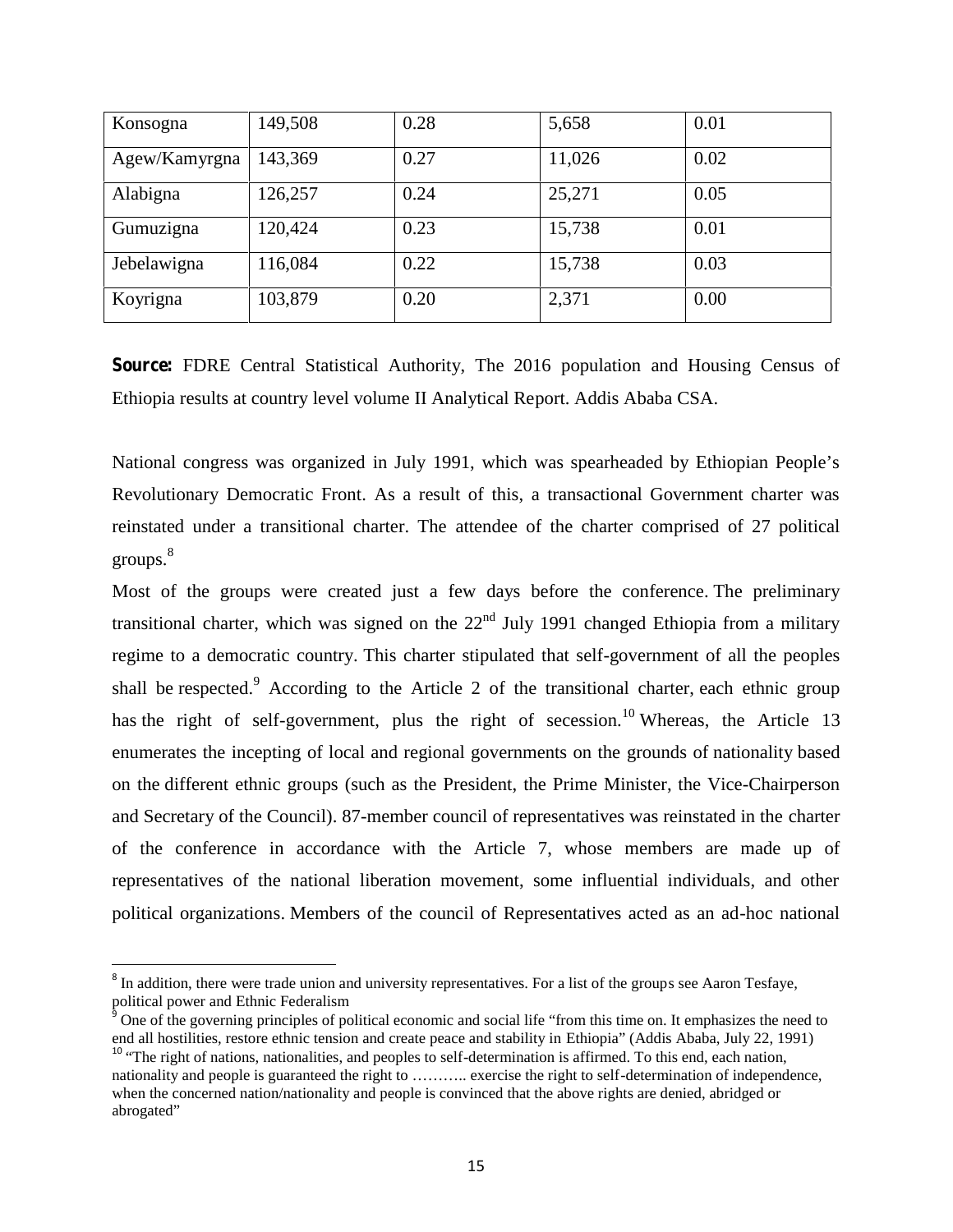| Konsogna | 149,508 | 0.28 | 5,658 | 0.01 |
|---|---|---|---|---|
| Agew/Kamyrgna | 143,369 | 0.27 | 11,026 | 0.02 |
| Alabigna | 126,257 | 0.24 | 25,271 | 0.05 |
| Gumuzigna | 120,424 | 0.23 | 15,738 | 0.01 |
| Jebelawigna | 116,084 | 0.22 | 15,738 | 0.03 |
| Koyrigna | 103,879 | 0.20 | 2,371 | 0.00 |

**Source:** FDRE Central Statistical Authority, The 2016 population and Housing Census of Ethiopia results at country level volume II Analytical Report. Addis Ababa CSA.

National congress was organized in July 1991, which was spearheaded by Ethiopian People's Revolutionary Democratic Front. As a result of this, a transactional Government charter was reinstated under a transitional charter. The attendee of the charter comprised of 27 political groups.[8]

Most of the groups were created just a few days before the conference. The preliminary transitional charter, which was signed on the 22nd July 1991 changed Ethiopia from a military regime to a democratic country. This charter stipulated that self-government of all the peoples shall be respected.[9] According to the Article 2 of the transitional charter, each ethnic group has the right of self-government, plus the right of secession.[10] Whereas, the Article 13 enumerates the incepting of local and regional governments on the grounds of nationality based on the different ethnic groups (such as the President, the Prime Minister, the Vice-Chairperson and Secretary of the Council). 87-member council of representatives was reinstated in the charter of the conference in accordance with the Article 7, whose members are made up of representatives of the national liberation movement, some influential individuals, and other political organizations. Members of the council of Representatives acted as an ad-hoc national

[8] In addition, there were trade union and university representatives. For a list of the groups see Aaron Tesfaye, political power and Ethnic Federalism

[9] One of the governing principles of political economic and social life "from this time on. It emphasizes the need to end all hostilities, restore ethnic tension and create peace and stability in Ethiopia" (Addis Ababa, July 22, 1991)

[10] "The right of nations, nationalities, and peoples to self-determination is affirmed. To this end, each nation, nationality and people is guaranteed the right to ……….. exercise the right to self-determination of independence, when the concerned nation/nationality and people is convinced that the above rights are denied, abridged or abrogated"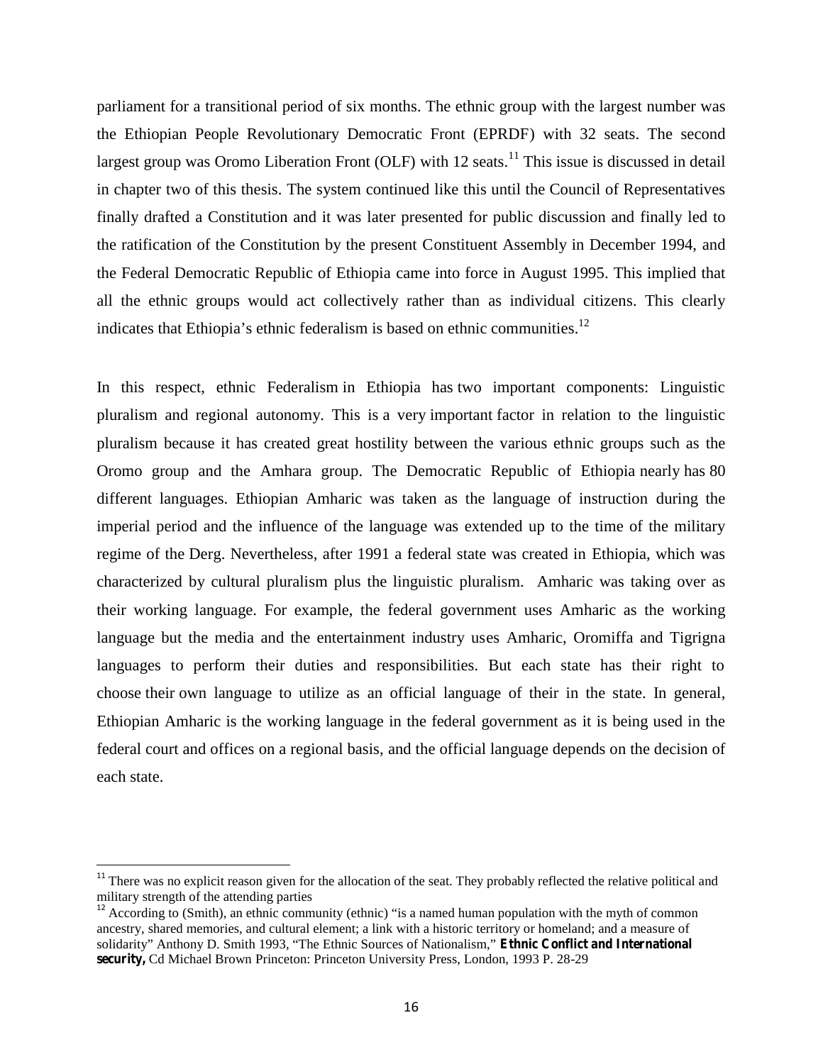parliament for a transitional period of six months. The ethnic group with the largest number was the Ethiopian People Revolutionary Democratic Front (EPRDF) with 32 seats. The second largest group was Oromo Liberation Front (OLF) with 12 seats.[11] This issue is discussed in detail in chapter two of this thesis. The system continued like this until the Council of Representatives finally drafted a Constitution and it was later presented for public discussion and finally led to the ratification of the Constitution by the present Constituent Assembly in December 1994, and the Federal Democratic Republic of Ethiopia came into force in August 1995. This implied that all the ethnic groups would act collectively rather than as individual citizens. This clearly indicates that Ethiopia's ethnic federalism is based on ethnic communities.[12]

In this respect, ethnic Federalism in Ethiopia has two important components: Linguistic pluralism and regional autonomy. This is a very important factor in relation to the linguistic pluralism because it has created great hostility between the various ethnic groups such as the Oromo group and the Amhara group. The Democratic Republic of Ethiopia nearly has 80 different languages. Ethiopian Amharic was taken as the language of instruction during the imperial period and the influence of the language was extended up to the time of the military regime of the Derg. Nevertheless, after 1991 a federal state was created in Ethiopia, which was characterized by cultural pluralism plus the linguistic pluralism. Amharic was taking over as their working language. For example, the federal government uses Amharic as the working language but the media and the entertainment industry uses Amharic, Oromiffa and Tigrigna languages to perform their duties and responsibilities. But each state has their right to choose their own language to utilize as an official language of their in the state. In general, Ethiopian Amharic is the working language in the federal government as it is being used in the federal court and offices on a regional basis, and the official language depends on the decision of each state.

---

[11] There was no explicit reason given for the allocation of the seat. They probably reflected the relative political and military strength of the attending parties

[12] According to (Smith), an ethnic community (ethnic) "is a named human population with the myth of common ancestry, shared memories, and cultural element; a link with a historic territory or homeland; and a measure of solidarity" Anthony D. Smith 1993, "The Ethnic Sources of Nationalism," **Ethnic Conflict and International security,** Cd Michael Brown Princeton: Princeton University Press, London, 1993 P. 28-29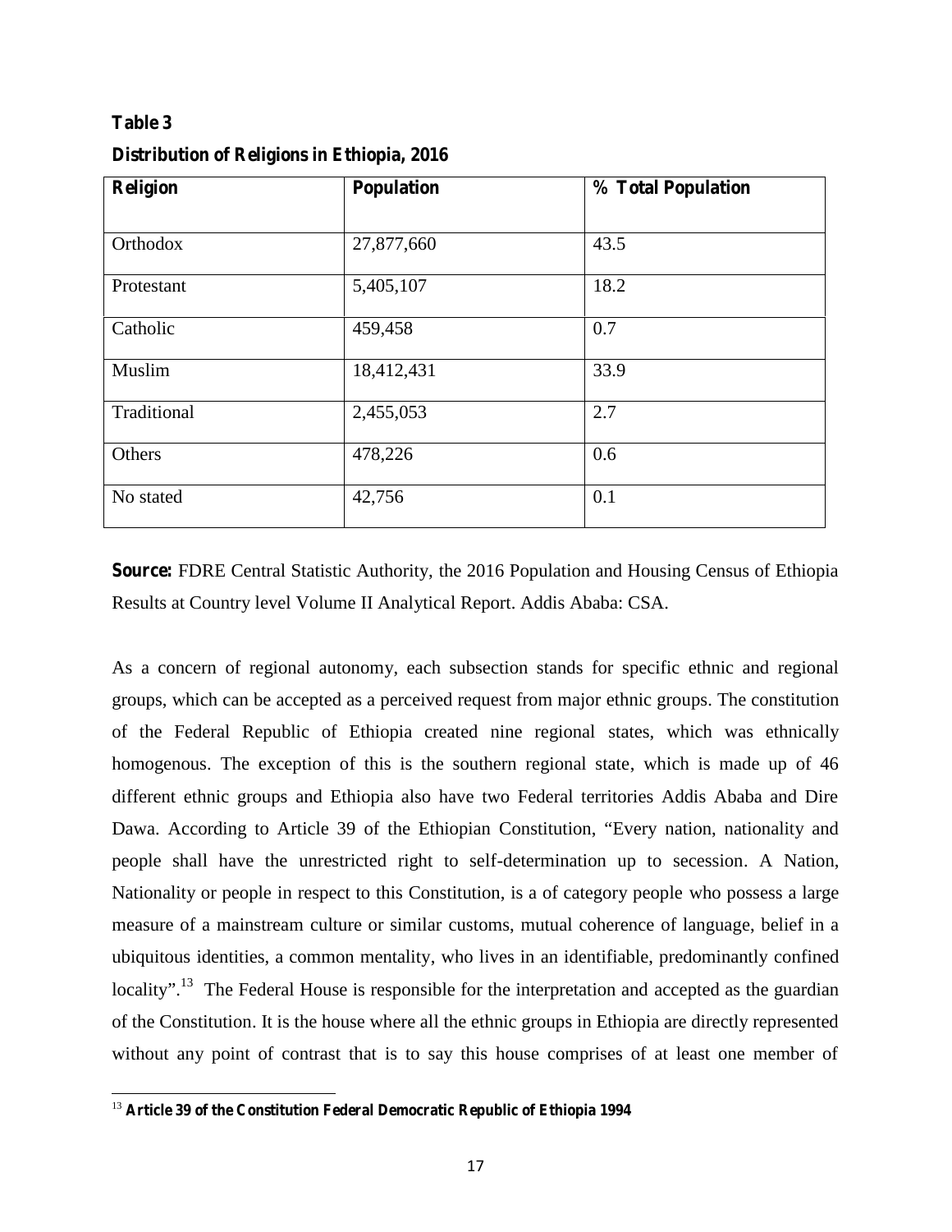**Table 3**

**Distribution of Religions in Ethiopia, 2016**

| Religion | Population | % Total Population |
|---|---|---|
| Orthodox | 27,877,660 | 43.5 |
| Protestant | 5,405,107 | 18.2 |
| Catholic | 459,458 | 0.7 |
| Muslim | 18,412,431 | 33.9 |
| Traditional | 2,455,053 | 2.7 |
| Others | 478,226 | 0.6 |
| No stated | 42,756 | 0.1 |

**Source:** FDRE Central Statistic Authority, the 2016 Population and Housing Census of Ethiopia Results at Country level Volume II Analytical Report. Addis Ababa: CSA.

As a concern of regional autonomy, each subsection stands for specific ethnic and regional groups, which can be accepted as a perceived request from major ethnic groups. The constitution of the Federal Republic of Ethiopia created nine regional states, which was ethnically homogenous. The exception of this is the southern regional state, which is made up of 46 different ethnic groups and Ethiopia also have two Federal territories Addis Ababa and Dire Dawa. According to Article 39 of the Ethiopian Constitution, "Every nation, nationality and people shall have the unrestricted right to self-determination up to secession. A Nation, Nationality or people in respect to this Constitution, is a of category people who possess a large measure of a mainstream culture or similar customs, mutual coherence of language, belief in a ubiquitous identities, a common mentality, who lives in an identifiable, predominantly confined locality".[13] The Federal House is responsible for the interpretation and accepted as the guardian of the Constitution. It is the house where all the ethnic groups in Ethiopia are directly represented without any point of contrast that is to say this house comprises of at least one member of

[13] **Article 39 of the Constitution Federal Democratic Republic of Ethiopia 1994**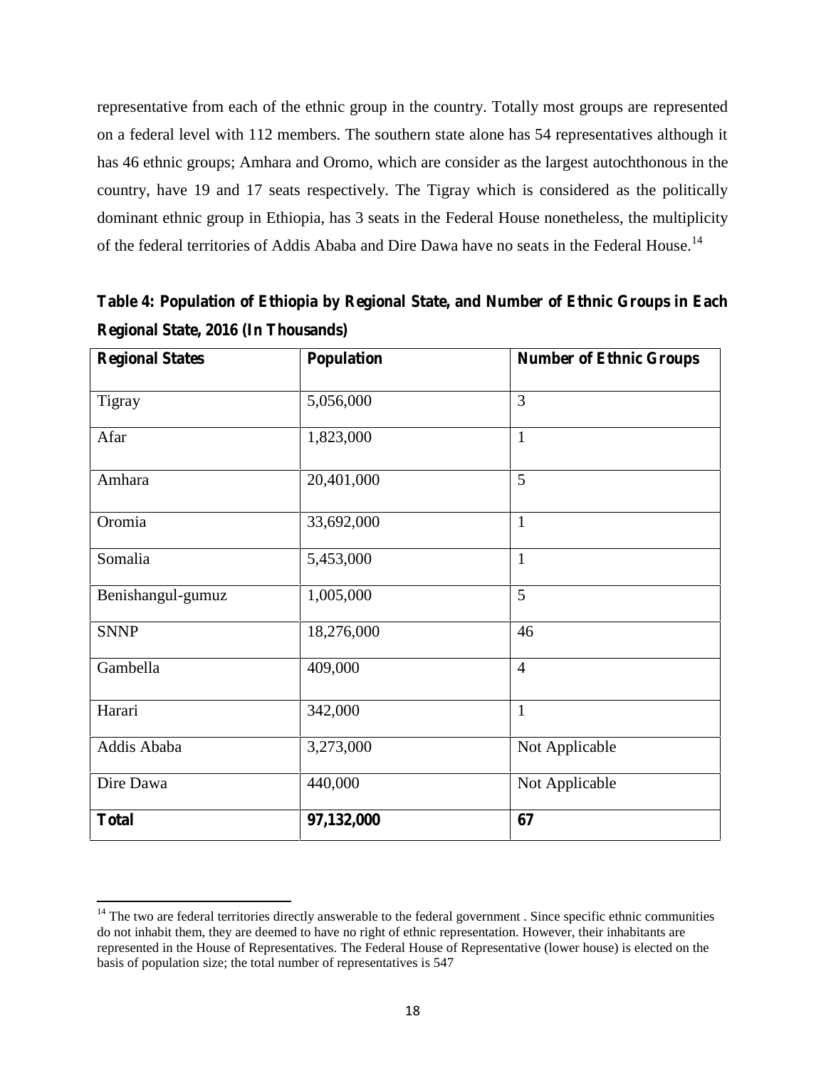representative from each of the ethnic group in the country. Totally most groups are represented on a federal level with 112 members. The southern state alone has 54 representatives although it has 46 ethnic groups; Amhara and Oromo, which are consider as the largest autochthonous in the country, have 19 and 17 seats respectively. The Tigray which is considered as the politically dominant ethnic group in Ethiopia, has 3 seats in the Federal House nonetheless, the multiplicity of the federal territories of Addis Ababa and Dire Dawa have no seats in the Federal House.[14]

**Table 4: Population of Ethiopia by Regional State, and Number of Ethnic Groups in Each Regional State, 2016 (In Thousands)**

| Regional States | Population | Number of Ethnic Groups |
|---|---|---|
| Tigray | 5,056,000 | 3 |
| Afar | 1,823,000 | 1 |
| Amhara | 20,401,000 | 5 |
| Oromia | 33,692,000 | 1 |
| Somalia | 5,453,000 | 1 |
| Benishangul-gumuz | 1,005,000 | 5 |
| SNNP | 18,276,000 | 46 |
| Gambella | 409,000 | 4 |
| Harari | 342,000 | 1 |
| Addis Ababa | 3,273,000 | Not Applicable |
| Dire Dawa | 440,000 | Not Applicable |
| **Total** | **97,132,000** | **67** |

[14] The two are federal territories directly answerable to the federal government . Since specific ethnic communities do not inhabit them, they are deemed to have no right of ethnic representation. However, their inhabitants are represented in the House of Representatives. The Federal House of Representative (lower house) is elected on the basis of population size; the total number of representatives is 547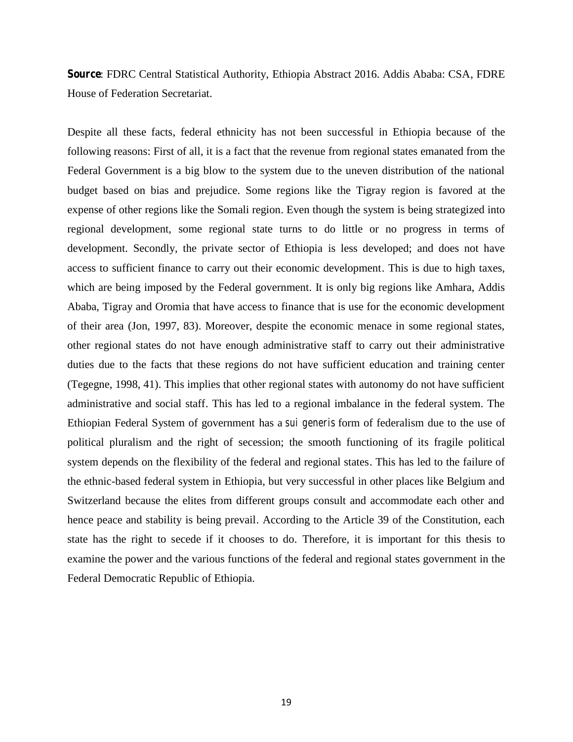**Source**: FDRC Central Statistical Authority, Ethiopia Abstract 2016. Addis Ababa: CSA, FDRE House of Federation Secretariat.

Despite all these facts, federal ethnicity has not been successful in Ethiopia because of the following reasons: First of all, it is a fact that the revenue from regional states emanated from the Federal Government is a big blow to the system due to the uneven distribution of the national budget based on bias and prejudice. Some regions like the Tigray region is favored at the expense of other regions like the Somali region. Even though the system is being strategized into regional development, some regional state turns to do little or no progress in terms of development. Secondly, the private sector of Ethiopia is less developed; and does not have access to sufficient finance to carry out their economic development. This is due to high taxes, which are being imposed by the Federal government. It is only big regions like Amhara, Addis Ababa, Tigray and Oromia that have access to finance that is use for the economic development of their area (Jon, 1997, 83). Moreover, despite the economic menace in some regional states, other regional states do not have enough administrative staff to carry out their administrative duties due to the facts that these regions do not have sufficient education and training center (Tegegne, 1998, 41). This implies that other regional states with autonomy do not have sufficient administrative and social staff. This has led to a regional imbalance in the federal system. The Ethiopian Federal System of government has a *sui generis* form of federalism due to the use of political pluralism and the right of secession; the smooth functioning of its fragile political system depends on the flexibility of the federal and regional states. This has led to the failure of the ethnic-based federal system in Ethiopia, but very successful in other places like Belgium and Switzerland because the elites from different groups consult and accommodate each other and hence peace and stability is being prevail. According to the Article 39 of the Constitution, each state has the right to secede if it chooses to do. Therefore, it is important for this thesis to examine the power and the various functions of the federal and regional states government in the Federal Democratic Republic of Ethiopia.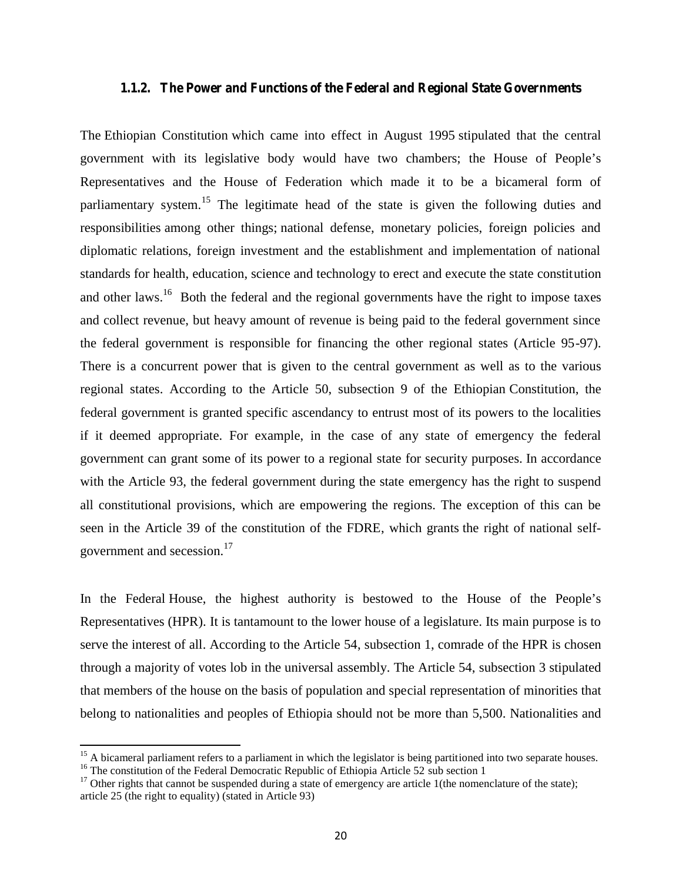### 1.1.2. The Power and Functions of the Federal and Regional State Governments

The Ethiopian Constitution which came into effect in August 1995 stipulated that the central government with its legislative body would have two chambers; the House of People's Representatives and the House of Federation which made it to be a bicameral form of parliamentary system.[15] The legitimate head of the state is given the following duties and responsibilities among other things; national defense, monetary policies, foreign policies and diplomatic relations, foreign investment and the establishment and implementation of national standards for health, education, science and technology to erect and execute the state constitution and other laws.[16] Both the federal and the regional governments have the right to impose taxes and collect revenue, but heavy amount of revenue is being paid to the federal government since the federal government is responsible for financing the other regional states (Article 95-97). There is a concurrent power that is given to the central government as well as to the various regional states. According to the Article 50, subsection 9 of the Ethiopian Constitution, the federal government is granted specific ascendancy to entrust most of its powers to the localities if it deemed appropriate. For example, in the case of any state of emergency the federal government can grant some of its power to a regional state for security purposes. In accordance with the Article 93, the federal government during the state emergency has the right to suspend all constitutional provisions, which are empowering the regions. The exception of this can be seen in the Article 39 of the constitution of the FDRE, which grants the right of national self-government and secession.[17]

In the Federal House, the highest authority is bestowed to the House of the People's Representatives (HPR). It is tantamount to the lower house of a legislature. Its main purpose is to serve the interest of all. According to the Article 54, subsection 1, comrade of the HPR is chosen through a majority of votes lob in the universal assembly. The Article 54, subsection 3 stipulated that members of the house on the basis of population and special representation of minorities that belong to nationalities and peoples of Ethiopia should not be more than 5,500. Nationalities and

---

[15] A bicameral parliament refers to a parliament in which the legislator is being partitioned into two separate houses.

[16] The constitution of the Federal Democratic Republic of Ethiopia Article 52 sub section 1

[17] Other rights that cannot be suspended during a state of emergency are article 1(the nomenclature of the state); article 25 (the right to equality) (stated in Article 93)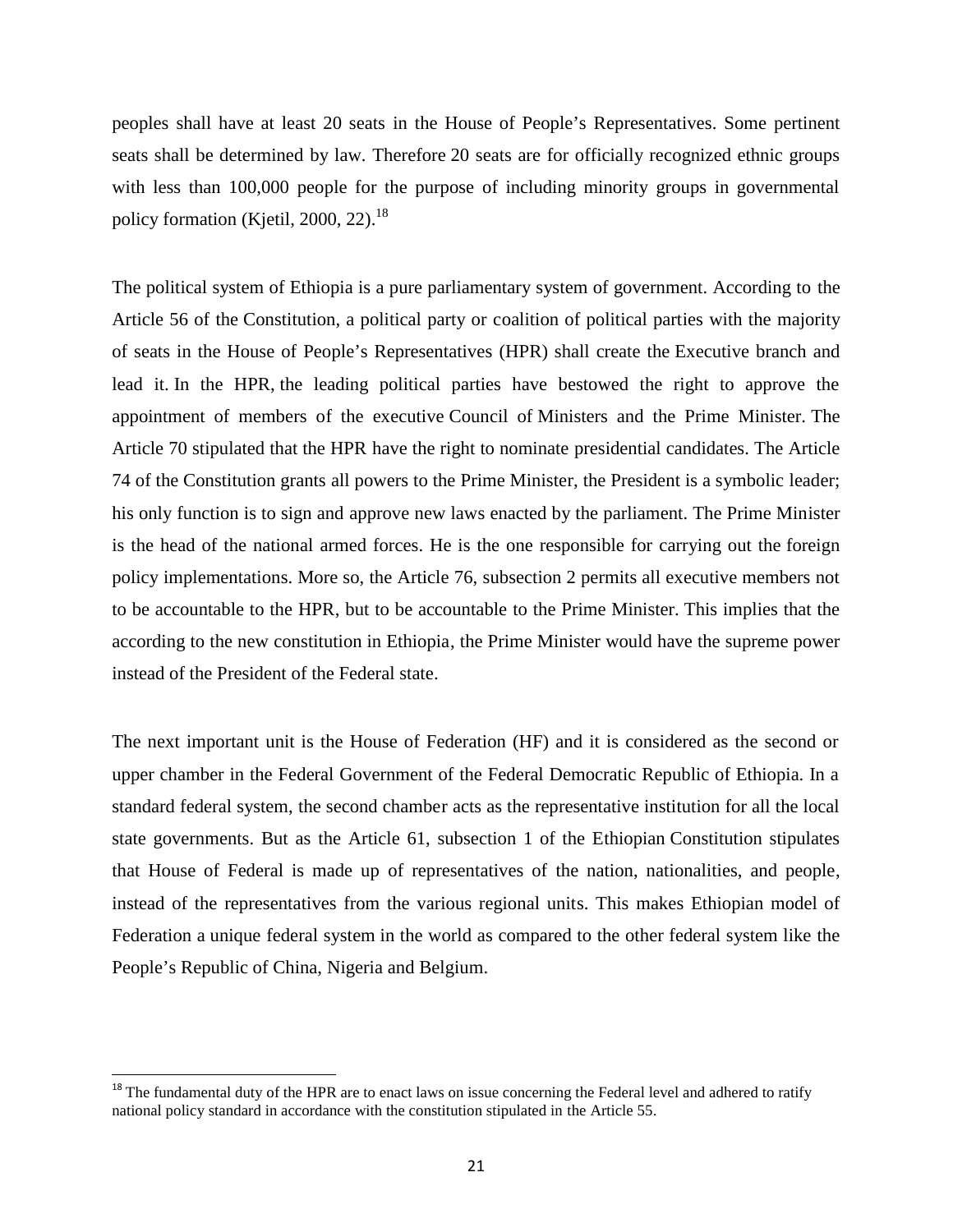peoples shall have at least 20 seats in the House of People's Representatives. Some pertinent seats shall be determined by law. Therefore 20 seats are for officially recognized ethnic groups with less than 100,000 people for the purpose of including minority groups in governmental policy formation (Kjetil, 2000, 22).[18]

The political system of Ethiopia is a pure parliamentary system of government. According to the Article 56 of the Constitution, a political party or coalition of political parties with the majority of seats in the House of People's Representatives (HPR) shall create the Executive branch and lead it. In the HPR, the leading political parties have bestowed the right to approve the appointment of members of the executive Council of Ministers and the Prime Minister. The Article 70 stipulated that the HPR have the right to nominate presidential candidates. The Article 74 of the Constitution grants all powers to the Prime Minister, the President is a symbolic leader; his only function is to sign and approve new laws enacted by the parliament. The Prime Minister is the head of the national armed forces. He is the one responsible for carrying out the foreign policy implementations. More so, the Article 76, subsection 2 permits all executive members not to be accountable to the HPR, but to be accountable to the Prime Minister. This implies that the according to the new constitution in Ethiopia, the Prime Minister would have the supreme power instead of the President of the Federal state.

The next important unit is the House of Federation (HF) and it is considered as the second or upper chamber in the Federal Government of the Federal Democratic Republic of Ethiopia. In a standard federal system, the second chamber acts as the representative institution for all the local state governments. But as the Article 61, subsection 1 of the Ethiopian Constitution stipulates that House of Federal is made up of representatives of the nation, nationalities, and people, instead of the representatives from the various regional units. This makes Ethiopian model of Federation a unique federal system in the world as compared to the other federal system like the People's Republic of China, Nigeria and Belgium.

[18] The fundamental duty of the HPR are to enact laws on issue concerning the Federal level and adhered to ratify national policy standard in accordance with the constitution stipulated in the Article 55.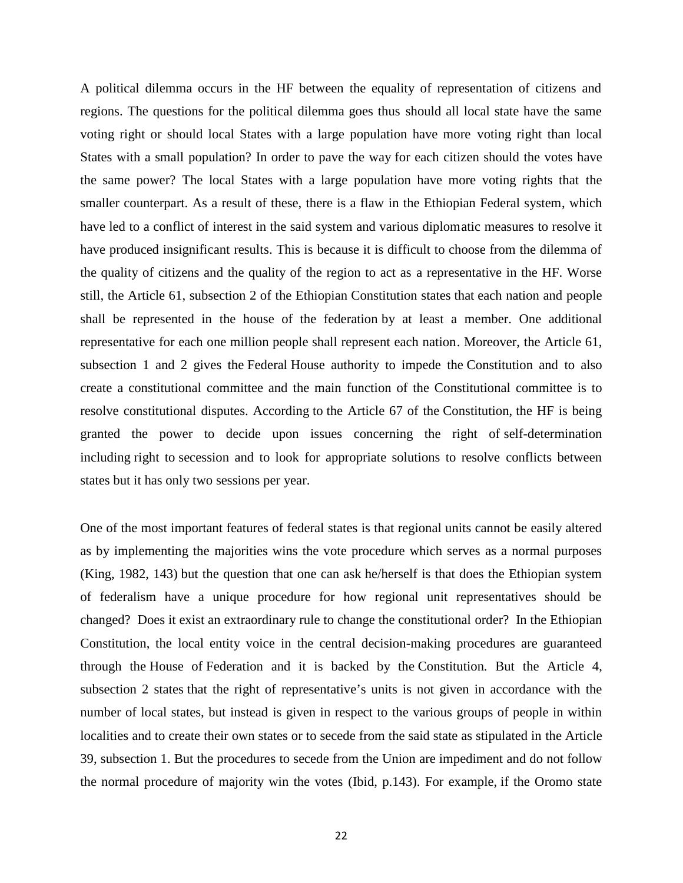A political dilemma occurs in the HF between the equality of representation of citizens and regions. The questions for the political dilemma goes thus should all local state have the same voting right or should local States with a large population have more voting right than local States with a small population? In order to pave the way for each citizen should the votes have the same power? The local States with a large population have more voting rights that the smaller counterpart. As a result of these, there is a flaw in the Ethiopian Federal system, which have led to a conflict of interest in the said system and various diplomatic measures to resolve it have produced insignificant results. This is because it is difficult to choose from the dilemma of the quality of citizens and the quality of the region to act as a representative in the HF. Worse still, the Article 61, subsection 2 of the Ethiopian Constitution states that each nation and people shall be represented in the house of the federation by at least a member. One additional representative for each one million people shall represent each nation. Moreover, the Article 61, subsection 1 and 2 gives the Federal House authority to impede the Constitution and to also create a constitutional committee and the main function of the Constitutional committee is to resolve constitutional disputes. According to the Article 67 of the Constitution, the HF is being granted the power to decide upon issues concerning the right of self-determination including right to secession and to look for appropriate solutions to resolve conflicts between states but it has only two sessions per year.

One of the most important features of federal states is that regional units cannot be easily altered as by implementing the majorities wins the vote procedure which serves as a normal purposes (King, 1982, 143) but the question that one can ask he/herself is that does the Ethiopian system of federalism have a unique procedure for how regional unit representatives should be changed? Does it exist an extraordinary rule to change the constitutional order? In the Ethiopian Constitution, the local entity voice in the central decision-making procedures are guaranteed through the House of Federation and it is backed by the Constitution. But the Article 4, subsection 2 states that the right of representative's units is not given in accordance with the number of local states, but instead is given in respect to the various groups of people in within localities and to create their own states or to secede from the said state as stipulated in the Article 39, subsection 1. But the procedures to secede from the Union are impediment and do not follow the normal procedure of majority win the votes (Ibid, p.143). For example, if the Oromo state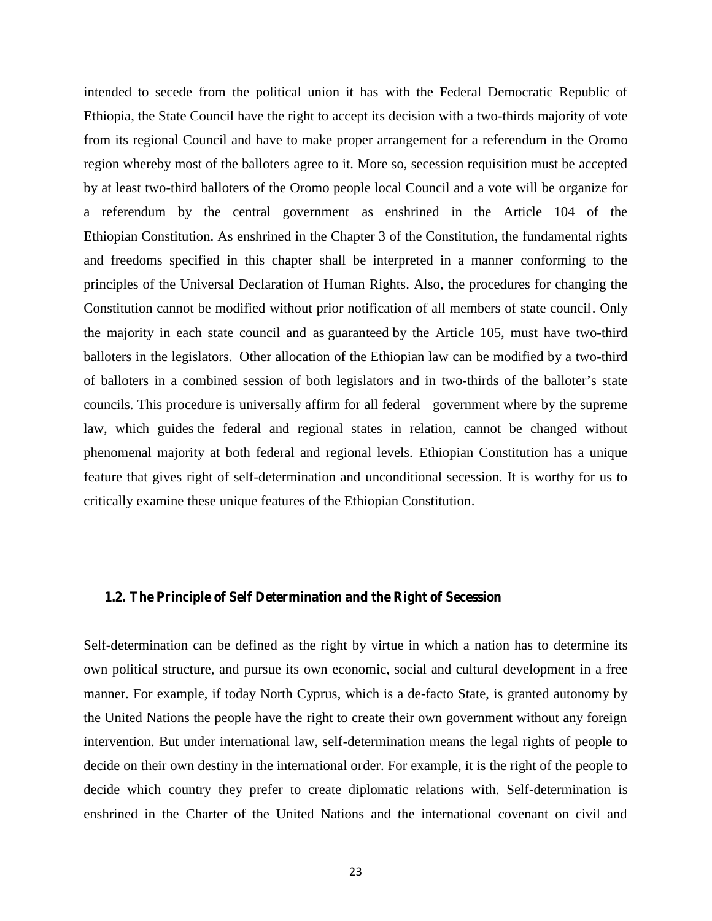intended to secede from the political union it has with the Federal Democratic Republic of Ethiopia, the State Council have the right to accept its decision with a two-thirds majority of vote from its regional Council and have to make proper arrangement for a referendum in the Oromo region whereby most of the balloters agree to it. More so, secession requisition must be accepted by at least two-third balloters of the Oromo people local Council and a vote will be organize for a referendum by the central government as enshrined in the Article 104 of the Ethiopian Constitution. As enshrined in the Chapter 3 of the Constitution, the fundamental rights and freedoms specified in this chapter shall be interpreted in a manner conforming to the principles of the Universal Declaration of Human Rights. Also, the procedures for changing the Constitution cannot be modified without prior notification of all members of state council. Only the majority in each state council and as guaranteed by the Article 105, must have two-third balloters in the legislators. Other allocation of the Ethiopian law can be modified by a two-third of balloters in a combined session of both legislators and in two-thirds of the balloter's state councils. This procedure is universally affirm for all federal government where by the supreme law, which guides the federal and regional states in relation, cannot be changed without phenomenal majority at both federal and regional levels. Ethiopian Constitution has a unique feature that gives right of self-determination and unconditional secession. It is worthy for us to critically examine these unique features of the Ethiopian Constitution.

### 1.2. The Principle of Self Determination and the Right of Secession

Self-determination can be defined as the right by virtue in which a nation has to determine its own political structure, and pursue its own economic, social and cultural development in a free manner. For example, if today North Cyprus, which is a de-facto State, is granted autonomy by the United Nations the people have the right to create their own government without any foreign intervention. But under international law, self-determination means the legal rights of people to decide on their own destiny in the international order. For example, it is the right of the people to decide which country they prefer to create diplomatic relations with. Self-determination is enshrined in the Charter of the United Nations and the international covenant on civil and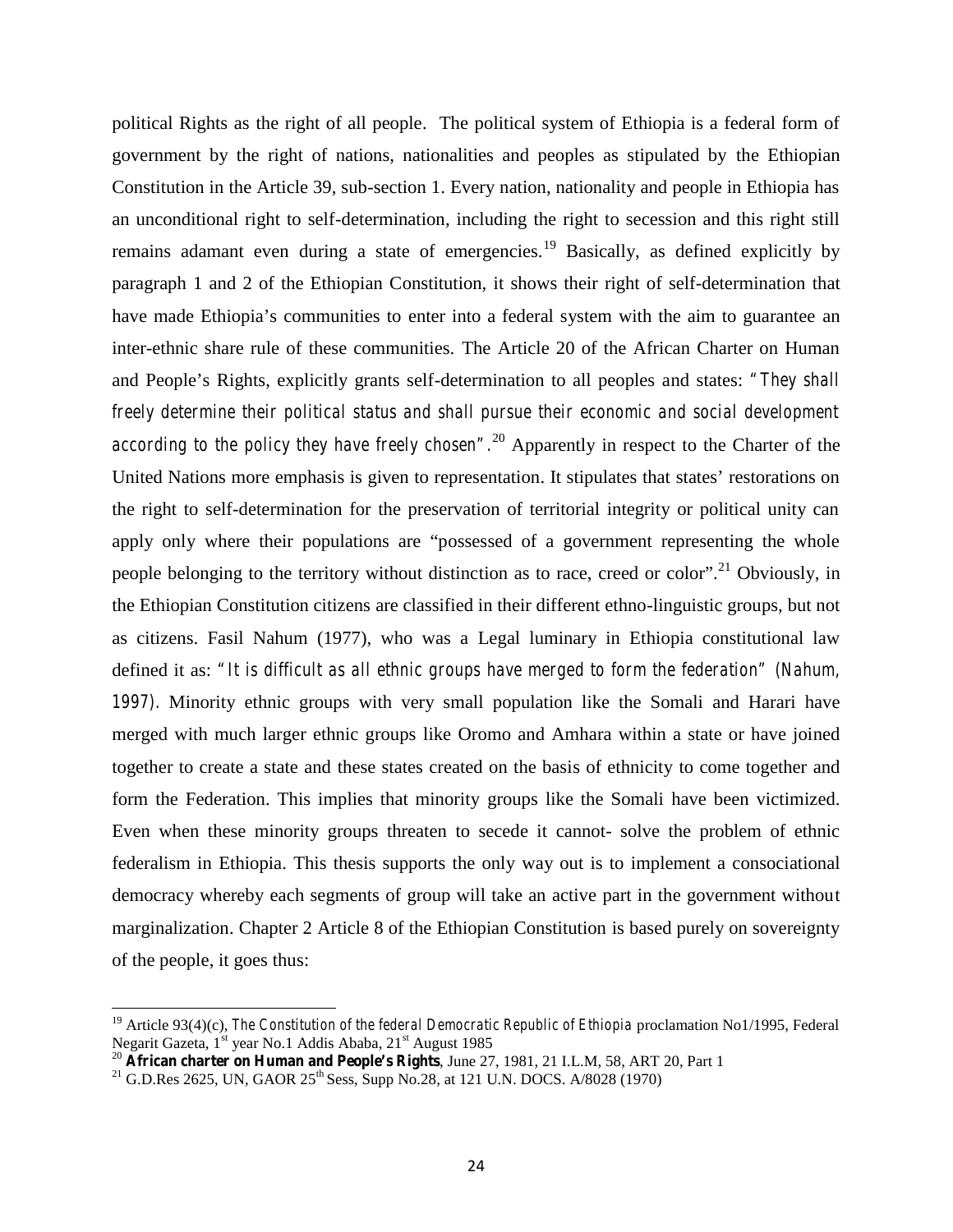political Rights as the right of all people. The political system of Ethiopia is a federal form of government by the right of nations, nationalities and peoples as stipulated by the Ethiopian Constitution in the Article 39, sub-section 1. Every nation, nationality and people in Ethiopia has an unconditional right to self-determination, including the right to secession and this right still remains adamant even during a state of emergencies.[19] Basically, as defined explicitly by paragraph 1 and 2 of the Ethiopian Constitution, it shows their right of self-determination that have made Ethiopia's communities to enter into a federal system with the aim to guarantee an inter-ethnic share rule of these communities. The Article 20 of the African Charter on Human and People's Rights, explicitly grants self-determination to all peoples and states: *"They shall freely determine their political status and shall pursue their economic and social development according to the policy they have freely chosen"*.[20] Apparently in respect to the Charter of the United Nations more emphasis is given to representation. It stipulates that states' restorations on the right to self-determination for the preservation of territorial integrity or political unity can apply only where their populations are "possessed of a government representing the whole people belonging to the territory without distinction as to race, creed or color".[21] Obviously, in the Ethiopian Constitution citizens are classified in their different ethno-linguistic groups, but not as citizens. Fasil Nahum (1977), who was a Legal luminary in Ethiopia constitutional law defined it as: *"It is difficult as all ethnic groups have merged to form the federation" (Nahum, 1997)*. Minority ethnic groups with very small population like the Somali and Harari have merged with much larger ethnic groups like Oromo and Amhara within a state or have joined together to create a state and these states created on the basis of ethnicity to come together and form the Federation. This implies that minority groups like the Somali have been victimized. Even when these minority groups threaten to secede it cannot- solve the problem of ethnic federalism in Ethiopia. This thesis supports the only way out is to implement a consociational democracy whereby each segments of group will take an active part in the government without marginalization. Chapter 2 Article 8 of the Ethiopian Constitution is based purely on sovereignty of the people, it goes thus:

---

[19] Article 93(4)(c), *The Constitution of the federal Democratic Republic of Ethiopia* proclamation No1/1995, Federal Negarit Gazeta, 1st year No.1 Addis Ababa, 21st August 1985

[20] **African charter on Human and People's Rights**, June 27, 1981, 21 I.L.M, 58, ART 20, Part 1

[21] G.D.Res 2625, UN, GAOR 25th Sess, Supp No.28, at 121 U.N. DOCS. A/8028 (1970)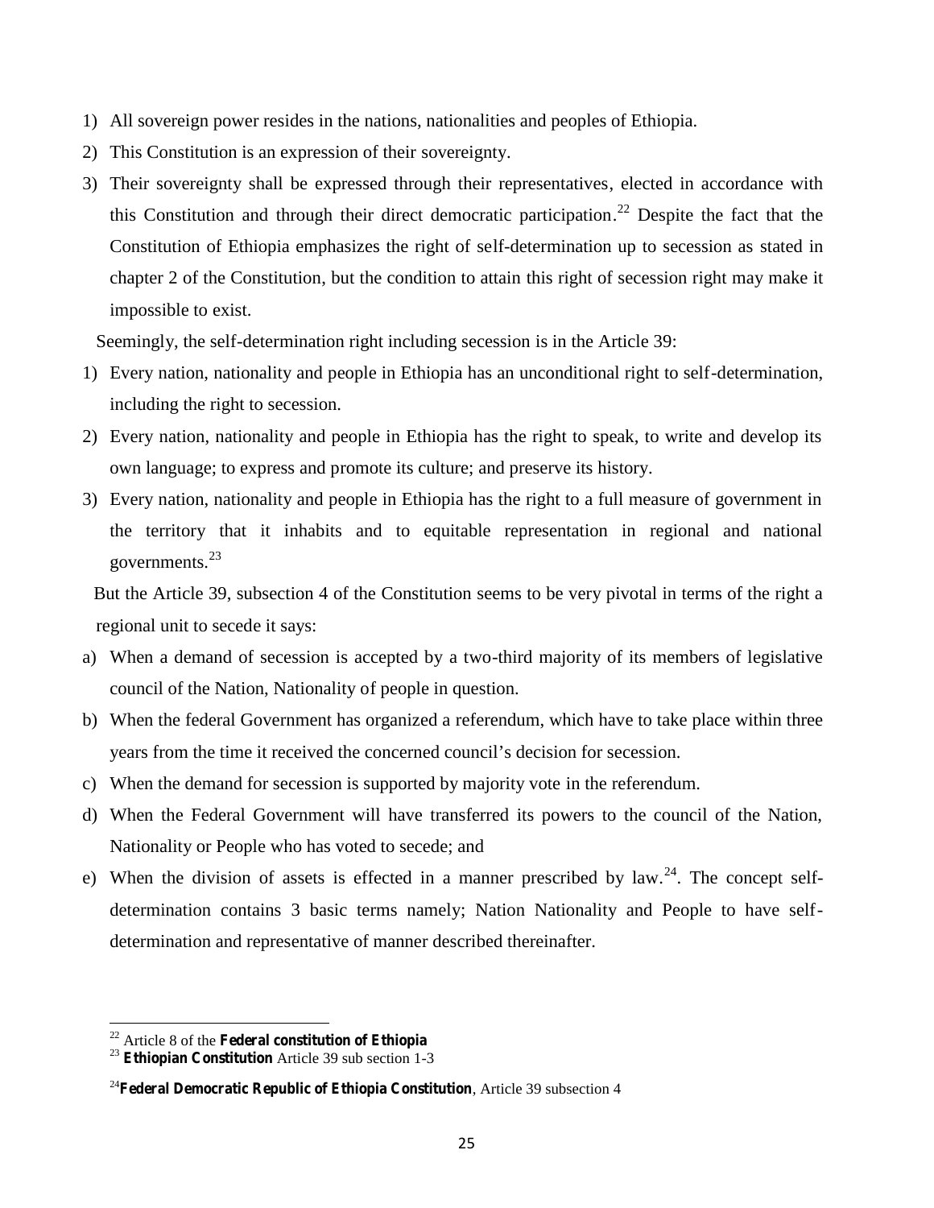1) All sovereign power resides in the nations, nationalities and peoples of Ethiopia.
2) This Constitution is an expression of their sovereignty.
3) Their sovereignty shall be expressed through their representatives, elected in accordance with this Constitution and through their direct democratic participation.[22] Despite the fact that the Constitution of Ethiopia emphasizes the right of self-determination up to secession as stated in chapter 2 of the Constitution, but the condition to attain this right of secession right may make it impossible to exist.

Seemingly, the self-determination right including secession is in the Article 39:

1) Every nation, nationality and people in Ethiopia has an unconditional right to self-determination, including the right to secession.
2) Every nation, nationality and people in Ethiopia has the right to speak, to write and develop its own language; to express and promote its culture; and preserve its history.
3) Every nation, nationality and people in Ethiopia has the right to a full measure of government in the territory that it inhabits and to equitable representation in regional and national governments.[23]

But the Article 39, subsection 4 of the Constitution seems to be very pivotal in terms of the right a regional unit to secede it says:

a) When a demand of secession is accepted by a two-third majority of its members of legislative council of the Nation, Nationality of people in question.
b) When the federal Government has organized a referendum, which have to take place within three years from the time it received the concerned council's decision for secession.
c) When the demand for secession is supported by majority vote in the referendum.
d) When the Federal Government will have transferred its powers to the council of the Nation, Nationality or People who has voted to secede; and
e) When the division of assets is effected in a manner prescribed by law.[24]. The concept self-determination contains 3 basic terms namely; Nation Nationality and People to have self-determination and representative of manner described thereinafter.

---

[22] Article 8 of the **Federal constitution of Ethiopia**

[23] **Ethiopian Constitution** Article 39 sub section 1-3

[24] **Federal Democratic Republic of Ethiopia Constitution**, Article 39 subsection 4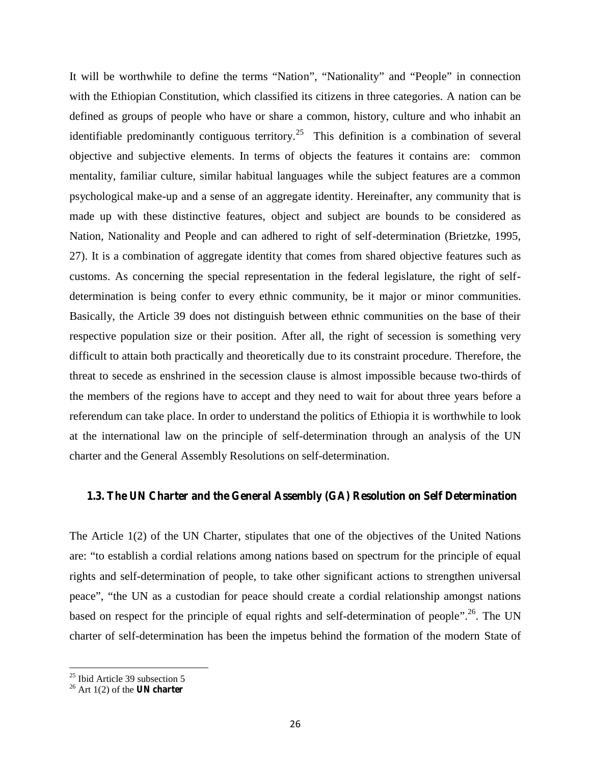It will be worthwhile to define the terms "Nation", "Nationality" and "People" in connection with the Ethiopian Constitution, which classified its citizens in three categories. A nation can be defined as groups of people who have or share a common, history, culture and who inhabit an identifiable predominantly contiguous territory.[25] This definition is a combination of several objective and subjective elements. In terms of objects the features it contains are: common mentality, familiar culture, similar habitual languages while the subject features are a common psychological make-up and a sense of an aggregate identity. Hereinafter, any community that is made up with these distinctive features, object and subject are bounds to be considered as Nation, Nationality and People and can adhered to right of self-determination (Brietzke, 1995, 27). It is a combination of aggregate identity that comes from shared objective features such as customs. As concerning the special representation in the federal legislature, the right of self-determination is being confer to every ethnic community, be it major or minor communities. Basically, the Article 39 does not distinguish between ethnic communities on the base of their respective population size or their position. After all, the right of secession is something very difficult to attain both practically and theoretically due to its constraint procedure. Therefore, the threat to secede as enshrined in the secession clause is almost impossible because two-thirds of the members of the regions have to accept and they need to wait for about three years before a referendum can take place. In order to understand the politics of Ethiopia it is worthwhile to look at the international law on the principle of self-determination through an analysis of the UN charter and the General Assembly Resolutions on self-determination.

### 1.3. The UN Charter and the General Assembly (GA) Resolution on Self Determination

The Article 1(2) of the UN Charter, stipulates that one of the objectives of the United Nations are: "to establish a cordial relations among nations based on spectrum for the principle of equal rights and self-determination of people, to take other significant actions to strengthen universal peace", "the UN as a custodian for peace should create a cordial relationship amongst nations based on respect for the principle of equal rights and self-determination of people".[26]. The UN charter of self-determination has been the impetus behind the formation of the modern State of

---

[25] Ibid Article 39 subsection 5

[26] Art 1(2) of the **UN charter**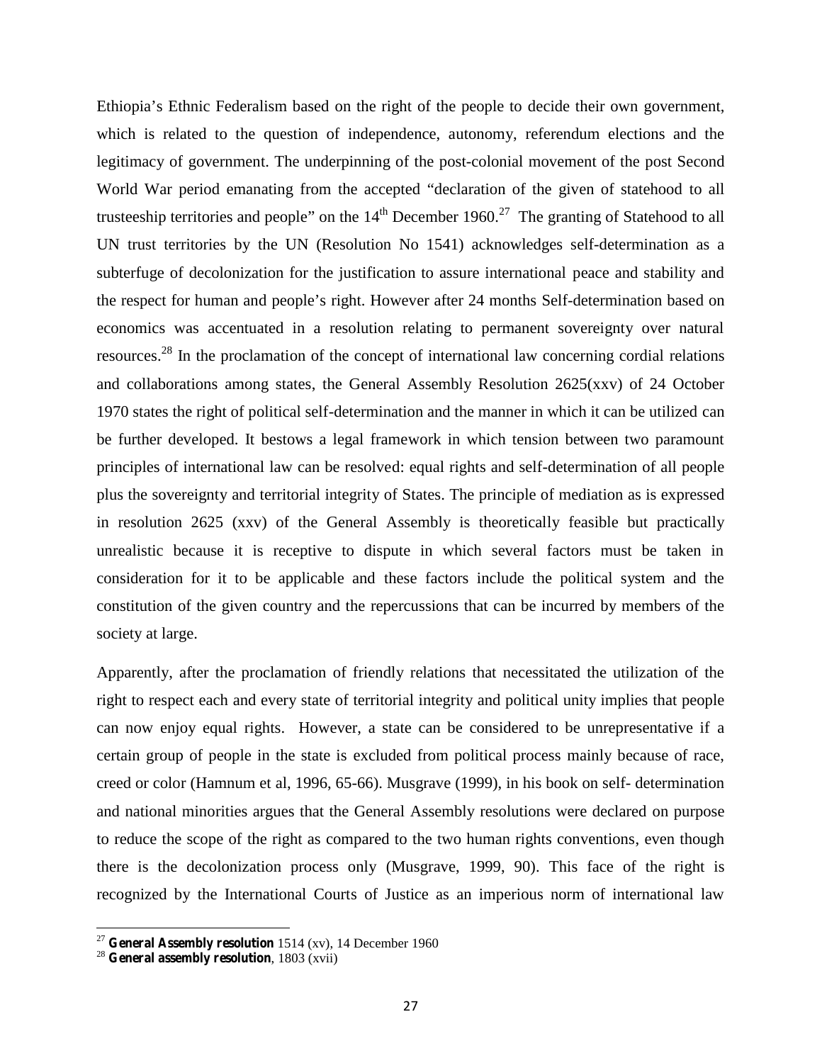Ethiopia's Ethnic Federalism based on the right of the people to decide their own government, which is related to the question of independence, autonomy, referendum elections and the legitimacy of government. The underpinning of the post-colonial movement of the post Second World War period emanating from the accepted "declaration of the given of statehood to all trusteeship territories and people" on the 14th December 1960.[27] The granting of Statehood to all UN trust territories by the UN (Resolution No 1541) acknowledges self-determination as a subterfuge of decolonization for the justification to assure international peace and stability and the respect for human and people's right. However after 24 months Self-determination based on economics was accentuated in a resolution relating to permanent sovereignty over natural resources.[28] In the proclamation of the concept of international law concerning cordial relations and collaborations among states, the General Assembly Resolution 2625(xxv) of 24 October 1970 states the right of political self-determination and the manner in which it can be utilized can be further developed. It bestows a legal framework in which tension between two paramount principles of international law can be resolved: equal rights and self-determination of all people plus the sovereignty and territorial integrity of States. The principle of mediation as is expressed in resolution 2625 (xxv) of the General Assembly is theoretically feasible but practically unrealistic because it is receptive to dispute in which several factors must be taken in consideration for it to be applicable and these factors include the political system and the constitution of the given country and the repercussions that can be incurred by members of the society at large.

Apparently, after the proclamation of friendly relations that necessitated the utilization of the right to respect each and every state of territorial integrity and political unity implies that people can now enjoy equal rights. However, a state can be considered to be unrepresentative if a certain group of people in the state is excluded from political process mainly because of race, creed or color (Hamnum et al, 1996, 65-66). Musgrave (1999), in his book on self- determination and national minorities argues that the General Assembly resolutions were declared on purpose to reduce the scope of the right as compared to the two human rights conventions, even though there is the decolonization process only (Musgrave, 1999, 90). This face of the right is recognized by the International Courts of Justice as an imperious norm of international law

---

[27] **General Assembly resolution** 1514 (xv), 14 December 1960

[28] **General assembly resolution**, 1803 (xvii)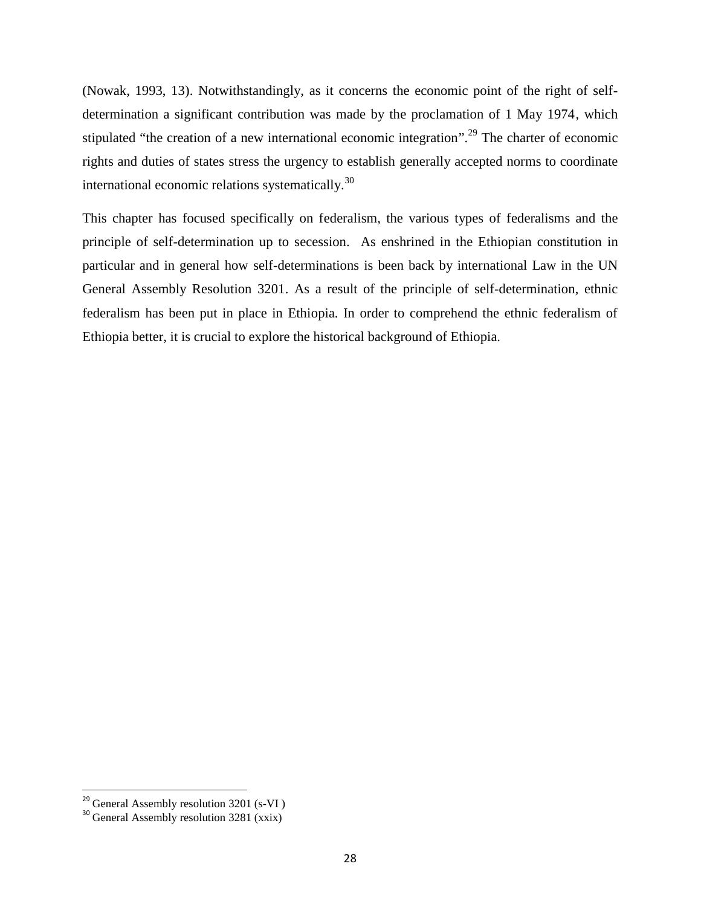(Nowak, 1993, 13). Notwithstandingly, as it concerns the economic point of the right of self-determination a significant contribution was made by the proclamation of 1 May 1974, which stipulated "the creation of a new international economic integration".[29] The charter of economic rights and duties of states stress the urgency to establish generally accepted norms to coordinate international economic relations systematically.[30]

This chapter has focused specifically on federalism, the various types of federalisms and the principle of self-determination up to secession. As enshrined in the Ethiopian constitution in particular and in general how self-determinations is been back by international Law in the UN General Assembly Resolution 3201. As a result of the principle of self-determination, ethnic federalism has been put in place in Ethiopia. In order to comprehend the ethnic federalism of Ethiopia better, it is crucial to explore the historical background of Ethiopia.

---

[29] General Assembly resolution 3201 (s-VI )

[30] General Assembly resolution 3281 (xxix)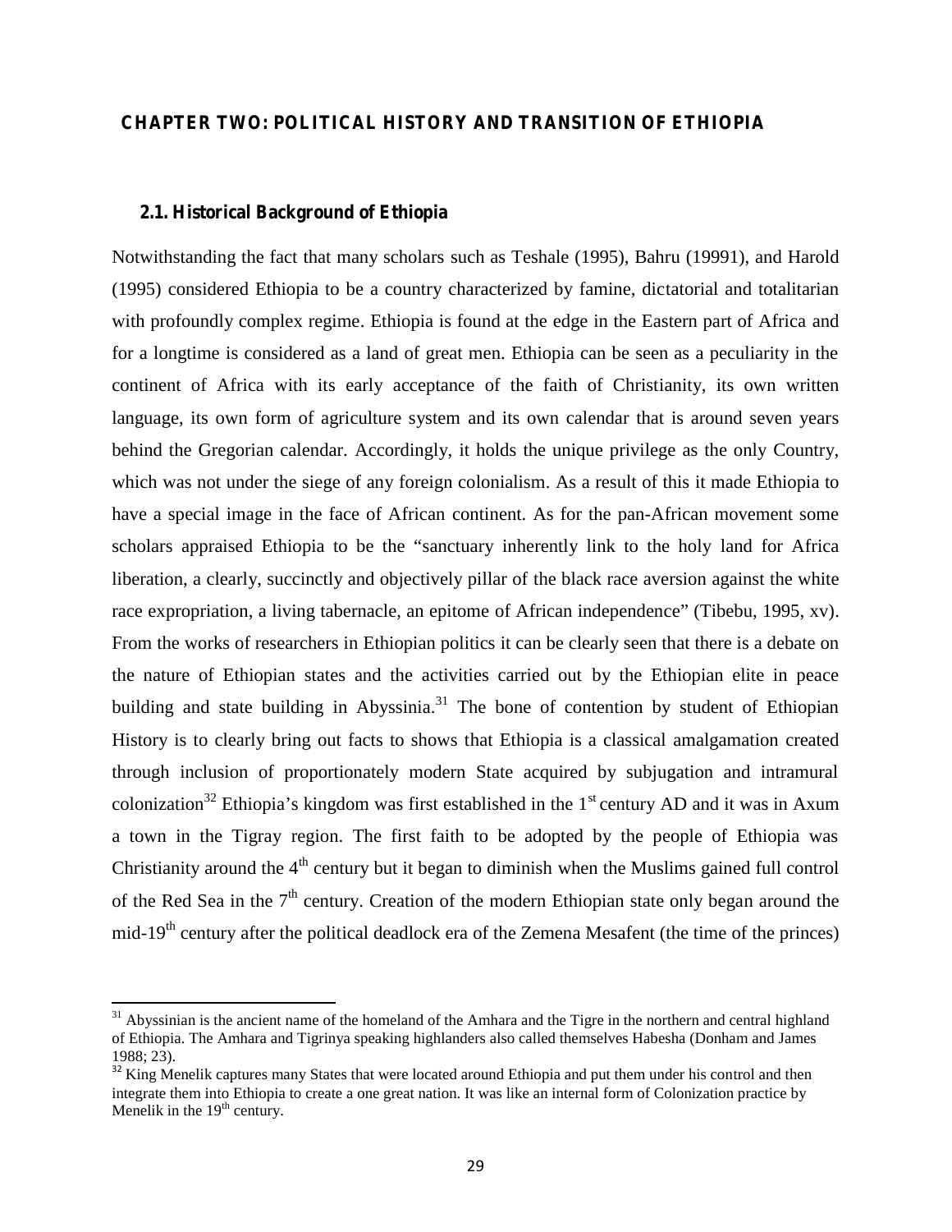# CHAPTER TWO: POLITICAL HISTORY AND TRANSITION OF ETHIOPIA

## 2.1. Historical Background of Ethiopia

Notwithstanding the fact that many scholars such as Teshale (1995), Bahru (19991), and Harold (1995) considered Ethiopia to be a country characterized by famine, dictatorial and totalitarian with profoundly complex regime. Ethiopia is found at the edge in the Eastern part of Africa and for a longtime is considered as a land of great men. Ethiopia can be seen as a peculiarity in the continent of Africa with its early acceptance of the faith of Christianity, its own written language, its own form of agriculture system and its own calendar that is around seven years behind the Gregorian calendar. Accordingly, it holds the unique privilege as the only Country, which was not under the siege of any foreign colonialism. As a result of this it made Ethiopia to have a special image in the face of African continent. As for the pan-African movement some scholars appraised Ethiopia to be the "sanctuary inherently link to the holy land for Africa liberation, a clearly, succinctly and objectively pillar of the black race aversion against the white race expropriation, a living tabernacle, an epitome of African independence" (Tibebu, 1995, xv). From the works of researchers in Ethiopian politics it can be clearly seen that there is a debate on the nature of Ethiopian states and the activities carried out by the Ethiopian elite in peace building and state building in Abyssinia.[31] The bone of contention by student of Ethiopian History is to clearly bring out facts to shows that Ethiopia is a classical amalgamation created through inclusion of proportionately modern State acquired by subjugation and intramural colonization[32] Ethiopia's kingdom was first established in the 1st century AD and it was in Axum a town in the Tigray region. The first faith to be adopted by the people of Ethiopia was Christianity around the 4th century but it began to diminish when the Muslims gained full control of the Red Sea in the 7th century. Creation of the modern Ethiopian state only began around the mid-19th century after the political deadlock era of the Zemena Mesafent (the time of the princes)

---

[31] Abyssinian is the ancient name of the homeland of the Amhara and the Tigre in the northern and central highland of Ethiopia. The Amhara and Tigrinya speaking highlanders also called themselves Habesha (Donham and James 1988; 23).

[32] King Menelik captures many States that were located around Ethiopia and put them under his control and then integrate them into Ethiopia to create a one great nation. It was like an internal form of Colonization practice by Menelik in the 19th century.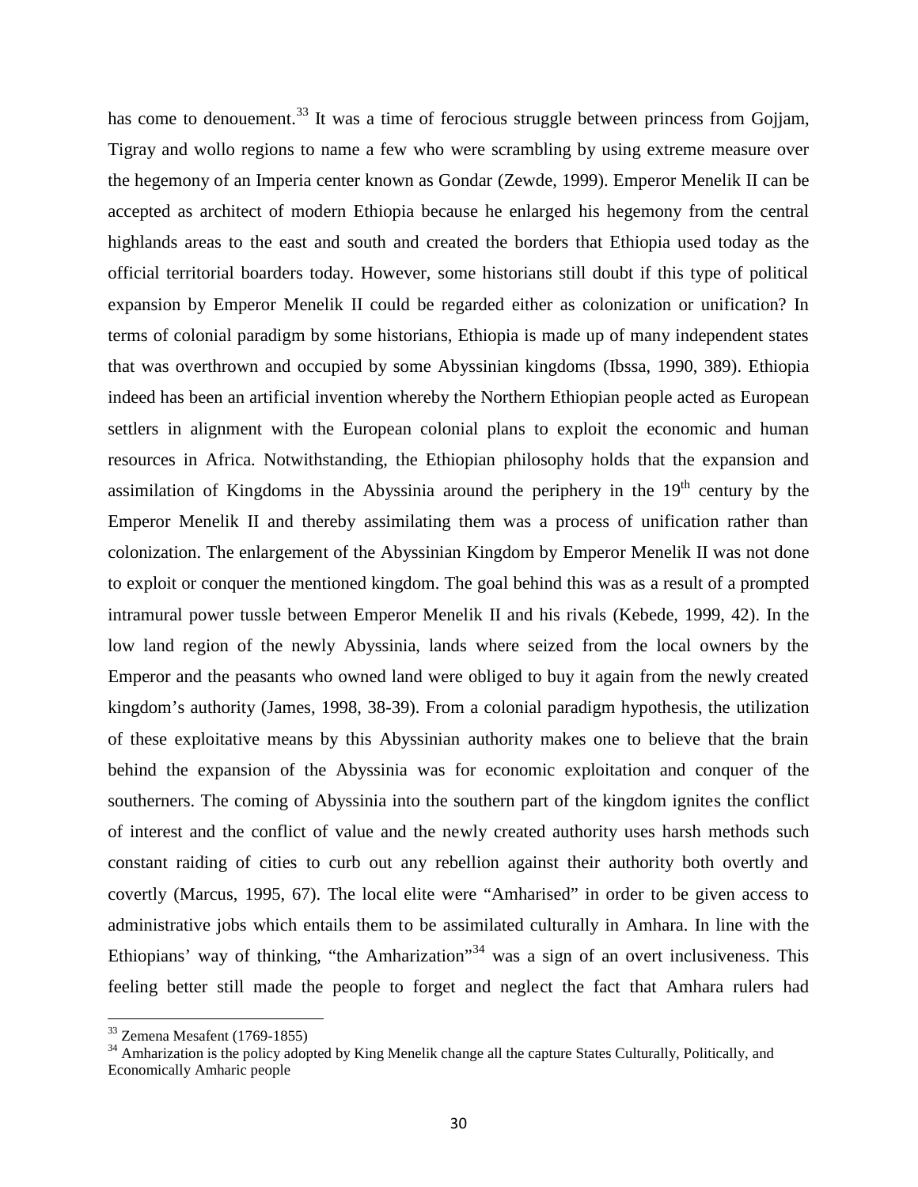has come to denouement.[33] It was a time of ferocious struggle between princess from Gojjam, Tigray and wollo regions to name a few who were scrambling by using extreme measure over the hegemony of an Imperia center known as Gondar (Zewde, 1999). Emperor Menelik II can be accepted as architect of modern Ethiopia because he enlarged his hegemony from the central highlands areas to the east and south and created the borders that Ethiopia used today as the official territorial boarders today. However, some historians still doubt if this type of political expansion by Emperor Menelik II could be regarded either as colonization or unification? In terms of colonial paradigm by some historians, Ethiopia is made up of many independent states that was overthrown and occupied by some Abyssinian kingdoms (Ibssa, 1990, 389). Ethiopia indeed has been an artificial invention whereby the Northern Ethiopian people acted as European settlers in alignment with the European colonial plans to exploit the economic and human resources in Africa. Notwithstanding, the Ethiopian philosophy holds that the expansion and assimilation of Kingdoms in the Abyssinia around the periphery in the 19th century by the Emperor Menelik II and thereby assimilating them was a process of unification rather than colonization. The enlargement of the Abyssinian Kingdom by Emperor Menelik II was not done to exploit or conquer the mentioned kingdom. The goal behind this was as a result of a prompted intramural power tussle between Emperor Menelik II and his rivals (Kebede, 1999, 42). In the low land region of the newly Abyssinia, lands where seized from the local owners by the Emperor and the peasants who owned land were obliged to buy it again from the newly created kingdom's authority (James, 1998, 38-39). From a colonial paradigm hypothesis, the utilization of these exploitative means by this Abyssinian authority makes one to believe that the brain behind the expansion of the Abyssinia was for economic exploitation and conquer of the southerners. The coming of Abyssinia into the southern part of the kingdom ignites the conflict of interest and the conflict of value and the newly created authority uses harsh methods such constant raiding of cities to curb out any rebellion against their authority both overtly and covertly (Marcus, 1995, 67). The local elite were "Amharised" in order to be given access to administrative jobs which entails them to be assimilated culturally in Amhara. In line with the Ethiopians' way of thinking, "the Amharization"[34] was a sign of an overt inclusiveness. This feeling better still made the people to forget and neglect the fact that Amhara rulers had

---

[33] Zemena Mesafent (1769-1855)

[34] Amharization is the policy adopted by King Menelik change all the capture States Culturally, Politically, and Economically Amharic people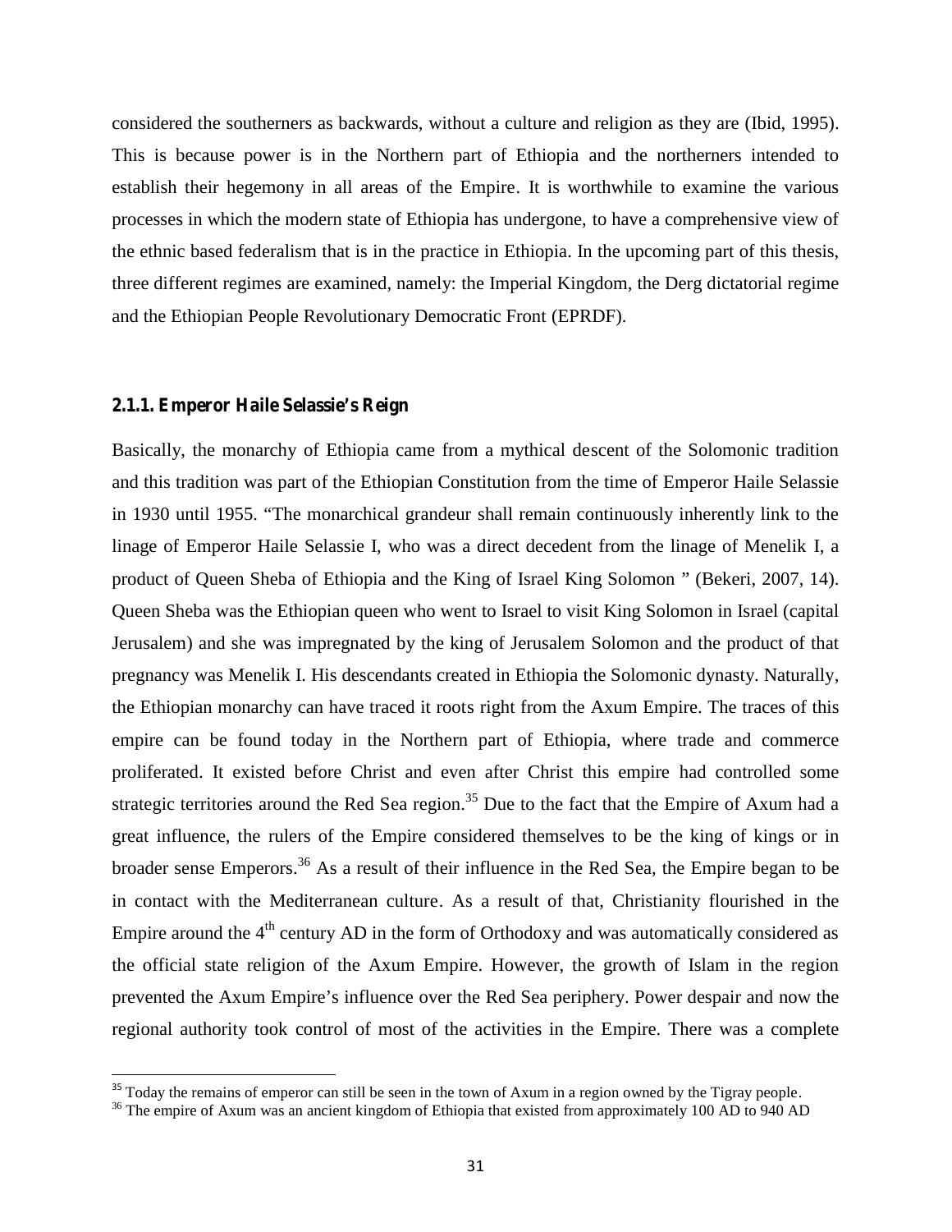considered the southerners as backwards, without a culture and religion as they are (Ibid, 1995). This is because power is in the Northern part of Ethiopia and the northerners intended to establish their hegemony in all areas of the Empire. It is worthwhile to examine the various processes in which the modern state of Ethiopia has undergone, to have a comprehensive view of the ethnic based federalism that is in the practice in Ethiopia. In the upcoming part of this thesis, three different regimes are examined, namely: the Imperial Kingdom, the Derg dictatorial regime and the Ethiopian People Revolutionary Democratic Front (EPRDF).

#### 2.1.1. Emperor Haile Selassie's Reign

Basically, the monarchy of Ethiopia came from a mythical descent of the Solomonic tradition and this tradition was part of the Ethiopian Constitution from the time of Emperor Haile Selassie in 1930 until 1955. "The monarchical grandeur shall remain continuously inherently link to the linage of Emperor Haile Selassie I, who was a direct decedent from the linage of Menelik I, a product of Queen Sheba of Ethiopia and the King of Israel King Solomon " (Bekeri, 2007, 14). Queen Sheba was the Ethiopian queen who went to Israel to visit King Solomon in Israel (capital Jerusalem) and she was impregnated by the king of Jerusalem Solomon and the product of that pregnancy was Menelik I. His descendants created in Ethiopia the Solomonic dynasty. Naturally, the Ethiopian monarchy can have traced it roots right from the Axum Empire. The traces of this empire can be found today in the Northern part of Ethiopia, where trade and commerce proliferated. It existed before Christ and even after Christ this empire had controlled some strategic territories around the Red Sea region.[35] Due to the fact that the Empire of Axum had a great influence, the rulers of the Empire considered themselves to be the king of kings or in broader sense Emperors.[36] As a result of their influence in the Red Sea, the Empire began to be in contact with the Mediterranean culture. As a result of that, Christianity flourished in the Empire around the 4th century AD in the form of Orthodoxy and was automatically considered as the official state religion of the Axum Empire. However, the growth of Islam in the region prevented the Axum Empire's influence over the Red Sea periphery. Power despair and now the regional authority took control of most of the activities in the Empire. There was a complete

[35] Today the remains of emperor can still be seen in the town of Axum in a region owned by the Tigray people.

[36] The empire of Axum was an ancient kingdom of Ethiopia that existed from approximately 100 AD to 940 AD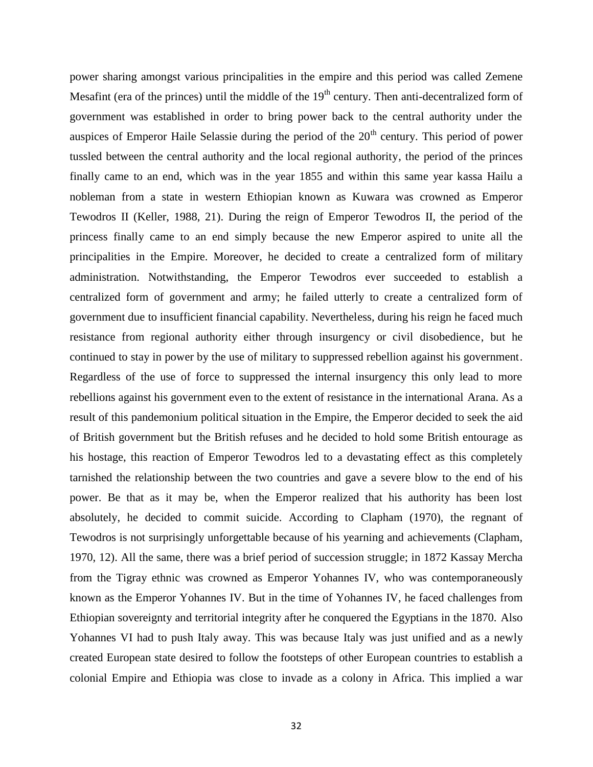power sharing amongst various principalities in the empire and this period was called Zemene Mesafint (era of the princes) until the middle of the 19th century. Then anti-decentralized form of government was established in order to bring power back to the central authority under the auspices of Emperor Haile Selassie during the period of the 20th century. This period of power tussled between the central authority and the local regional authority, the period of the princes finally came to an end, which was in the year 1855 and within this same year kassa Hailu a nobleman from a state in western Ethiopian known as Kuwara was crowned as Emperor Tewodros II (Keller, 1988, 21). During the reign of Emperor Tewodros II, the period of the princess finally came to an end simply because the new Emperor aspired to unite all the principalities in the Empire. Moreover, he decided to create a centralized form of military administration. Notwithstanding, the Emperor Tewodros ever succeeded to establish a centralized form of government and army; he failed utterly to create a centralized form of government due to insufficient financial capability. Nevertheless, during his reign he faced much resistance from regional authority either through insurgency or civil disobedience, but he continued to stay in power by the use of military to suppressed rebellion against his government. Regardless of the use of force to suppressed the internal insurgency this only lead to more rebellions against his government even to the extent of resistance in the international Arana. As a result of this pandemonium political situation in the Empire, the Emperor decided to seek the aid of British government but the British refuses and he decided to hold some British entourage as his hostage, this reaction of Emperor Tewodros led to a devastating effect as this completely tarnished the relationship between the two countries and gave a severe blow to the end of his power. Be that as it may be, when the Emperor realized that his authority has been lost absolutely, he decided to commit suicide. According to Clapham (1970), the regnant of Tewodros is not surprisingly unforgettable because of his yearning and achievements (Clapham, 1970, 12). All the same, there was a brief period of succession struggle; in 1872 Kassay Mercha from the Tigray ethnic was crowned as Emperor Yohannes IV, who was contemporaneously known as the Emperor Yohannes IV. But in the time of Yohannes IV, he faced challenges from Ethiopian sovereignty and territorial integrity after he conquered the Egyptians in the 1870. Also Yohannes VI had to push Italy away. This was because Italy was just unified and as a newly created European state desired to follow the footsteps of other European countries to establish a colonial Empire and Ethiopia was close to invade as a colony in Africa. This implied a war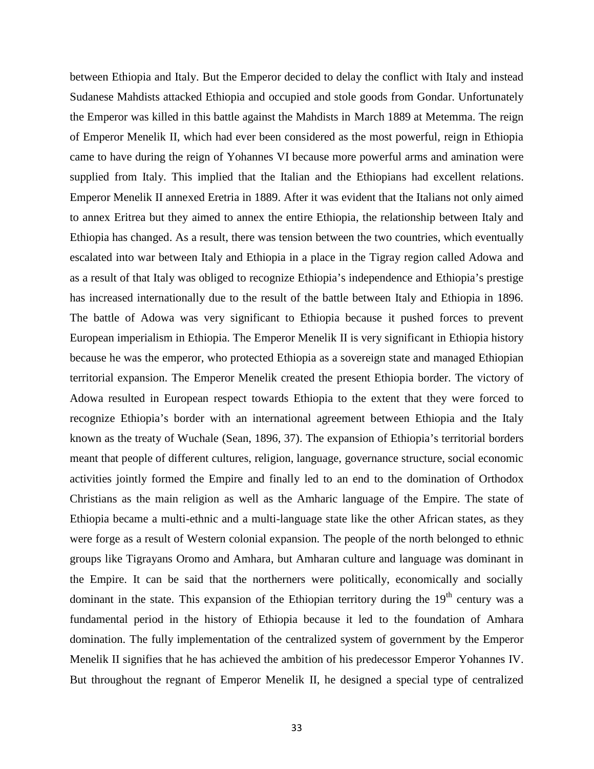between Ethiopia and Italy. But the Emperor decided to delay the conflict with Italy and instead Sudanese Mahdists attacked Ethiopia and occupied and stole goods from Gondar. Unfortunately the Emperor was killed in this battle against the Mahdists in March 1889 at Metemma. The reign of Emperor Menelik II, which had ever been considered as the most powerful, reign in Ethiopia came to have during the reign of Yohannes VI because more powerful arms and amination were supplied from Italy. This implied that the Italian and the Ethiopians had excellent relations. Emperor Menelik II annexed Eretria in 1889. After it was evident that the Italians not only aimed to annex Eritrea but they aimed to annex the entire Ethiopia, the relationship between Italy and Ethiopia has changed. As a result, there was tension between the two countries, which eventually escalated into war between Italy and Ethiopia in a place in the Tigray region called Adowa and as a result of that Italy was obliged to recognize Ethiopia's independence and Ethiopia's prestige has increased internationally due to the result of the battle between Italy and Ethiopia in 1896. The battle of Adowa was very significant to Ethiopia because it pushed forces to prevent European imperialism in Ethiopia. The Emperor Menelik II is very significant in Ethiopia history because he was the emperor, who protected Ethiopia as a sovereign state and managed Ethiopian territorial expansion. The Emperor Menelik created the present Ethiopia border. The victory of Adowa resulted in European respect towards Ethiopia to the extent that they were forced to recognize Ethiopia's border with an international agreement between Ethiopia and the Italy known as the treaty of Wuchale (Sean, 1896, 37). The expansion of Ethiopia's territorial borders meant that people of different cultures, religion, language, governance structure, social economic activities jointly formed the Empire and finally led to an end to the domination of Orthodox Christians as the main religion as well as the Amharic language of the Empire. The state of Ethiopia became a multi-ethnic and a multi-language state like the other African states, as they were forge as a result of Western colonial expansion. The people of the north belonged to ethnic groups like Tigrayans Oromo and Amhara, but Amharan culture and language was dominant in the Empire. It can be said that the northerners were politically, economically and socially dominant in the state. This expansion of the Ethiopian territory during the 19th century was a fundamental period in the history of Ethiopia because it led to the foundation of Amhara domination. The fully implementation of the centralized system of government by the Emperor Menelik II signifies that he has achieved the ambition of his predecessor Emperor Yohannes IV. But throughout the regnant of Emperor Menelik II, he designed a special type of centralized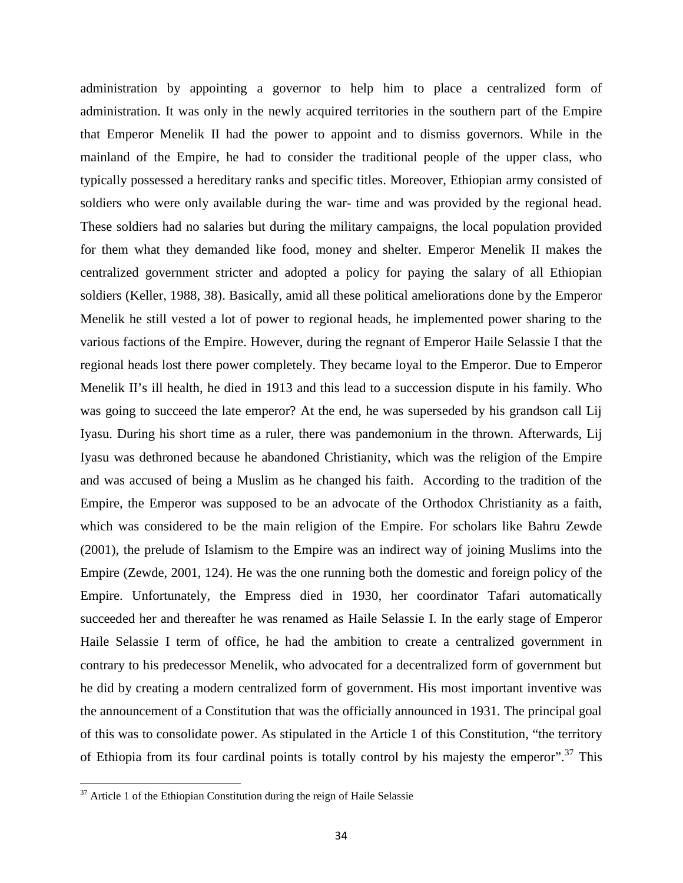administration by appointing a governor to help him to place a centralized form of administration. It was only in the newly acquired territories in the southern part of the Empire that Emperor Menelik II had the power to appoint and to dismiss governors. While in the mainland of the Empire, he had to consider the traditional people of the upper class, who typically possessed a hereditary ranks and specific titles. Moreover, Ethiopian army consisted of soldiers who were only available during the war- time and was provided by the regional head. These soldiers had no salaries but during the military campaigns, the local population provided for them what they demanded like food, money and shelter. Emperor Menelik II makes the centralized government stricter and adopted a policy for paying the salary of all Ethiopian soldiers (Keller, 1988, 38). Basically, amid all these political ameliorations done by the Emperor Menelik he still vested a lot of power to regional heads, he implemented power sharing to the various factions of the Empire. However, during the regnant of Emperor Haile Selassie I that the regional heads lost there power completely. They became loyal to the Emperor. Due to Emperor Menelik II's ill health, he died in 1913 and this lead to a succession dispute in his family. Who was going to succeed the late emperor? At the end, he was superseded by his grandson call Lij Iyasu. During his short time as a ruler, there was pandemonium in the thrown. Afterwards, Lij Iyasu was dethroned because he abandoned Christianity, which was the religion of the Empire and was accused of being a Muslim as he changed his faith. According to the tradition of the Empire, the Emperor was supposed to be an advocate of the Orthodox Christianity as a faith, which was considered to be the main religion of the Empire. For scholars like Bahru Zewde (2001), the prelude of Islamism to the Empire was an indirect way of joining Muslims into the Empire (Zewde, 2001, 124). He was the one running both the domestic and foreign policy of the Empire. Unfortunately, the Empress died in 1930, her coordinator Tafari automatically succeeded her and thereafter he was renamed as Haile Selassie I. In the early stage of Emperor Haile Selassie I term of office, he had the ambition to create a centralized government in contrary to his predecessor Menelik, who advocated for a decentralized form of government but he did by creating a modern centralized form of government. His most important inventive was the announcement of a Constitution that was the officially announced in 1931. The principal goal of this was to consolidate power. As stipulated in the Article 1 of this Constitution, "the territory of Ethiopia from its four cardinal points is totally control by his majesty the emperor".[37] This

[37] Article 1 of the Ethiopian Constitution during the reign of Haile Selassie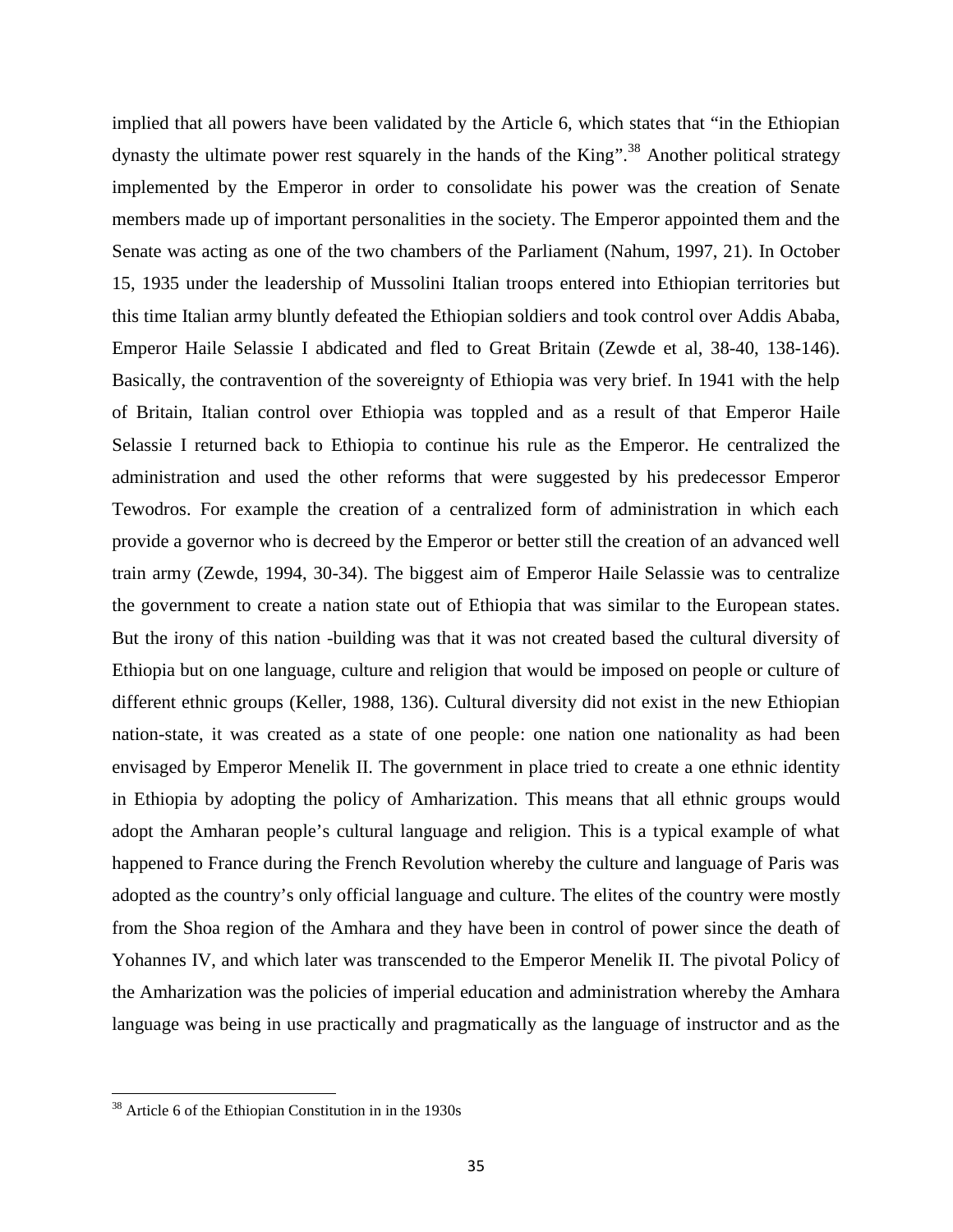implied that all powers have been validated by the Article 6, which states that "in the Ethiopian dynasty the ultimate power rest squarely in the hands of the King".[38] Another political strategy implemented by the Emperor in order to consolidate his power was the creation of Senate members made up of important personalities in the society. The Emperor appointed them and the Senate was acting as one of the two chambers of the Parliament (Nahum, 1997, 21). In October 15, 1935 under the leadership of Mussolini Italian troops entered into Ethiopian territories but this time Italian army bluntly defeated the Ethiopian soldiers and took control over Addis Ababa, Emperor Haile Selassie I abdicated and fled to Great Britain (Zewde et al, 38-40, 138-146). Basically, the contravention of the sovereignty of Ethiopia was very brief. In 1941 with the help of Britain, Italian control over Ethiopia was toppled and as a result of that Emperor Haile Selassie I returned back to Ethiopia to continue his rule as the Emperor. He centralized the administration and used the other reforms that were suggested by his predecessor Emperor Tewodros. For example the creation of a centralized form of administration in which each provide a governor who is decreed by the Emperor or better still the creation of an advanced well train army (Zewde, 1994, 30-34). The biggest aim of Emperor Haile Selassie was to centralize the government to create a nation state out of Ethiopia that was similar to the European states. But the irony of this nation -building was that it was not created based the cultural diversity of Ethiopia but on one language, culture and religion that would be imposed on people or culture of different ethnic groups (Keller, 1988, 136). Cultural diversity did not exist in the new Ethiopian nation-state, it was created as a state of one people: one nation one nationality as had been envisaged by Emperor Menelik II. The government in place tried to create a one ethnic identity in Ethiopia by adopting the policy of Amharization. This means that all ethnic groups would adopt the Amharan people's cultural language and religion. This is a typical example of what happened to France during the French Revolution whereby the culture and language of Paris was adopted as the country's only official language and culture. The elites of the country were mostly from the Shoa region of the Amhara and they have been in control of power since the death of Yohannes IV, and which later was transcended to the Emperor Menelik II. The pivotal Policy of the Amharization was the policies of imperial education and administration whereby the Amhara language was being in use practically and pragmatically as the language of instructor and as the

[38] Article 6 of the Ethiopian Constitution in in the 1930s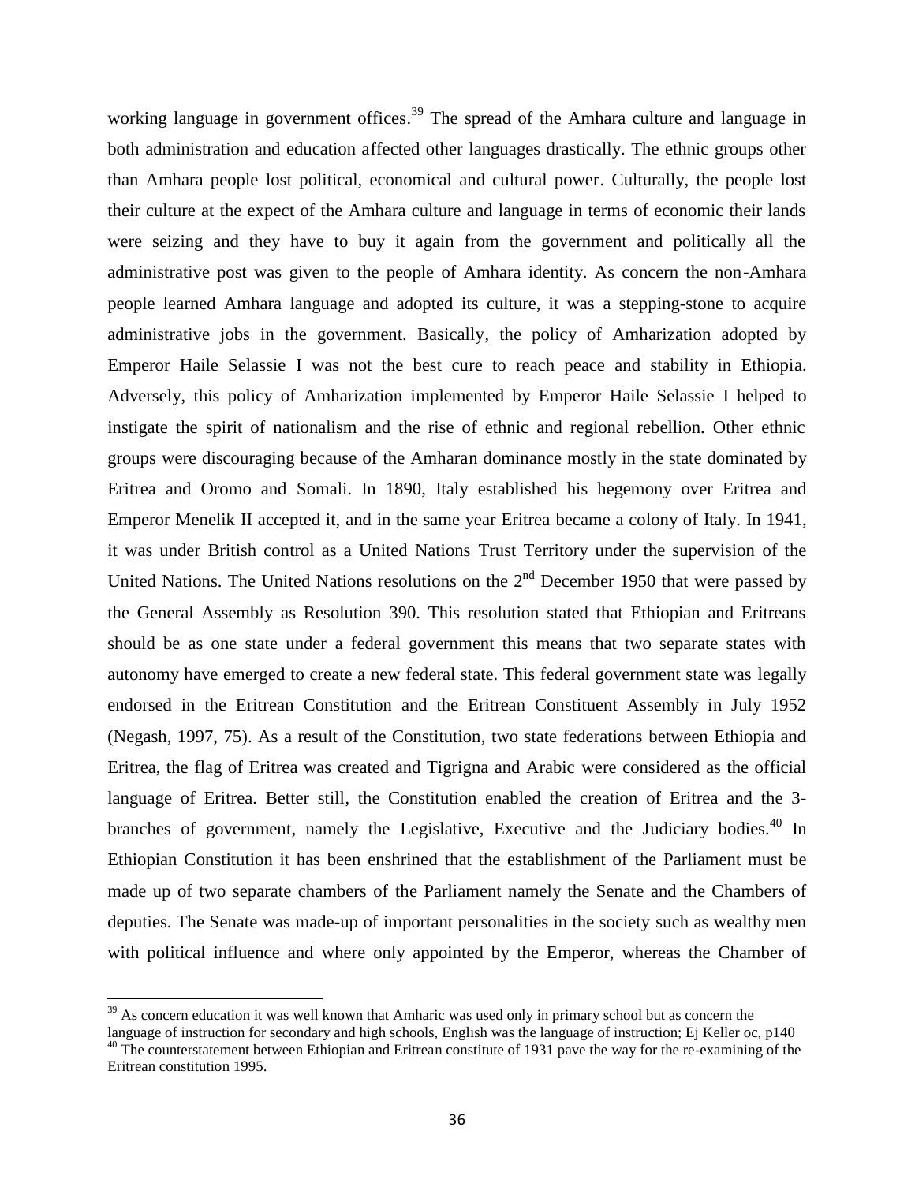working language in government offices.[39] The spread of the Amhara culture and language in both administration and education affected other languages drastically. The ethnic groups other than Amhara people lost political, economical and cultural power. Culturally, the people lost their culture at the expect of the Amhara culture and language in terms of economic their lands were seizing and they have to buy it again from the government and politically all the administrative post was given to the people of Amhara identity. As concern the non-Amhara people learned Amhara language and adopted its culture, it was a stepping-stone to acquire administrative jobs in the government. Basically, the policy of Amharization adopted by Emperor Haile Selassie I was not the best cure to reach peace and stability in Ethiopia. Adversely, this policy of Amharization implemented by Emperor Haile Selassie I helped to instigate the spirit of nationalism and the rise of ethnic and regional rebellion. Other ethnic groups were discouraging because of the Amharan dominance mostly in the state dominated by Eritrea and Oromo and Somali. In 1890, Italy established his hegemony over Eritrea and Emperor Menelik II accepted it, and in the same year Eritrea became a colony of Italy. In 1941, it was under British control as a United Nations Trust Territory under the supervision of the United Nations. The United Nations resolutions on the 2nd December 1950 that were passed by the General Assembly as Resolution 390. This resolution stated that Ethiopian and Eritreans should be as one state under a federal government this means that two separate states with autonomy have emerged to create a new federal state. This federal government state was legally endorsed in the Eritrean Constitution and the Eritrean Constituent Assembly in July 1952 (Negash, 1997, 75). As a result of the Constitution, two state federations between Ethiopia and Eritrea, the flag of Eritrea was created and Tigrigna and Arabic were considered as the official language of Eritrea. Better still, the Constitution enabled the creation of Eritrea and the 3-branches of government, namely the Legislative, Executive and the Judiciary bodies.[40] In Ethiopian Constitution it has been enshrined that the establishment of the Parliament must be made up of two separate chambers of the Parliament namely the Senate and the Chambers of deputies. The Senate was made-up of important personalities in the society such as wealthy men with political influence and where only appointed by the Emperor, whereas the Chamber of

---

[39] As concern education it was well known that Amharic was used only in primary school but as concern the language of instruction for secondary and high schools, English was the language of instruction; Ej Keller oc, p140

[40] The counterstatement between Ethiopian and Eritrean constitute of 1931 pave the way for the re-examining of the Eritrean constitution 1995.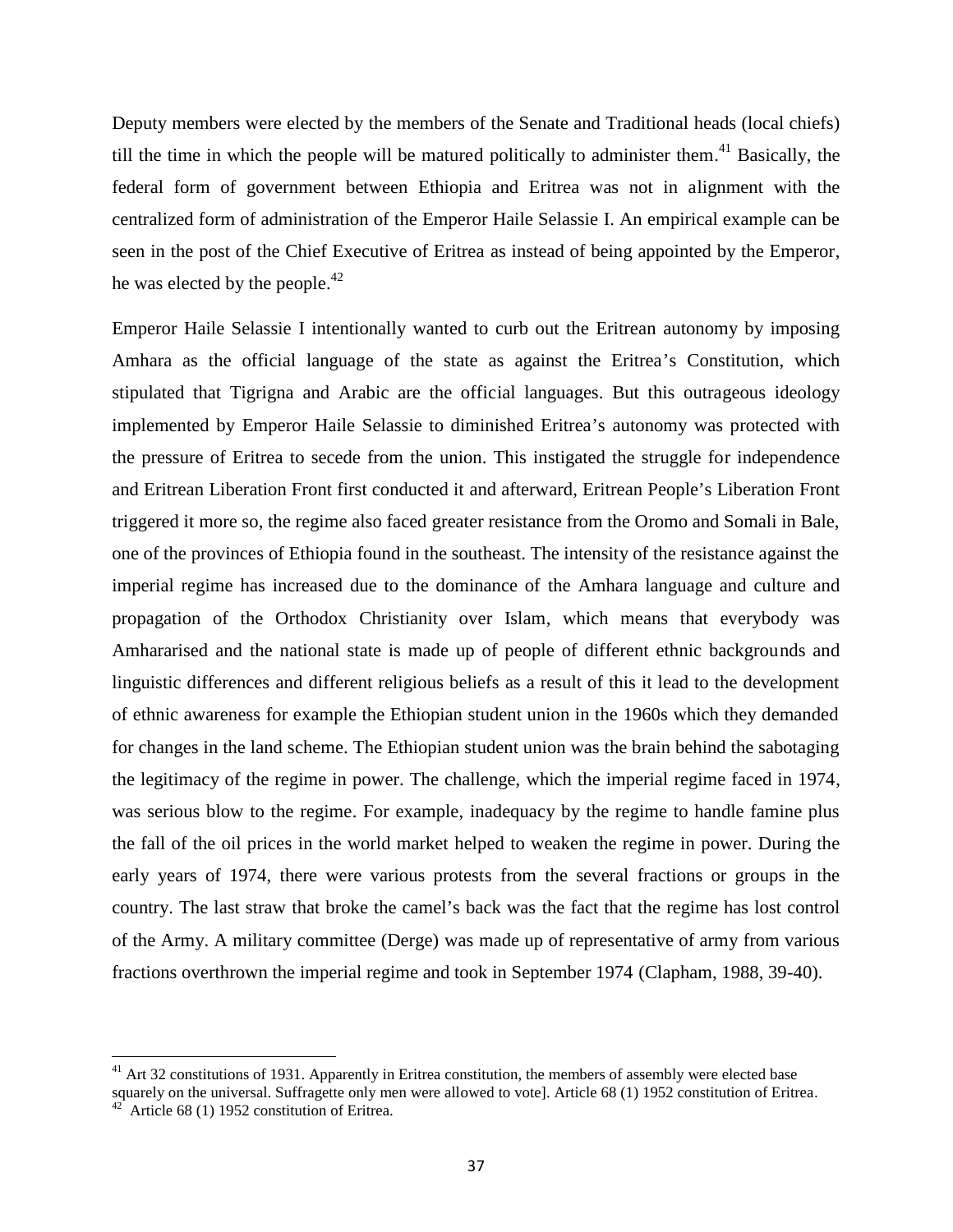Deputy members were elected by the members of the Senate and Traditional heads (local chiefs) till the time in which the people will be matured politically to administer them.[41] Basically, the federal form of government between Ethiopia and Eritrea was not in alignment with the centralized form of administration of the Emperor Haile Selassie I. An empirical example can be seen in the post of the Chief Executive of Eritrea as instead of being appointed by the Emperor, he was elected by the people.[42]

Emperor Haile Selassie I intentionally wanted to curb out the Eritrean autonomy by imposing Amhara as the official language of the state as against the Eritrea's Constitution, which stipulated that Tigrigna and Arabic are the official languages. But this outrageous ideology implemented by Emperor Haile Selassie to diminished Eritrea's autonomy was protected with the pressure of Eritrea to secede from the union. This instigated the struggle for independence and Eritrean Liberation Front first conducted it and afterward, Eritrean People's Liberation Front triggered it more so, the regime also faced greater resistance from the Oromo and Somali in Bale, one of the provinces of Ethiopia found in the southeast. The intensity of the resistance against the imperial regime has increased due to the dominance of the Amhara language and culture and propagation of the Orthodox Christianity over Islam, which means that everybody was Amhararised and the national state is made up of people of different ethnic backgrounds and linguistic differences and different religious beliefs as a result of this it lead to the development of ethnic awareness for example the Ethiopian student union in the 1960s which they demanded for changes in the land scheme. The Ethiopian student union was the brain behind the sabotaging the legitimacy of the regime in power. The challenge, which the imperial regime faced in 1974, was serious blow to the regime. For example, inadequacy by the regime to handle famine plus the fall of the oil prices in the world market helped to weaken the regime in power. During the early years of 1974, there were various protests from the several fractions or groups in the country. The last straw that broke the camel's back was the fact that the regime has lost control of the Army. A military committee (Derge) was made up of representative of army from various fractions overthrown the imperial regime and took in September 1974 (Clapham, 1988, 39-40).

---

[41] Art 32 constitutions of 1931. Apparently in Eritrea constitution, the members of assembly were elected base squarely on the universal. Suffragette only men were allowed to vote]. Article 68 (1) 1952 constitution of Eritrea.

[42] Article 68 (1) 1952 constitution of Eritrea.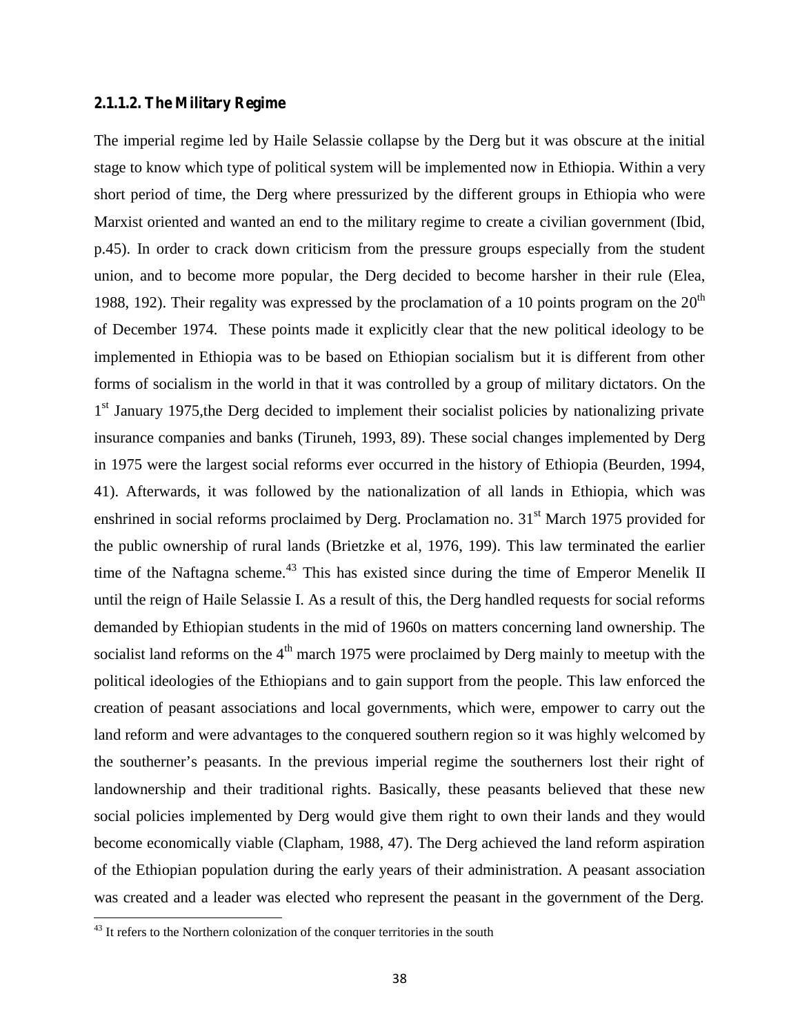#### 2.1.1.2. The Military Regime

The imperial regime led by Haile Selassie collapse by the Derg but it was obscure at the initial stage to know which type of political system will be implemented now in Ethiopia. Within a very short period of time, the Derg where pressurized by the different groups in Ethiopia who were Marxist oriented and wanted an end to the military regime to create a civilian government (Ibid, p.45). In order to crack down criticism from the pressure groups especially from the student union, and to become more popular, the Derg decided to become harsher in their rule (Elea, 1988, 192). Their regality was expressed by the proclamation of a 10 points program on the 20th of December 1974. These points made it explicitly clear that the new political ideology to be implemented in Ethiopia was to be based on Ethiopian socialism but it is different from other forms of socialism in the world in that it was controlled by a group of military dictators. On the 1st January 1975,the Derg decided to implement their socialist policies by nationalizing private insurance companies and banks (Tiruneh, 1993, 89). These social changes implemented by Derg in 1975 were the largest social reforms ever occurred in the history of Ethiopia (Beurden, 1994, 41). Afterwards, it was followed by the nationalization of all lands in Ethiopia, which was enshrined in social reforms proclaimed by Derg. Proclamation no. 31st March 1975 provided for the public ownership of rural lands (Brietzke et al, 1976, 199). This law terminated the earlier time of the Naftagna scheme.[43] This has existed since during the time of Emperor Menelik II until the reign of Haile Selassie I. As a result of this, the Derg handled requests for social reforms demanded by Ethiopian students in the mid of 1960s on matters concerning land ownership. The socialist land reforms on the 4th march 1975 were proclaimed by Derg mainly to meetup with the political ideologies of the Ethiopians and to gain support from the people. This law enforced the creation of peasant associations and local governments, which were, empower to carry out the land reform and were advantages to the conquered southern region so it was highly welcomed by the southerner's peasants. In the previous imperial regime the southerners lost their right of landownership and their traditional rights. Basically, these peasants believed that these new social policies implemented by Derg would give them right to own their lands and they would become economically viable (Clapham, 1988, 47). The Derg achieved the land reform aspiration of the Ethiopian population during the early years of their administration. A peasant association was created and a leader was elected who represent the peasant in the government of the Derg.

[43] It refers to the Northern colonization of the conquer territories in the south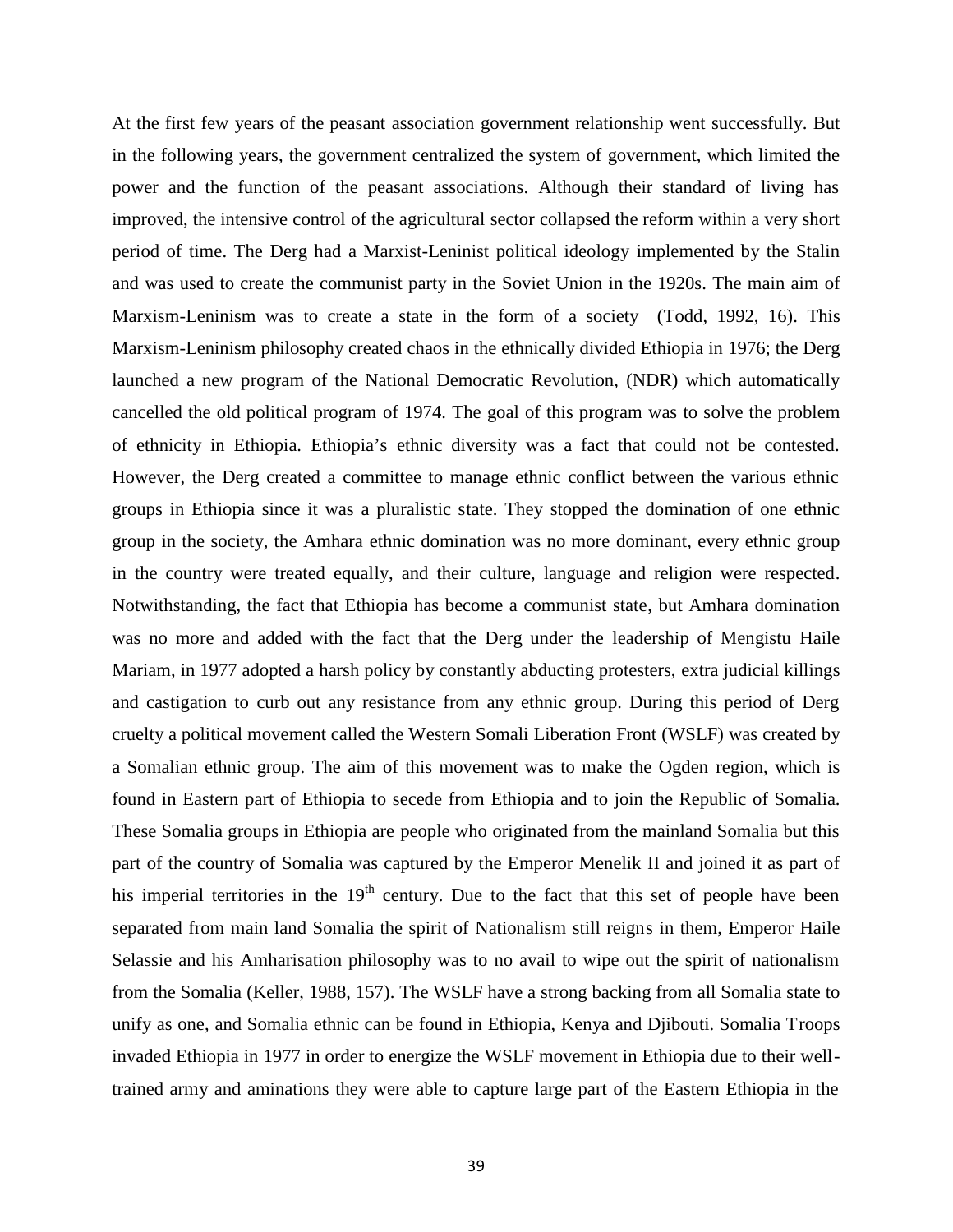At the first few years of the peasant association government relationship went successfully. But in the following years, the government centralized the system of government, which limited the power and the function of the peasant associations. Although their standard of living has improved, the intensive control of the agricultural sector collapsed the reform within a very short period of time. The Derg had a Marxist-Leninist political ideology implemented by the Stalin and was used to create the communist party in the Soviet Union in the 1920s. The main aim of Marxism-Leninism was to create a state in the form of a society (Todd, 1992, 16). This Marxism-Leninism philosophy created chaos in the ethnically divided Ethiopia in 1976; the Derg launched a new program of the National Democratic Revolution, (NDR) which automatically cancelled the old political program of 1974. The goal of this program was to solve the problem of ethnicity in Ethiopia. Ethiopia's ethnic diversity was a fact that could not be contested. However, the Derg created a committee to manage ethnic conflict between the various ethnic groups in Ethiopia since it was a pluralistic state. They stopped the domination of one ethnic group in the society, the Amhara ethnic domination was no more dominant, every ethnic group in the country were treated equally, and their culture, language and religion were respected. Notwithstanding, the fact that Ethiopia has become a communist state, but Amhara domination was no more and added with the fact that the Derg under the leadership of Mengistu Haile Mariam, in 1977 adopted a harsh policy by constantly abducting protesters, extra judicial killings and castigation to curb out any resistance from any ethnic group. During this period of Derg cruelty a political movement called the Western Somali Liberation Front (WSLF) was created by a Somalian ethnic group. The aim of this movement was to make the Ogden region, which is found in Eastern part of Ethiopia to secede from Ethiopia and to join the Republic of Somalia. These Somalia groups in Ethiopia are people who originated from the mainland Somalia but this part of the country of Somalia was captured by the Emperor Menelik II and joined it as part of his imperial territories in the 19th century. Due to the fact that this set of people have been separated from main land Somalia the spirit of Nationalism still reigns in them, Emperor Haile Selassie and his Amharisation philosophy was to no avail to wipe out the spirit of nationalism from the Somalia (Keller, 1988, 157). The WSLF have a strong backing from all Somalia state to unify as one, and Somalia ethnic can be found in Ethiopia, Kenya and Djibouti. Somalia Troops invaded Ethiopia in 1977 in order to energize the WSLF movement in Ethiopia due to their well-trained army and aminations they were able to capture large part of the Eastern Ethiopia in the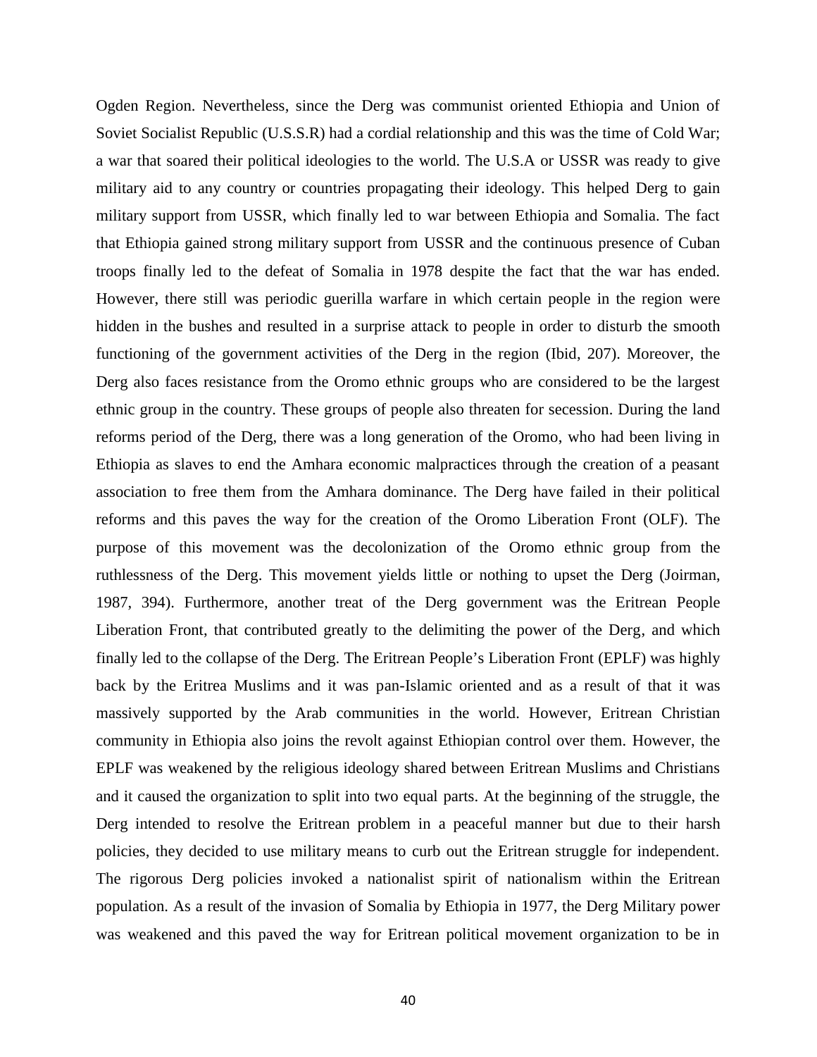Ogden Region. Nevertheless, since the Derg was communist oriented Ethiopia and Union of Soviet Socialist Republic (U.S.S.R) had a cordial relationship and this was the time of Cold War; a war that soared their political ideologies to the world. The U.S.A or USSR was ready to give military aid to any country or countries propagating their ideology. This helped Derg to gain military support from USSR, which finally led to war between Ethiopia and Somalia. The fact that Ethiopia gained strong military support from USSR and the continuous presence of Cuban troops finally led to the defeat of Somalia in 1978 despite the fact that the war has ended. However, there still was periodic guerilla warfare in which certain people in the region were hidden in the bushes and resulted in a surprise attack to people in order to disturb the smooth functioning of the government activities of the Derg in the region (Ibid, 207). Moreover, the Derg also faces resistance from the Oromo ethnic groups who are considered to be the largest ethnic group in the country. These groups of people also threaten for secession. During the land reforms period of the Derg, there was a long generation of the Oromo, who had been living in Ethiopia as slaves to end the Amhara economic malpractices through the creation of a peasant association to free them from the Amhara dominance. The Derg have failed in their political reforms and this paves the way for the creation of the Oromo Liberation Front (OLF). The purpose of this movement was the decolonization of the Oromo ethnic group from the ruthlessness of the Derg. This movement yields little or nothing to upset the Derg (Joirman, 1987, 394). Furthermore, another treat of the Derg government was the Eritrean People Liberation Front, that contributed greatly to the delimiting the power of the Derg, and which finally led to the collapse of the Derg. The Eritrean People's Liberation Front (EPLF) was highly back by the Eritrea Muslims and it was pan-Islamic oriented and as a result of that it was massively supported by the Arab communities in the world. However, Eritrean Christian community in Ethiopia also joins the revolt against Ethiopian control over them. However, the EPLF was weakened by the religious ideology shared between Eritrean Muslims and Christians and it caused the organization to split into two equal parts. At the beginning of the struggle, the Derg intended to resolve the Eritrean problem in a peaceful manner but due to their harsh policies, they decided to use military means to curb out the Eritrean struggle for independent. The rigorous Derg policies invoked a nationalist spirit of nationalism within the Eritrean population. As a result of the invasion of Somalia by Ethiopia in 1977, the Derg Military power was weakened and this paved the way for Eritrean political movement organization to be in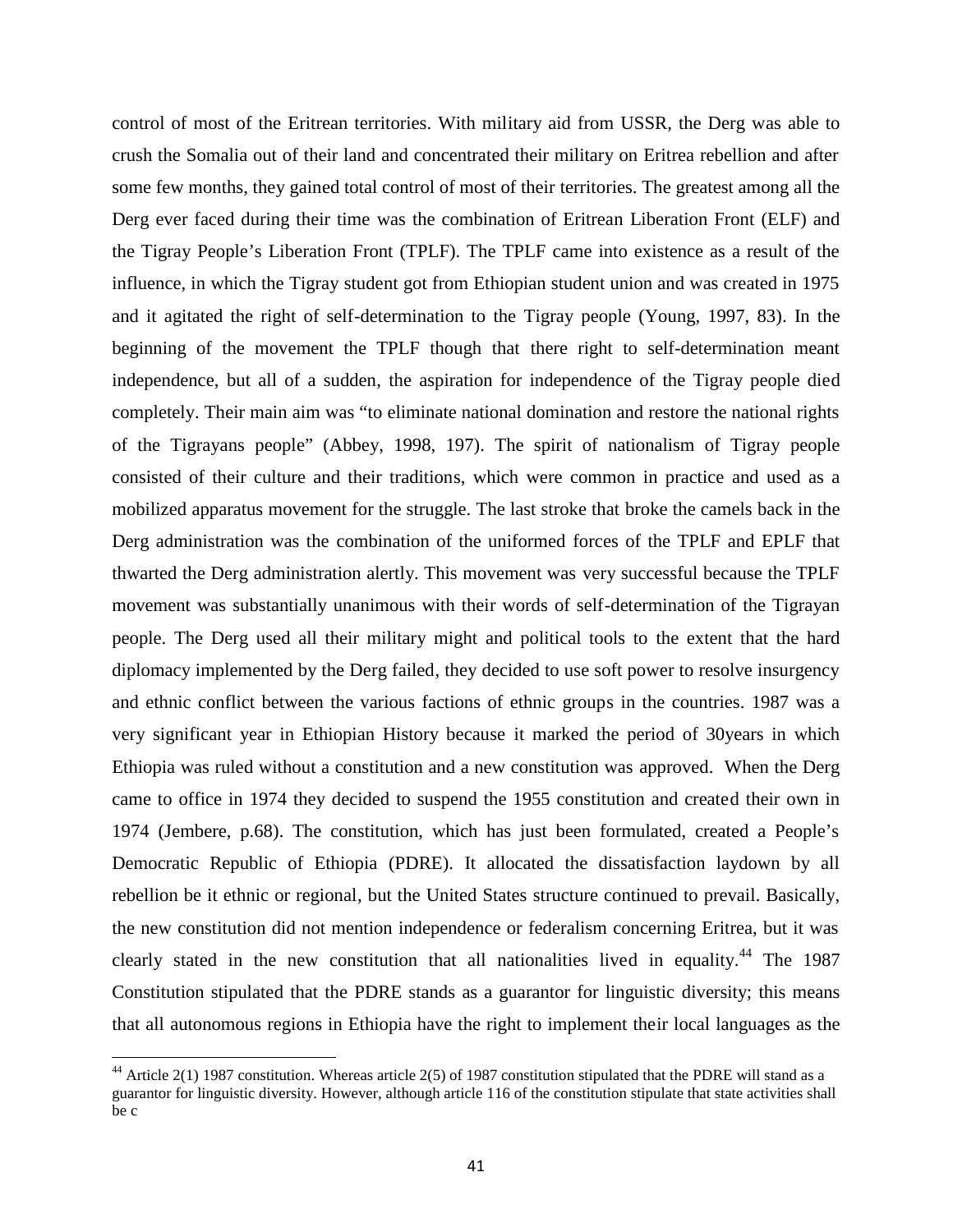control of most of the Eritrean territories. With military aid from USSR, the Derg was able to crush the Somalia out of their land and concentrated their military on Eritrea rebellion and after some few months, they gained total control of most of their territories. The greatest among all the Derg ever faced during their time was the combination of Eritrean Liberation Front (ELF) and the Tigray People's Liberation Front (TPLF). The TPLF came into existence as a result of the influence, in which the Tigray student got from Ethiopian student union and was created in 1975 and it agitated the right of self-determination to the Tigray people (Young, 1997, 83). In the beginning of the movement the TPLF though that there right to self-determination meant independence, but all of a sudden, the aspiration for independence of the Tigray people died completely. Their main aim was "to eliminate national domination and restore the national rights of the Tigrayans people" (Abbey, 1998, 197). The spirit of nationalism of Tigray people consisted of their culture and their traditions, which were common in practice and used as a mobilized apparatus movement for the struggle. The last stroke that broke the camels back in the Derg administration was the combination of the uniformed forces of the TPLF and EPLF that thwarted the Derg administration alertly. This movement was very successful because the TPLF movement was substantially unanimous with their words of self-determination of the Tigrayan people. The Derg used all their military might and political tools to the extent that the hard diplomacy implemented by the Derg failed, they decided to use soft power to resolve insurgency and ethnic conflict between the various factions of ethnic groups in the countries. 1987 was a very significant year in Ethiopian History because it marked the period of 30years in which Ethiopia was ruled without a constitution and a new constitution was approved. When the Derg came to office in 1974 they decided to suspend the 1955 constitution and created their own in 1974 (Jembere, p.68). The constitution, which has just been formulated, created a People's Democratic Republic of Ethiopia (PDRE). It allocated the dissatisfaction laydown by all rebellion be it ethnic or regional, but the United States structure continued to prevail. Basically, the new constitution did not mention independence or federalism concerning Eritrea, but it was clearly stated in the new constitution that all nationalities lived in equality.[44] The 1987 Constitution stipulated that the PDRE stands as a guarantor for linguistic diversity; this means that all autonomous regions in Ethiopia have the right to implement their local languages as the

[44] Article 2(1) 1987 constitution. Whereas article 2(5) of 1987 constitution stipulated that the PDRE will stand as a guarantor for linguistic diversity. However, although article 116 of the constitution stipulate that state activities shall be c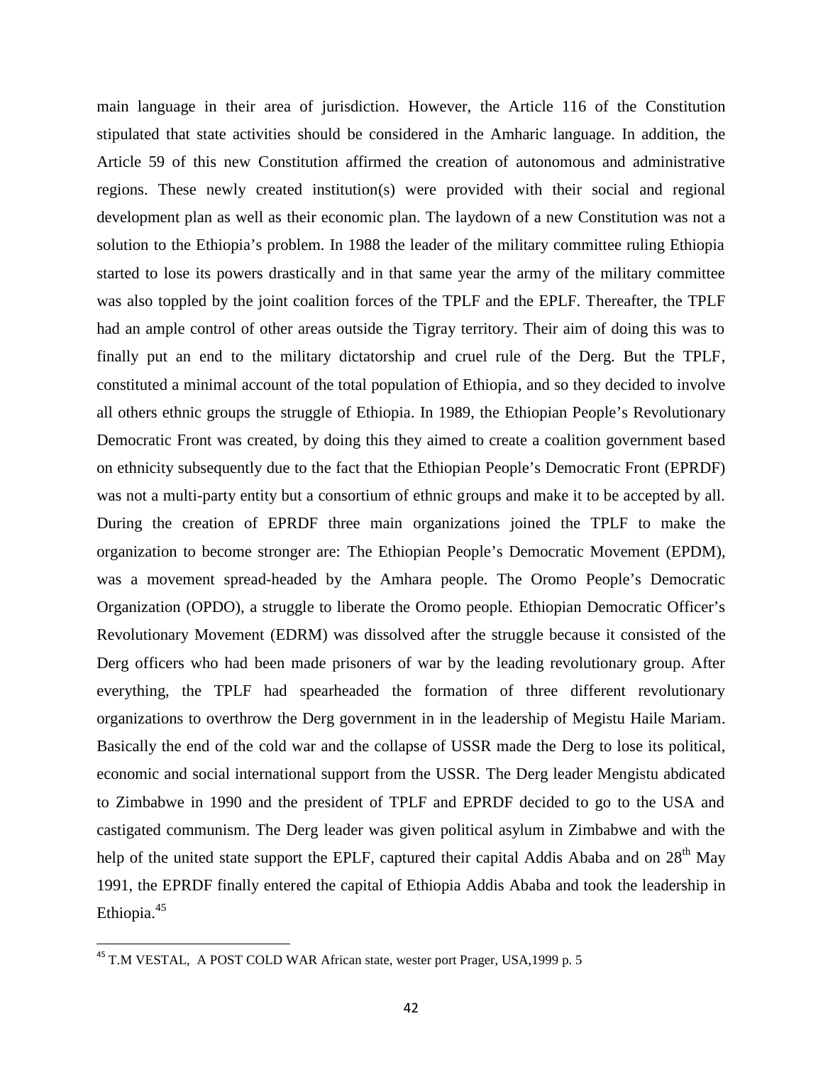main language in their area of jurisdiction. However, the Article 116 of the Constitution stipulated that state activities should be considered in the Amharic language. In addition, the Article 59 of this new Constitution affirmed the creation of autonomous and administrative regions. These newly created institution(s) were provided with their social and regional development plan as well as their economic plan. The laydown of a new Constitution was not a solution to the Ethiopia's problem. In 1988 the leader of the military committee ruling Ethiopia started to lose its powers drastically and in that same year the army of the military committee was also toppled by the joint coalition forces of the TPLF and the EPLF. Thereafter, the TPLF had an ample control of other areas outside the Tigray territory. Their aim of doing this was to finally put an end to the military dictatorship and cruel rule of the Derg. But the TPLF, constituted a minimal account of the total population of Ethiopia, and so they decided to involve all others ethnic groups the struggle of Ethiopia. In 1989, the Ethiopian People's Revolutionary Democratic Front was created, by doing this they aimed to create a coalition government based on ethnicity subsequently due to the fact that the Ethiopian People's Democratic Front (EPRDF) was not a multi-party entity but a consortium of ethnic groups and make it to be accepted by all. During the creation of EPRDF three main organizations joined the TPLF to make the organization to become stronger are: The Ethiopian People's Democratic Movement (EPDM), was a movement spread-headed by the Amhara people. The Oromo People's Democratic Organization (OPDO), a struggle to liberate the Oromo people. Ethiopian Democratic Officer's Revolutionary Movement (EDRM) was dissolved after the struggle because it consisted of the Derg officers who had been made prisoners of war by the leading revolutionary group. After everything, the TPLF had spearheaded the formation of three different revolutionary organizations to overthrow the Derg government in in the leadership of Megistu Haile Mariam. Basically the end of the cold war and the collapse of USSR made the Derg to lose its political, economic and social international support from the USSR. The Derg leader Mengistu abdicated to Zimbabwe in 1990 and the president of TPLF and EPRDF decided to go to the USA and castigated communism. The Derg leader was given political asylum in Zimbabwe and with the help of the united state support the EPLF, captured their capital Addis Ababa and on 28th May 1991, the EPRDF finally entered the capital of Ethiopia Addis Ababa and took the leadership in Ethiopia.[45]

[45] T.M VESTAL, A POST COLD WAR African state, wester port Prager, USA,1999 p. 5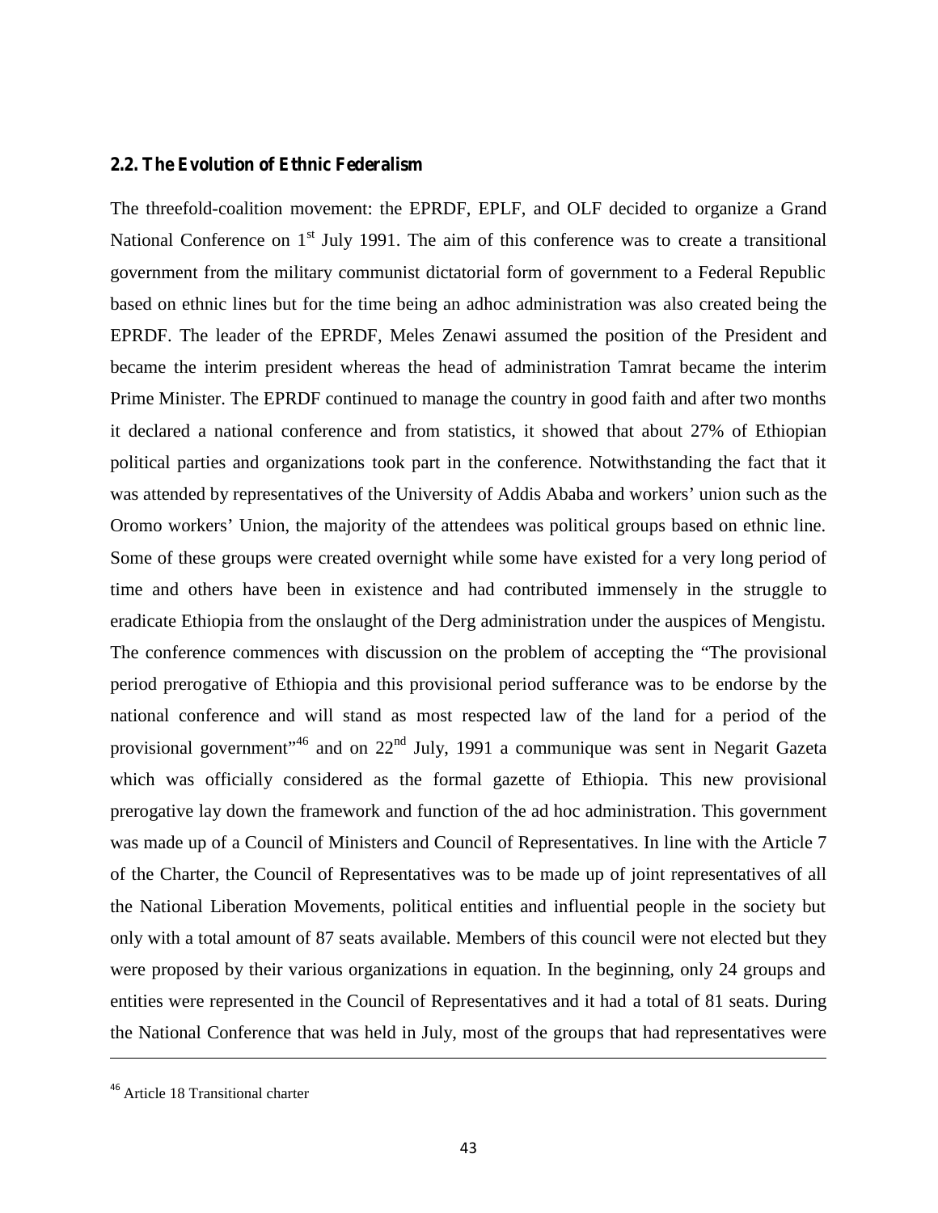## 2.2. The Evolution of Ethnic Federalism

The threefold-coalition movement: the EPRDF, EPLF, and OLF decided to organize a Grand National Conference on 1st July 1991. The aim of this conference was to create a transitional government from the military communist dictatorial form of government to a Federal Republic based on ethnic lines but for the time being an adhoc administration was also created being the EPRDF. The leader of the EPRDF, Meles Zenawi assumed the position of the President and became the interim president whereas the head of administration Tamrat became the interim Prime Minister. The EPRDF continued to manage the country in good faith and after two months it declared a national conference and from statistics, it showed that about 27% of Ethiopian political parties and organizations took part in the conference. Notwithstanding the fact that it was attended by representatives of the University of Addis Ababa and workers' union such as the Oromo workers' Union, the majority of the attendees was political groups based on ethnic line. Some of these groups were created overnight while some have existed for a very long period of time and others have been in existence and had contributed immensely in the struggle to eradicate Ethiopia from the onslaught of the Derg administration under the auspices of Mengistu. The conference commences with discussion on the problem of accepting the "The provisional period prerogative of Ethiopia and this provisional period sufferance was to be endorse by the national conference and will stand as most respected law of the land for a period of the provisional government"[46] and on 22nd July, 1991 a communique was sent in Negarit Gazeta which was officially considered as the formal gazette of Ethiopia. This new provisional prerogative lay down the framework and function of the ad hoc administration. This government was made up of a Council of Ministers and Council of Representatives. In line with the Article 7 of the Charter, the Council of Representatives was to be made up of joint representatives of all the National Liberation Movements, political entities and influential people in the society but only with a total amount of 87 seats available. Members of this council were not elected but they were proposed by their various organizations in equation. In the beginning, only 24 groups and entities were represented in the Council of Representatives and it had a total of 81 seats. During the National Conference that was held in July, most of the groups that had representatives were

---

[46] Article 18 Transitional charter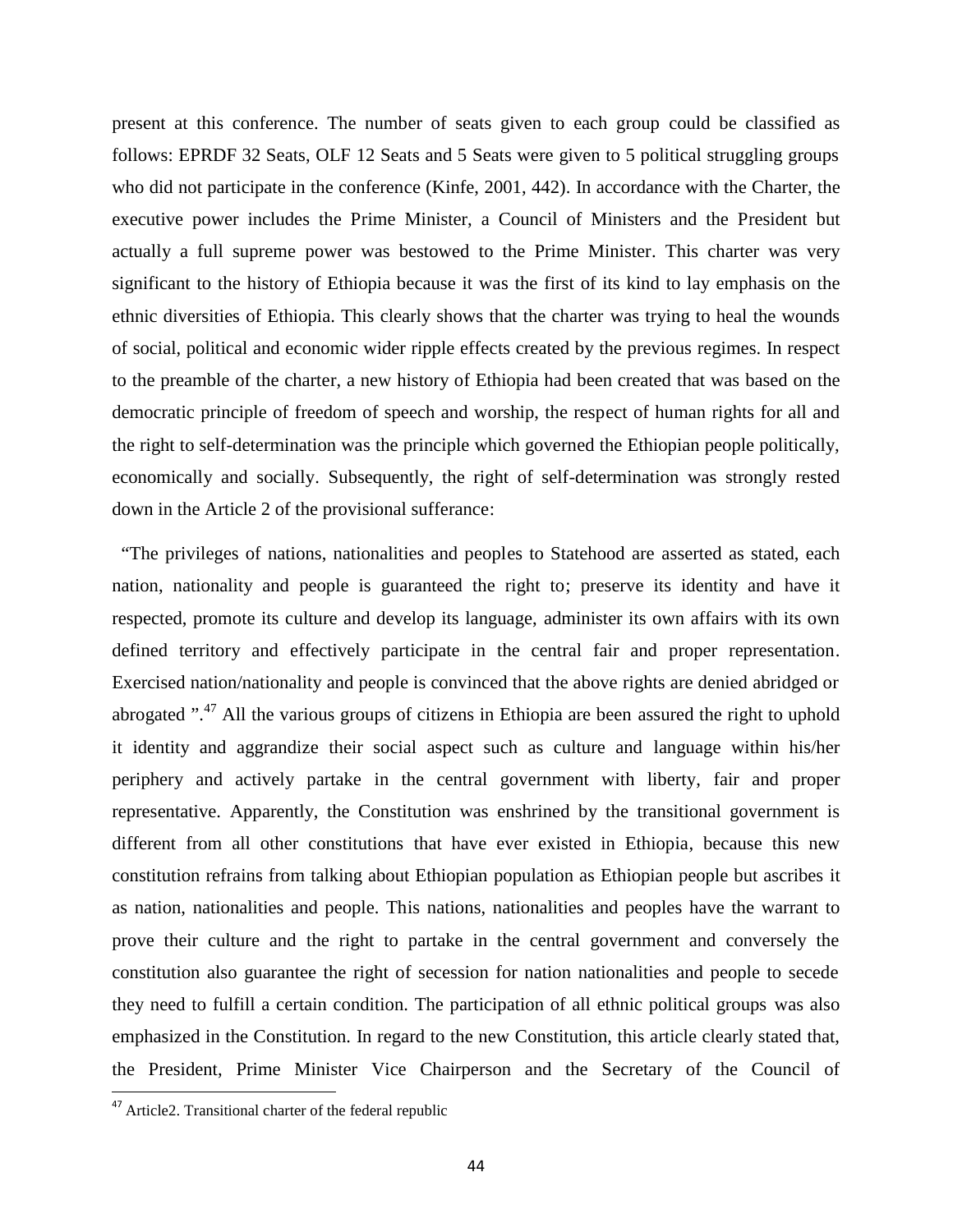present at this conference. The number of seats given to each group could be classified as follows: EPRDF 32 Seats, OLF 12 Seats and 5 Seats were given to 5 political struggling groups who did not participate in the conference (Kinfe, 2001, 442). In accordance with the Charter, the executive power includes the Prime Minister, a Council of Ministers and the President but actually a full supreme power was bestowed to the Prime Minister. This charter was very significant to the history of Ethiopia because it was the first of its kind to lay emphasis on the ethnic diversities of Ethiopia. This clearly shows that the charter was trying to heal the wounds of social, political and economic wider ripple effects created by the previous regimes. In respect to the preamble of the charter, a new history of Ethiopia had been created that was based on the democratic principle of freedom of speech and worship, the respect of human rights for all and the right to self-determination was the principle which governed the Ethiopian people politically, economically and socially. Subsequently, the right of self-determination was strongly rested down in the Article 2 of the provisional sufferance:

"The privileges of nations, nationalities and peoples to Statehood are asserted as stated, each nation, nationality and people is guaranteed the right to; preserve its identity and have it respected, promote its culture and develop its language, administer its own affairs with its own defined territory and effectively participate in the central fair and proper representation. Exercised nation/nationality and people is convinced that the above rights are denied abridged or abrogated ".[47] All the various groups of citizens in Ethiopia are been assured the right to uphold it identity and aggrandize their social aspect such as culture and language within his/her periphery and actively partake in the central government with liberty, fair and proper representative. Apparently, the Constitution was enshrined by the transitional government is different from all other constitutions that have ever existed in Ethiopia, because this new constitution refrains from talking about Ethiopian population as Ethiopian people but ascribes it as nation, nationalities and people. This nations, nationalities and peoples have the warrant to prove their culture and the right to partake in the central government and conversely the constitution also guarantee the right of secession for nation nationalities and people to secede they need to fulfill a certain condition. The participation of all ethnic political groups was also emphasized in the Constitution. In regard to the new Constitution, this article clearly stated that, the President, Prime Minister Vice Chairperson and the Secretary of the Council of

[47] Article2. Transitional charter of the federal republic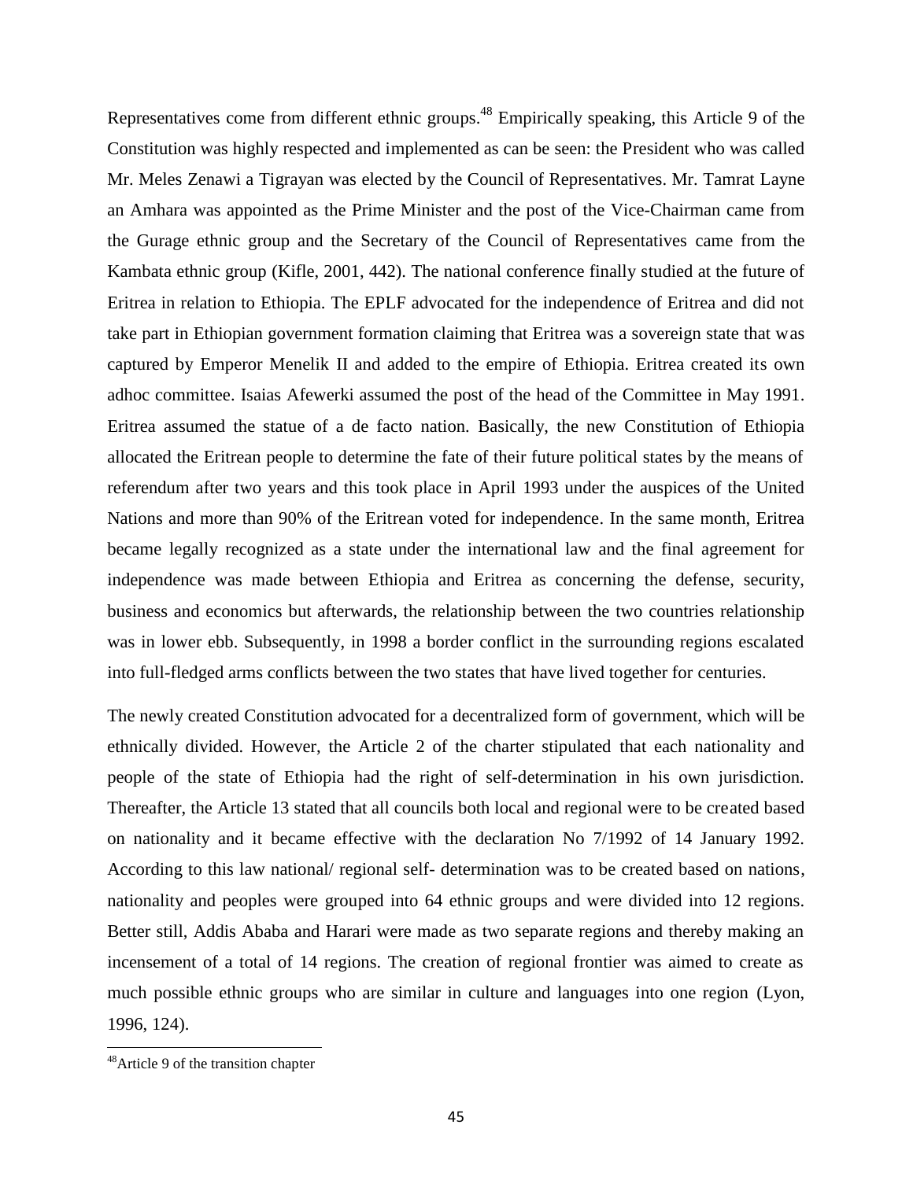Representatives come from different ethnic groups.[48] Empirically speaking, this Article 9 of the Constitution was highly respected and implemented as can be seen: the President who was called Mr. Meles Zenawi a Tigrayan was elected by the Council of Representatives. Mr. Tamrat Layne an Amhara was appointed as the Prime Minister and the post of the Vice-Chairman came from the Gurage ethnic group and the Secretary of the Council of Representatives came from the Kambata ethnic group (Kifle, 2001, 442). The national conference finally studied at the future of Eritrea in relation to Ethiopia. The EPLF advocated for the independence of Eritrea and did not take part in Ethiopian government formation claiming that Eritrea was a sovereign state that was captured by Emperor Menelik II and added to the empire of Ethiopia. Eritrea created its own adhoc committee. Isaias Afewerki assumed the post of the head of the Committee in May 1991. Eritrea assumed the statue of a de facto nation. Basically, the new Constitution of Ethiopia allocated the Eritrean people to determine the fate of their future political states by the means of referendum after two years and this took place in April 1993 under the auspices of the United Nations and more than 90% of the Eritrean voted for independence. In the same month, Eritrea became legally recognized as a state under the international law and the final agreement for independence was made between Ethiopia and Eritrea as concerning the defense, security, business and economics but afterwards, the relationship between the two countries relationship was in lower ebb. Subsequently, in 1998 a border conflict in the surrounding regions escalated into full-fledged arms conflicts between the two states that have lived together for centuries.

The newly created Constitution advocated for a decentralized form of government, which will be ethnically divided. However, the Article 2 of the charter stipulated that each nationality and people of the state of Ethiopia had the right of self-determination in his own jurisdiction. Thereafter, the Article 13 stated that all councils both local and regional were to be created based on nationality and it became effective with the declaration No 7/1992 of 14 January 1992. According to this law national/ regional self- determination was to be created based on nations, nationality and peoples were grouped into 64 ethnic groups and were divided into 12 regions. Better still, Addis Ababa and Harari were made as two separate regions and thereby making an incensement of a total of 14 regions. The creation of regional frontier was aimed to create as much possible ethnic groups who are similar in culture and languages into one region (Lyon, 1996, 124).

---

[48] Article 9 of the transition chapter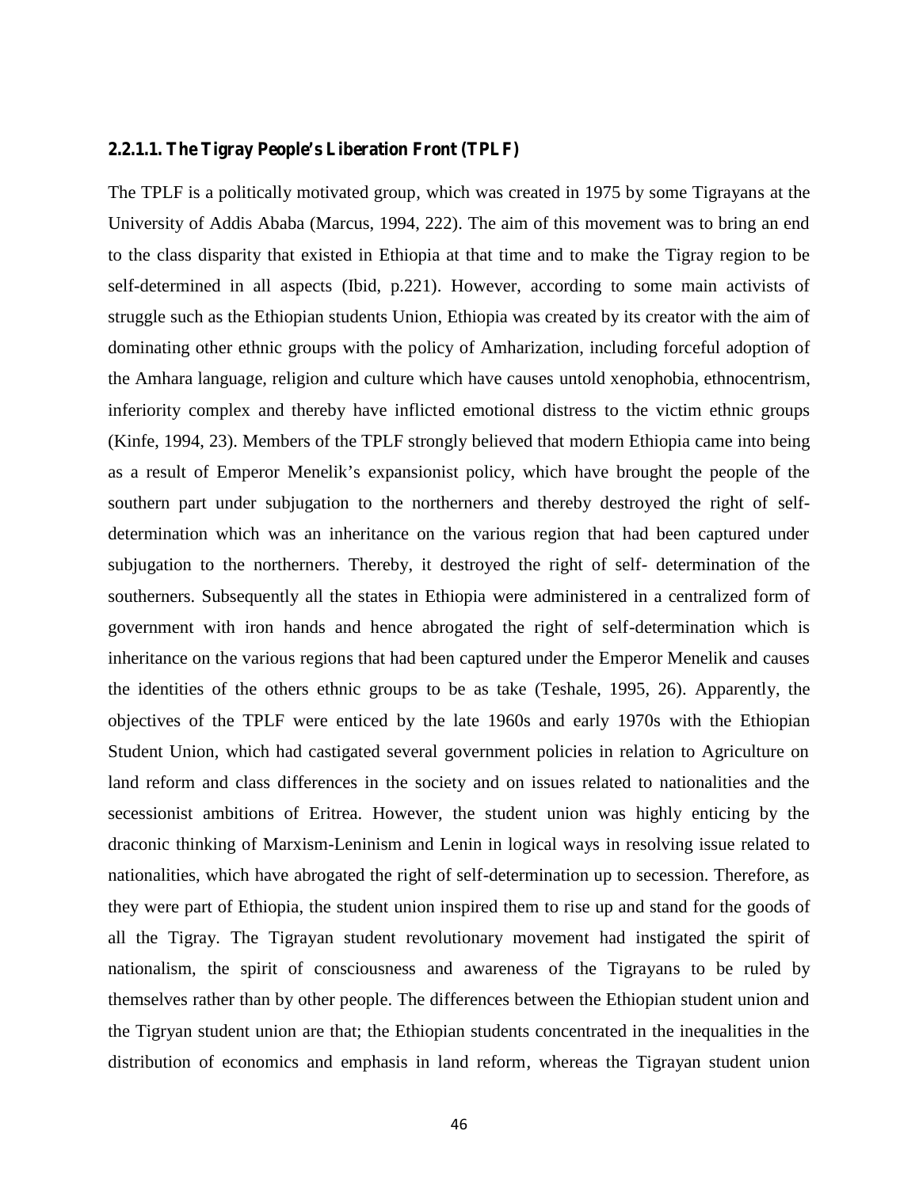#### 2.2.1.1. The Tigray People's Liberation Front (TPLF)

The TPLF is a politically motivated group, which was created in 1975 by some Tigrayans at the University of Addis Ababa (Marcus, 1994, 222). The aim of this movement was to bring an end to the class disparity that existed in Ethiopia at that time and to make the Tigray region to be self-determined in all aspects (Ibid, p.221). However, according to some main activists of struggle such as the Ethiopian students Union, Ethiopia was created by its creator with the aim of dominating other ethnic groups with the policy of Amharization, including forceful adoption of the Amhara language, religion and culture which have causes untold xenophobia, ethnocentrism, inferiority complex and thereby have inflicted emotional distress to the victim ethnic groups (Kinfe, 1994, 23). Members of the TPLF strongly believed that modern Ethiopia came into being as a result of Emperor Menelik's expansionist policy, which have brought the people of the southern part under subjugation to the northerners and thereby destroyed the right of self-determination which was an inheritance on the various region that had been captured under subjugation to the northerners. Thereby, it destroyed the right of self- determination of the southerners. Subsequently all the states in Ethiopia were administered in a centralized form of government with iron hands and hence abrogated the right of self-determination which is inheritance on the various regions that had been captured under the Emperor Menelik and causes the identities of the others ethnic groups to be as take (Teshale, 1995, 26). Apparently, the objectives of the TPLF were enticed by the late 1960s and early 1970s with the Ethiopian Student Union, which had castigated several government policies in relation to Agriculture on land reform and class differences in the society and on issues related to nationalities and the secessionist ambitions of Eritrea. However, the student union was highly enticing by the draconic thinking of Marxism-Leninism and Lenin in logical ways in resolving issue related to nationalities, which have abrogated the right of self-determination up to secession. Therefore, as they were part of Ethiopia, the student union inspired them to rise up and stand for the goods of all the Tigray. The Tigrayan student revolutionary movement had instigated the spirit of nationalism, the spirit of consciousness and awareness of the Tigrayans to be ruled by themselves rather than by other people. The differences between the Ethiopian student union and the Tigryan student union are that; the Ethiopian students concentrated in the inequalities in the distribution of economics and emphasis in land reform, whereas the Tigrayan student union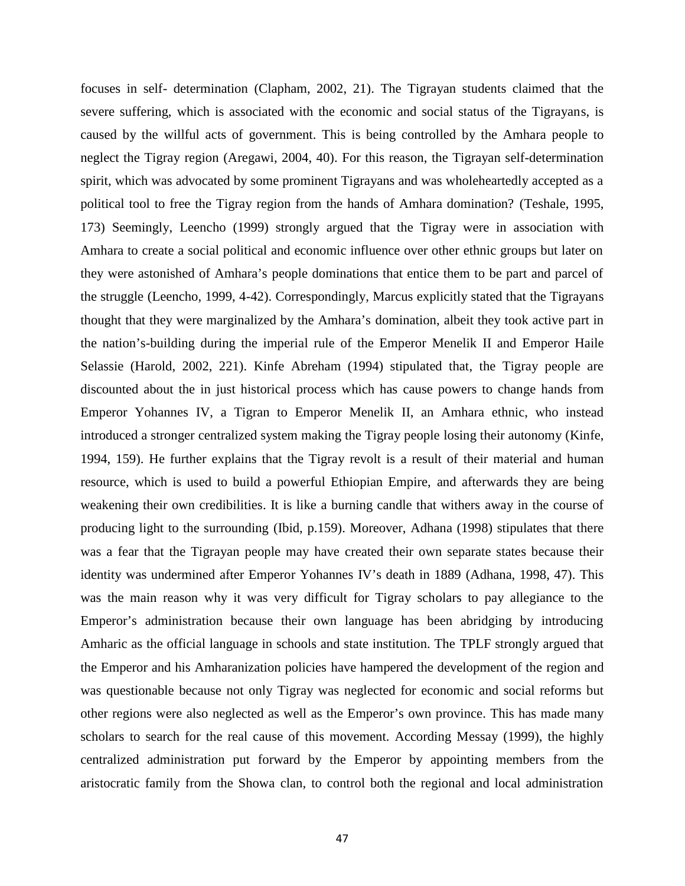focuses in self- determination (Clapham, 2002, 21). The Tigrayan students claimed that the severe suffering, which is associated with the economic and social status of the Tigrayans, is caused by the willful acts of government. This is being controlled by the Amhara people to neglect the Tigray region (Aregawi, 2004, 40). For this reason, the Tigrayan self-determination spirit, which was advocated by some prominent Tigrayans and was wholeheartedly accepted as a political tool to free the Tigray region from the hands of Amhara domination? (Teshale, 1995, 173) Seemingly, Leencho (1999) strongly argued that the Tigray were in association with Amhara to create a social political and economic influence over other ethnic groups but later on they were astonished of Amhara's people dominations that entice them to be part and parcel of the struggle (Leencho, 1999, 4-42). Correspondingly, Marcus explicitly stated that the Tigrayans thought that they were marginalized by the Amhara's domination, albeit they took active part in the nation's-building during the imperial rule of the Emperor Menelik II and Emperor Haile Selassie (Harold, 2002, 221). Kinfe Abreham (1994) stipulated that, the Tigray people are discounted about the in just historical process which has cause powers to change hands from Emperor Yohannes IV, a Tigran to Emperor Menelik II, an Amhara ethnic, who instead introduced a stronger centralized system making the Tigray people losing their autonomy (Kinfe, 1994, 159). He further explains that the Tigray revolt is a result of their material and human resource, which is used to build a powerful Ethiopian Empire, and afterwards they are being weakening their own credibilities. It is like a burning candle that withers away in the course of producing light to the surrounding (Ibid, p.159). Moreover, Adhana (1998) stipulates that there was a fear that the Tigrayan people may have created their own separate states because their identity was undermined after Emperor Yohannes IV's death in 1889 (Adhana, 1998, 47). This was the main reason why it was very difficult for Tigray scholars to pay allegiance to the Emperor's administration because their own language has been abridging by introducing Amharic as the official language in schools and state institution. The TPLF strongly argued that the Emperor and his Amharanization policies have hampered the development of the region and was questionable because not only Tigray was neglected for economic and social reforms but other regions were also neglected as well as the Emperor's own province. This has made many scholars to search for the real cause of this movement. According Messay (1999), the highly centralized administration put forward by the Emperor by appointing members from the aristocratic family from the Showa clan, to control both the regional and local administration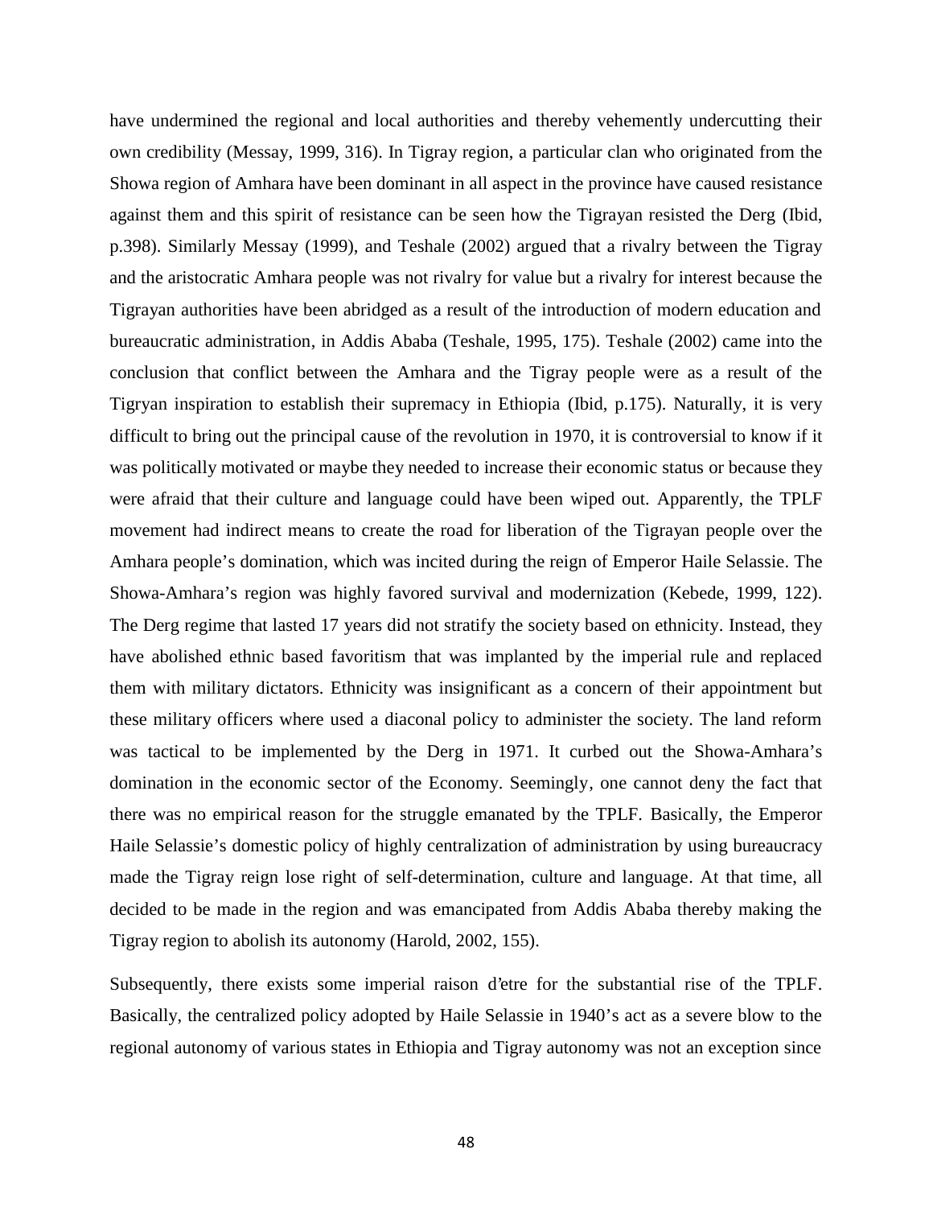have undermined the regional and local authorities and thereby vehemently undercutting their own credibility (Messay, 1999, 316). In Tigray region, a particular clan who originated from the Showa region of Amhara have been dominant in all aspect in the province have caused resistance against them and this spirit of resistance can be seen how the Tigrayan resisted the Derg (Ibid, p.398). Similarly Messay (1999), and Teshale (2002) argued that a rivalry between the Tigray and the aristocratic Amhara people was not rivalry for value but a rivalry for interest because the Tigrayan authorities have been abridged as a result of the introduction of modern education and bureaucratic administration, in Addis Ababa (Teshale, 1995, 175). Teshale (2002) came into the conclusion that conflict between the Amhara and the Tigray people were as a result of the Tigryan inspiration to establish their supremacy in Ethiopia (Ibid, p.175). Naturally, it is very difficult to bring out the principal cause of the revolution in 1970, it is controversial to know if it was politically motivated or maybe they needed to increase their economic status or because they were afraid that their culture and language could have been wiped out. Apparently, the TPLF movement had indirect means to create the road for liberation of the Tigrayan people over the Amhara people's domination, which was incited during the reign of Emperor Haile Selassie. The Showa-Amhara's region was highly favored survival and modernization (Kebede, 1999, 122). The Derg regime that lasted 17 years did not stratify the society based on ethnicity. Instead, they have abolished ethnic based favoritism that was implanted by the imperial rule and replaced them with military dictators. Ethnicity was insignificant as a concern of their appointment but these military officers where used a diaconal policy to administer the society. The land reform was tactical to be implemented by the Derg in 1971. It curbed out the Showa-Amhara's domination in the economic sector of the Economy. Seemingly, one cannot deny the fact that there was no empirical reason for the struggle emanated by the TPLF. Basically, the Emperor Haile Selassie's domestic policy of highly centralization of administration by using bureaucracy made the Tigray reign lose right of self-determination, culture and language. At that time, all decided to be made in the region and was emancipated from Addis Ababa thereby making the Tigray region to abolish its autonomy (Harold, 2002, 155).

Subsequently, there exists some imperial raison d'etre for the substantial rise of the TPLF. Basically, the centralized policy adopted by Haile Selassie in 1940's act as a severe blow to the regional autonomy of various states in Ethiopia and Tigray autonomy was not an exception since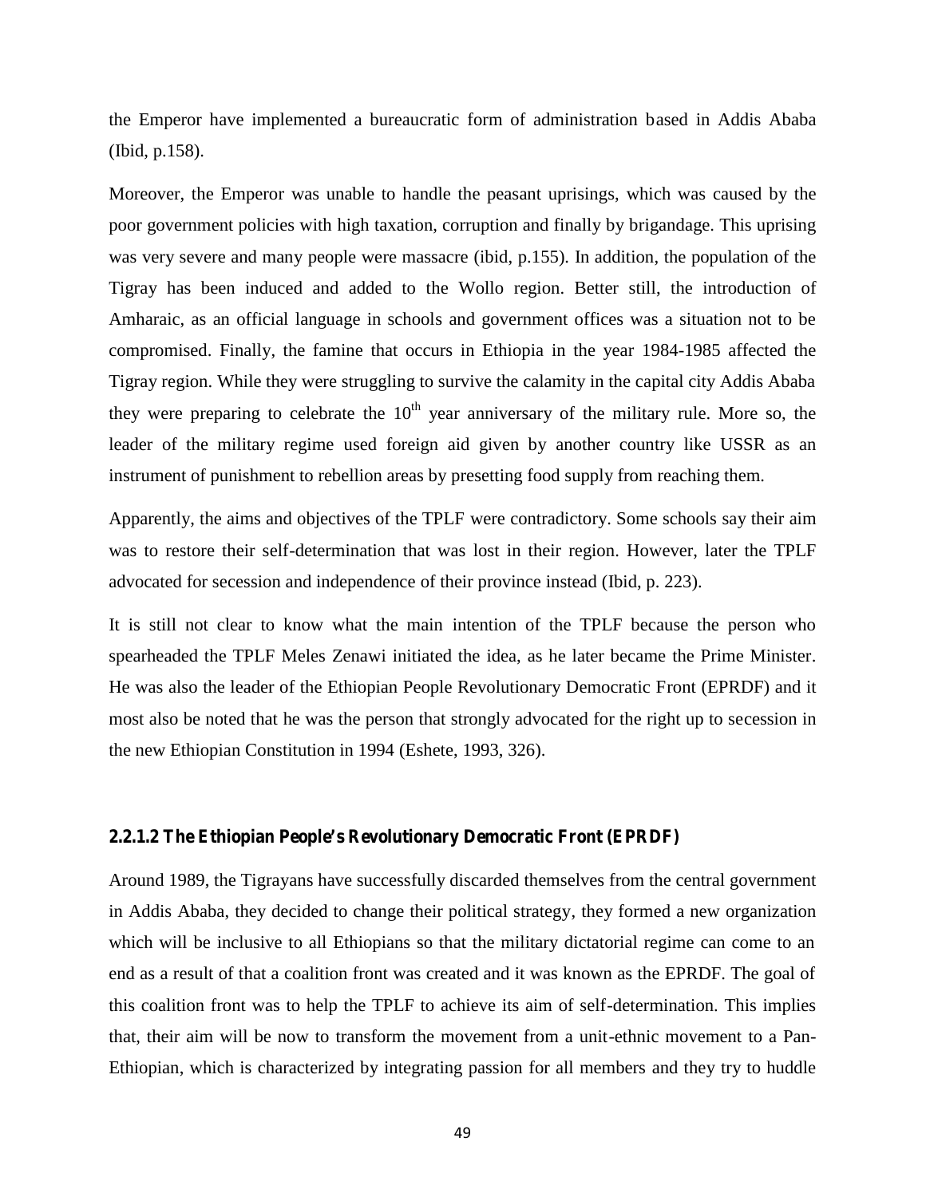the Emperor have implemented a bureaucratic form of administration based in Addis Ababa (Ibid, p.158).

Moreover, the Emperor was unable to handle the peasant uprisings, which was caused by the poor government policies with high taxation, corruption and finally by brigandage. This uprising was very severe and many people were massacre (ibid, p.155). In addition, the population of the Tigray has been induced and added to the Wollo region. Better still, the introduction of Amharaic, as an official language in schools and government offices was a situation not to be compromised. Finally, the famine that occurs in Ethiopia in the year 1984-1985 affected the Tigray region. While they were struggling to survive the calamity in the capital city Addis Ababa they were preparing to celebrate the 10th year anniversary of the military rule. More so, the leader of the military regime used foreign aid given by another country like USSR as an instrument of punishment to rebellion areas by presetting food supply from reaching them.

Apparently, the aims and objectives of the TPLF were contradictory. Some schools say their aim was to restore their self-determination that was lost in their region. However, later the TPLF advocated for secession and independence of their province instead (Ibid, p. 223).

It is still not clear to know what the main intention of the TPLF because the person who spearheaded the TPLF Meles Zenawi initiated the idea, as he later became the Prime Minister. He was also the leader of the Ethiopian People Revolutionary Democratic Front (EPRDF) and it most also be noted that he was the person that strongly advocated for the right up to secession in the new Ethiopian Constitution in 1994 (Eshete, 1993, 326).

#### 2.2.1.2 The Ethiopian People's Revolutionary Democratic Front (EPRDF)

Around 1989, the Tigrayans have successfully discarded themselves from the central government in Addis Ababa, they decided to change their political strategy, they formed a new organization which will be inclusive to all Ethiopians so that the military dictatorial regime can come to an end as a result of that a coalition front was created and it was known as the EPRDF. The goal of this coalition front was to help the TPLF to achieve its aim of self-determination. This implies that, their aim will be now to transform the movement from a unit-ethnic movement to a Pan-Ethiopian, which is characterized by integrating passion for all members and they try to huddle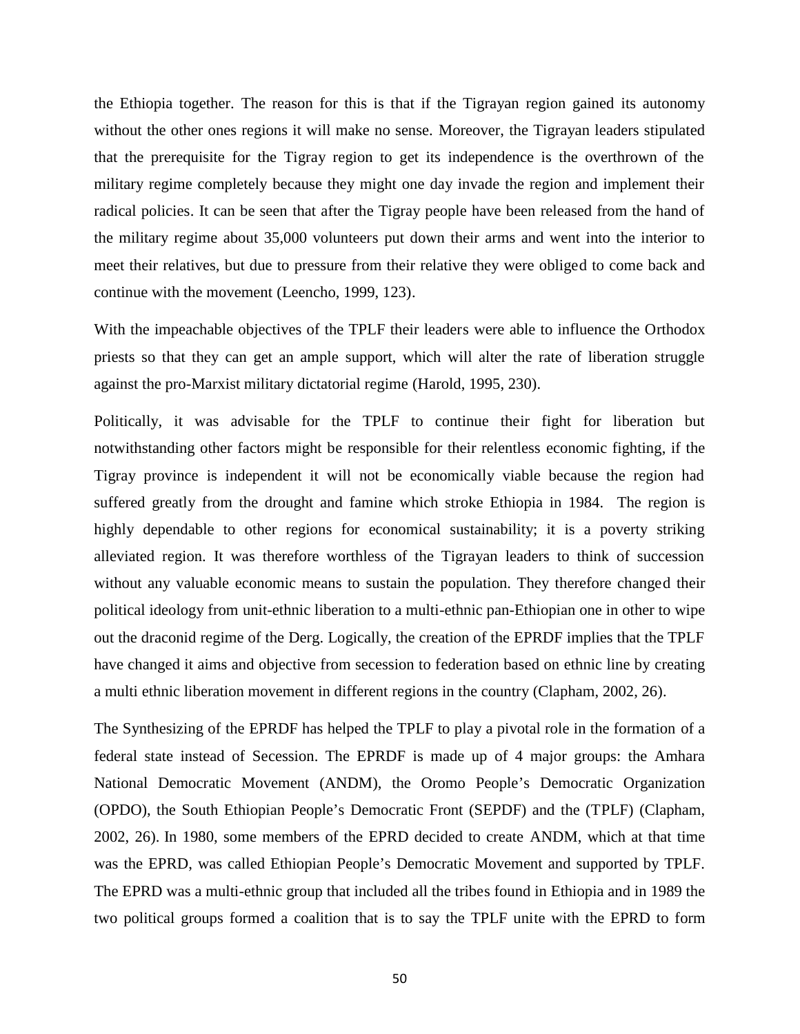the Ethiopia together. The reason for this is that if the Tigrayan region gained its autonomy without the other ones regions it will make no sense. Moreover, the Tigrayan leaders stipulated that the prerequisite for the Tigray region to get its independence is the overthrown of the military regime completely because they might one day invade the region and implement their radical policies. It can be seen that after the Tigray people have been released from the hand of the military regime about 35,000 volunteers put down their arms and went into the interior to meet their relatives, but due to pressure from their relative they were obliged to come back and continue with the movement (Leencho, 1999, 123).

With the impeachable objectives of the TPLF their leaders were able to influence the Orthodox priests so that they can get an ample support, which will alter the rate of liberation struggle against the pro-Marxist military dictatorial regime (Harold, 1995, 230).

Politically, it was advisable for the TPLF to continue their fight for liberation but notwithstanding other factors might be responsible for their relentless economic fighting, if the Tigray province is independent it will not be economically viable because the region had suffered greatly from the drought and famine which stroke Ethiopia in 1984. The region is highly dependable to other regions for economical sustainability; it is a poverty striking alleviated region. It was therefore worthless of the Tigrayan leaders to think of succession without any valuable economic means to sustain the population. They therefore changed their political ideology from unit-ethnic liberation to a multi-ethnic pan-Ethiopian one in other to wipe out the draconid regime of the Derg. Logically, the creation of the EPRDF implies that the TPLF have changed it aims and objective from secession to federation based on ethnic line by creating a multi ethnic liberation movement in different regions in the country (Clapham, 2002, 26).

The Synthesizing of the EPRDF has helped the TPLF to play a pivotal role in the formation of a federal state instead of Secession. The EPRDF is made up of 4 major groups: the Amhara National Democratic Movement (ANDM), the Oromo People's Democratic Organization (OPDO), the South Ethiopian People's Democratic Front (SEPDF) and the (TPLF) (Clapham, 2002, 26). In 1980, some members of the EPRD decided to create ANDM, which at that time was the EPRD, was called Ethiopian People's Democratic Movement and supported by TPLF. The EPRD was a multi-ethnic group that included all the tribes found in Ethiopia and in 1989 the two political groups formed a coalition that is to say the TPLF unite with the EPRD to form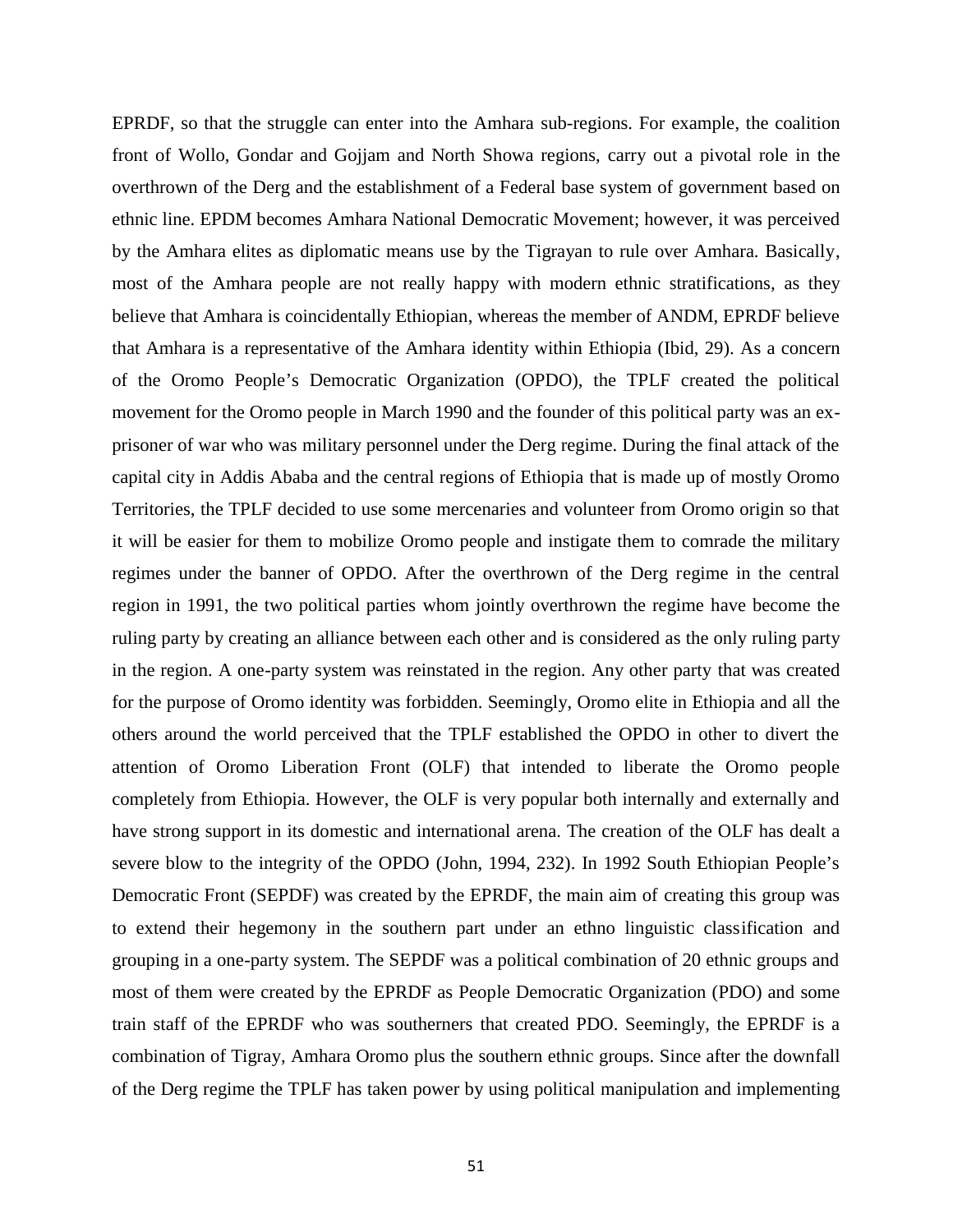EPRDF, so that the struggle can enter into the Amhara sub-regions. For example, the coalition front of Wollo, Gondar and Gojjam and North Showa regions, carry out a pivotal role in the overthrown of the Derg and the establishment of a Federal base system of government based on ethnic line. EPDM becomes Amhara National Democratic Movement; however, it was perceived by the Amhara elites as diplomatic means use by the Tigrayan to rule over Amhara. Basically, most of the Amhara people are not really happy with modern ethnic stratifications, as they believe that Amhara is coincidentally Ethiopian, whereas the member of ANDM, EPRDF believe that Amhara is a representative of the Amhara identity within Ethiopia (Ibid, 29). As a concern of the Oromo People's Democratic Organization (OPDO), the TPLF created the political movement for the Oromo people in March 1990 and the founder of this political party was an ex-prisoner of war who was military personnel under the Derg regime. During the final attack of the capital city in Addis Ababa and the central regions of Ethiopia that is made up of mostly Oromo Territories, the TPLF decided to use some mercenaries and volunteer from Oromo origin so that it will be easier for them to mobilize Oromo people and instigate them to comrade the military regimes under the banner of OPDO. After the overthrown of the Derg regime in the central region in 1991, the two political parties whom jointly overthrown the regime have become the ruling party by creating an alliance between each other and is considered as the only ruling party in the region. A one-party system was reinstated in the region. Any other party that was created for the purpose of Oromo identity was forbidden. Seemingly, Oromo elite in Ethiopia and all the others around the world perceived that the TPLF established the OPDO in other to divert the attention of Oromo Liberation Front (OLF) that intended to liberate the Oromo people completely from Ethiopia. However, the OLF is very popular both internally and externally and have strong support in its domestic and international arena. The creation of the OLF has dealt a severe blow to the integrity of the OPDO (John, 1994, 232). In 1992 South Ethiopian People's Democratic Front (SEPDF) was created by the EPRDF, the main aim of creating this group was to extend their hegemony in the southern part under an ethno linguistic classification and grouping in a one-party system. The SEPDF was a political combination of 20 ethnic groups and most of them were created by the EPRDF as People Democratic Organization (PDO) and some train staff of the EPRDF who was southerners that created PDO. Seemingly, the EPRDF is a combination of Tigray, Amhara Oromo plus the southern ethnic groups. Since after the downfall of the Derg regime the TPLF has taken power by using political manipulation and implementing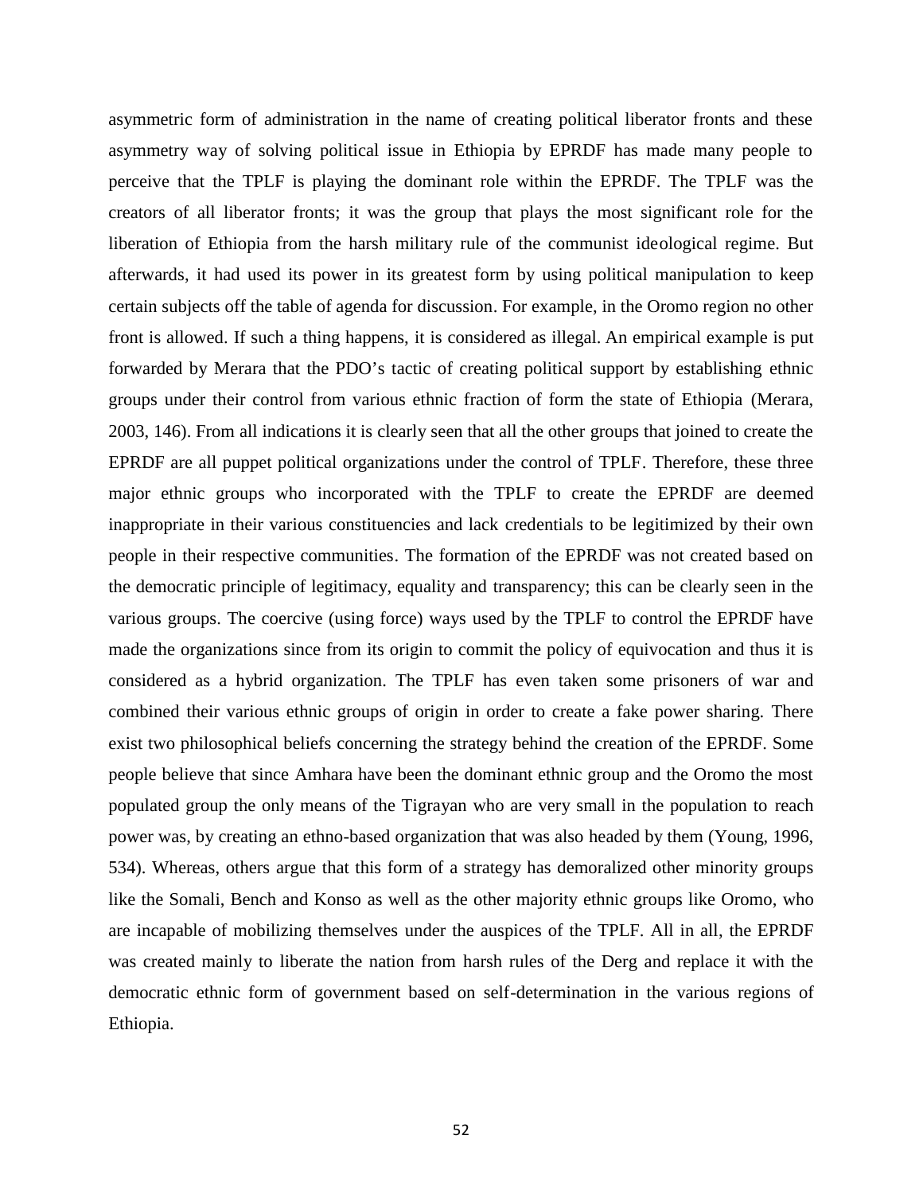asymmetric form of administration in the name of creating political liberator fronts and these asymmetry way of solving political issue in Ethiopia by EPRDF has made many people to perceive that the TPLF is playing the dominant role within the EPRDF. The TPLF was the creators of all liberator fronts; it was the group that plays the most significant role for the liberation of Ethiopia from the harsh military rule of the communist ideological regime. But afterwards, it had used its power in its greatest form by using political manipulation to keep certain subjects off the table of agenda for discussion. For example, in the Oromo region no other front is allowed. If such a thing happens, it is considered as illegal. An empirical example is put forwarded by Merara that the PDO's tactic of creating political support by establishing ethnic groups under their control from various ethnic fraction of form the state of Ethiopia (Merara, 2003, 146). From all indications it is clearly seen that all the other groups that joined to create the EPRDF are all puppet political organizations under the control of TPLF. Therefore, these three major ethnic groups who incorporated with the TPLF to create the EPRDF are deemed inappropriate in their various constituencies and lack credentials to be legitimized by their own people in their respective communities. The formation of the EPRDF was not created based on the democratic principle of legitimacy, equality and transparency; this can be clearly seen in the various groups. The coercive (using force) ways used by the TPLF to control the EPRDF have made the organizations since from its origin to commit the policy of equivocation and thus it is considered as a hybrid organization. The TPLF has even taken some prisoners of war and combined their various ethnic groups of origin in order to create a fake power sharing. There exist two philosophical beliefs concerning the strategy behind the creation of the EPRDF. Some people believe that since Amhara have been the dominant ethnic group and the Oromo the most populated group the only means of the Tigrayan who are very small in the population to reach power was, by creating an ethno-based organization that was also headed by them (Young, 1996, 534). Whereas, others argue that this form of a strategy has demoralized other minority groups like the Somali, Bench and Konso as well as the other majority ethnic groups like Oromo, who are incapable of mobilizing themselves under the auspices of the TPLF. All in all, the EPRDF was created mainly to liberate the nation from harsh rules of the Derg and replace it with the democratic ethnic form of government based on self-determination in the various regions of Ethiopia.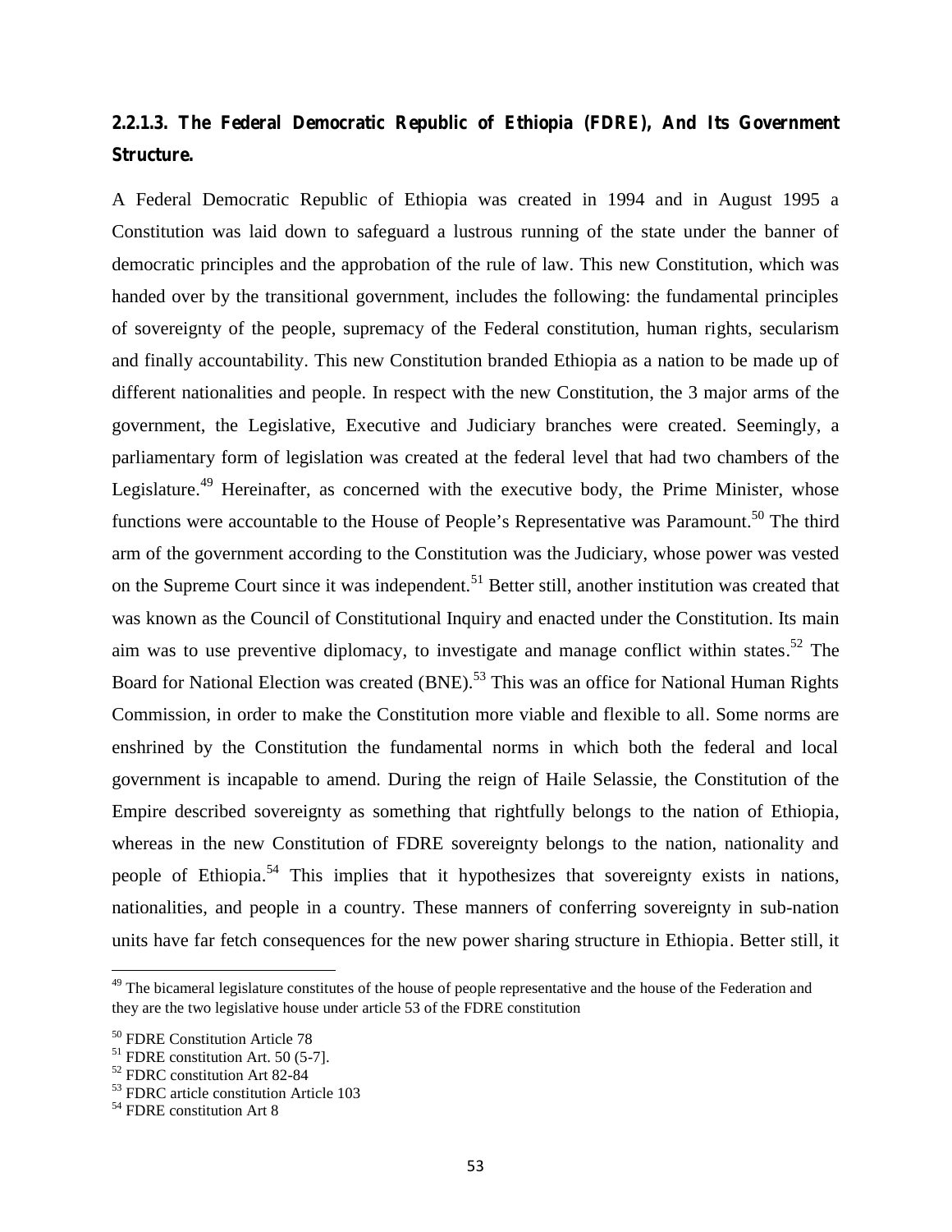### 2.2.1.3. The Federal Democratic Republic of Ethiopia (FDRE), And Its Government Structure.

A Federal Democratic Republic of Ethiopia was created in 1994 and in August 1995 a Constitution was laid down to safeguard a lustrous running of the state under the banner of democratic principles and the approbation of the rule of law. This new Constitution, which was handed over by the transitional government, includes the following: the fundamental principles of sovereignty of the people, supremacy of the Federal constitution, human rights, secularism and finally accountability. This new Constitution branded Ethiopia as a nation to be made up of different nationalities and people. In respect with the new Constitution, the 3 major arms of the government, the Legislative, Executive and Judiciary branches were created. Seemingly, a parliamentary form of legislation was created at the federal level that had two chambers of the Legislature.[49] Hereinafter, as concerned with the executive body, the Prime Minister, whose functions were accountable to the House of People's Representative was Paramount.[50] The third arm of the government according to the Constitution was the Judiciary, whose power was vested on the Supreme Court since it was independent.[51] Better still, another institution was created that was known as the Council of Constitutional Inquiry and enacted under the Constitution. Its main aim was to use preventive diplomacy, to investigate and manage conflict within states.[52] The Board for National Election was created (BNE).[53] This was an office for National Human Rights Commission, in order to make the Constitution more viable and flexible to all. Some norms are enshrined by the Constitution the fundamental norms in which both the federal and local government is incapable to amend. During the reign of Haile Selassie, the Constitution of the Empire described sovereignty as something that rightfully belongs to the nation of Ethiopia, whereas in the new Constitution of FDRE sovereignty belongs to the nation, nationality and people of Ethiopia.[54] This implies that it hypothesizes that sovereignty exists in nations, nationalities, and people in a country. These manners of conferring sovereignty in sub-nation units have far fetch consequences for the new power sharing structure in Ethiopia. Better still, it

---

[49] The bicameral legislature constitutes of the house of people representative and the house of the Federation and they are the two legislative house under article 53 of the FDRE constitution

[50] FDRE Constitution Article 78

[51] FDRE constitution Art. 50 (5-7].

[52] FDRC constitution Art 82-84

[53] FDRC article constitution Article 103

[54] FDRE constitution Art 8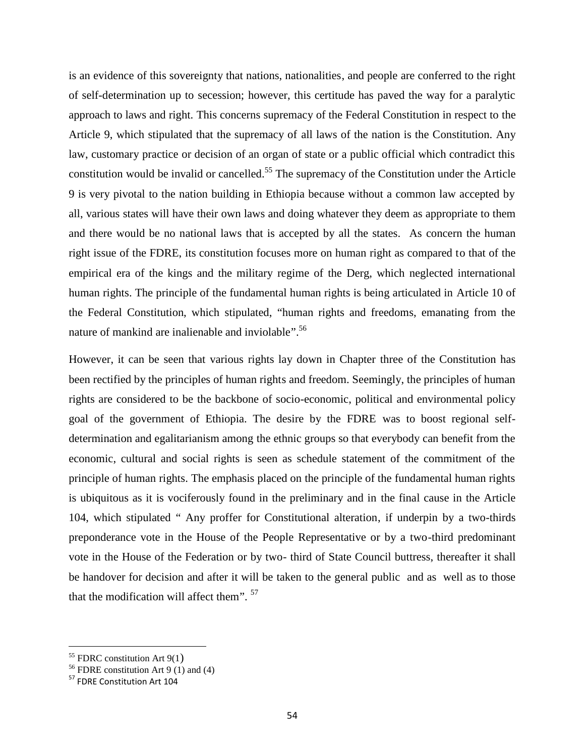is an evidence of this sovereignty that nations, nationalities, and people are conferred to the right of self-determination up to secession; however, this certitude has paved the way for a paralytic approach to laws and right. This concerns supremacy of the Federal Constitution in respect to the Article 9, which stipulated that the supremacy of all laws of the nation is the Constitution. Any law, customary practice or decision of an organ of state or a public official which contradict this constitution would be invalid or cancelled.[55] The supremacy of the Constitution under the Article 9 is very pivotal to the nation building in Ethiopia because without a common law accepted by all, various states will have their own laws and doing whatever they deem as appropriate to them and there would be no national laws that is accepted by all the states. As concern the human right issue of the FDRE, its constitution focuses more on human right as compared to that of the empirical era of the kings and the military regime of the Derg, which neglected international human rights. The principle of the fundamental human rights is being articulated in Article 10 of the Federal Constitution, which stipulated, "human rights and freedoms, emanating from the nature of mankind are inalienable and inviolable".[56]

However, it can be seen that various rights lay down in Chapter three of the Constitution has been rectified by the principles of human rights and freedom. Seemingly, the principles of human rights are considered to be the backbone of socio-economic, political and environmental policy goal of the government of Ethiopia. The desire by the FDRE was to boost regional self-determination and egalitarianism among the ethnic groups so that everybody can benefit from the economic, cultural and social rights is seen as schedule statement of the commitment of the principle of human rights. The emphasis placed on the principle of the fundamental human rights is ubiquitous as it is vociferously found in the preliminary and in the final cause in the Article 104, which stipulated " Any proffer for Constitutional alteration, if underpin by a two-thirds preponderance vote in the House of the People Representative or by a two-third predominant vote in the House of the Federation or by two- third of State Council buttress, thereafter it shall be handover for decision and after it will be taken to the general public and as well as to those that the modification will affect them". [57]

---

[55] FDRC constitution Art 9(1)

[56] FDRE constitution Art 9 (1) and (4)

[57] FDRE Constitution Art 104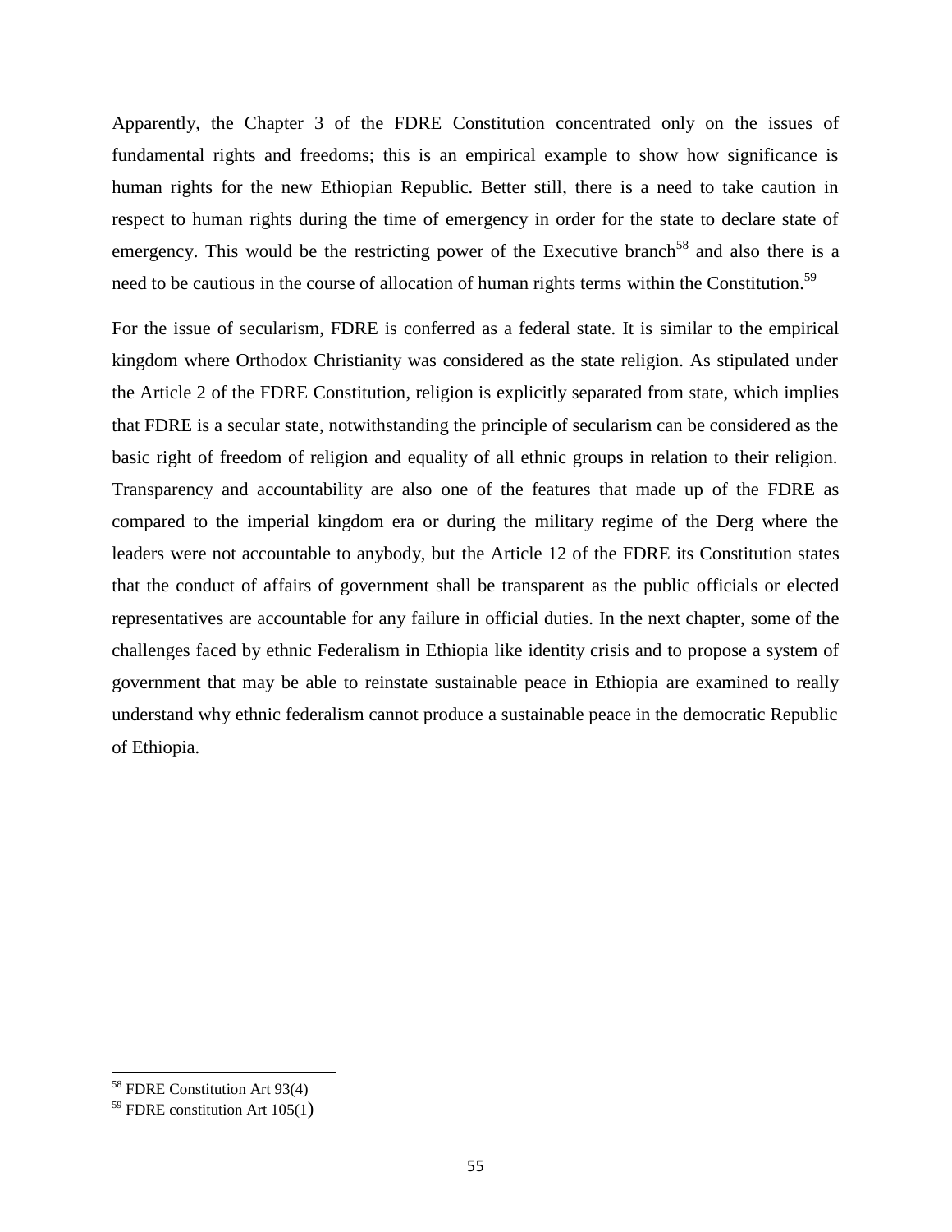Apparently, the Chapter 3 of the FDRE Constitution concentrated only on the issues of fundamental rights and freedoms; this is an empirical example to show how significance is human rights for the new Ethiopian Republic. Better still, there is a need to take caution in respect to human rights during the time of emergency in order for the state to declare state of emergency. This would be the restricting power of the Executive branch[58] and also there is a need to be cautious in the course of allocation of human rights terms within the Constitution.[59]

For the issue of secularism, FDRE is conferred as a federal state. It is similar to the empirical kingdom where Orthodox Christianity was considered as the state religion. As stipulated under the Article 2 of the FDRE Constitution, religion is explicitly separated from state, which implies that FDRE is a secular state, notwithstanding the principle of secularism can be considered as the basic right of freedom of religion and equality of all ethnic groups in relation to their religion. Transparency and accountability are also one of the features that made up of the FDRE as compared to the imperial kingdom era or during the military regime of the Derg where the leaders were not accountable to anybody, but the Article 12 of the FDRE its Constitution states that the conduct of affairs of government shall be transparent as the public officials or elected representatives are accountable for any failure in official duties. In the next chapter, some of the challenges faced by ethnic Federalism in Ethiopia like identity crisis and to propose a system of government that may be able to reinstate sustainable peace in Ethiopia are examined to really understand why ethnic federalism cannot produce a sustainable peace in the democratic Republic of Ethiopia.

---

[58] FDRE Constitution Art 93(4)

[59] FDRE constitution Art 105(1)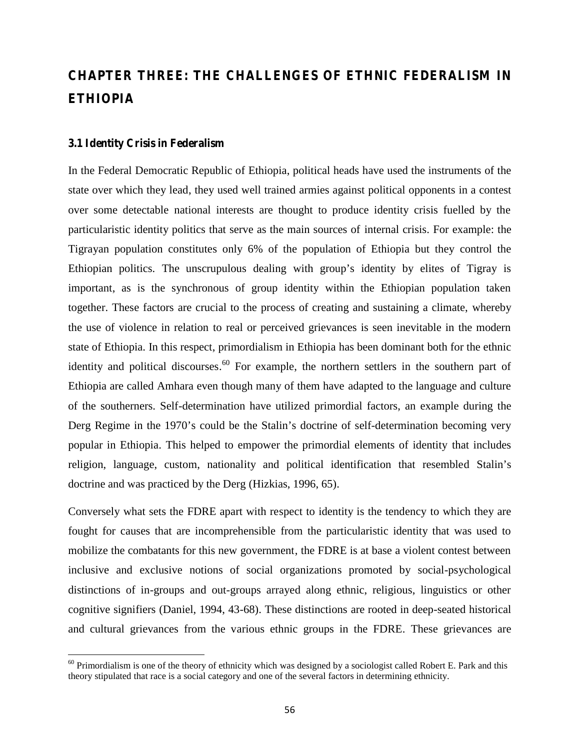# CHAPTER THREE: THE CHALLENGES OF ETHNIC FEDERALISM IN ETHIOPIA

## 3.1 Identity Crisis in Federalism

In the Federal Democratic Republic of Ethiopia, political heads have used the instruments of the state over which they lead, they used well trained armies against political opponents in a contest over some detectable national interests are thought to produce identity crisis fuelled by the particularistic identity politics that serve as the main sources of internal crisis. For example: the Tigrayan population constitutes only 6% of the population of Ethiopia but they control the Ethiopian politics. The unscrupulous dealing with group's identity by elites of Tigray is important, as is the synchronous of group identity within the Ethiopian population taken together. These factors are crucial to the process of creating and sustaining a climate, whereby the use of violence in relation to real or perceived grievances is seen inevitable in the modern state of Ethiopia. In this respect, primordialism in Ethiopia has been dominant both for the ethnic identity and political discourses.[60] For example, the northern settlers in the southern part of Ethiopia are called Amhara even though many of them have adapted to the language and culture of the southerners. Self-determination have utilized primordial factors, an example during the Derg Regime in the 1970's could be the Stalin's doctrine of self-determination becoming very popular in Ethiopia. This helped to empower the primordial elements of identity that includes religion, language, custom, nationality and political identification that resembled Stalin's doctrine and was practiced by the Derg (Hizkias, 1996, 65).

Conversely what sets the FDRE apart with respect to identity is the tendency to which they are fought for causes that are incomprehensible from the particularistic identity that was used to mobilize the combatants for this new government, the FDRE is at base a violent contest between inclusive and exclusive notions of social organizations promoted by social-psychological distinctions of in-groups and out-groups arrayed along ethnic, religious, linguistics or other cognitive signifiers (Daniel, 1994, 43-68). These distinctions are rooted in deep-seated historical and cultural grievances from the various ethnic groups in the FDRE. These grievances are

[60] Primordialism is one of the theory of ethnicity which was designed by a sociologist called Robert E. Park and this theory stipulated that race is a social category and one of the several factors in determining ethnicity.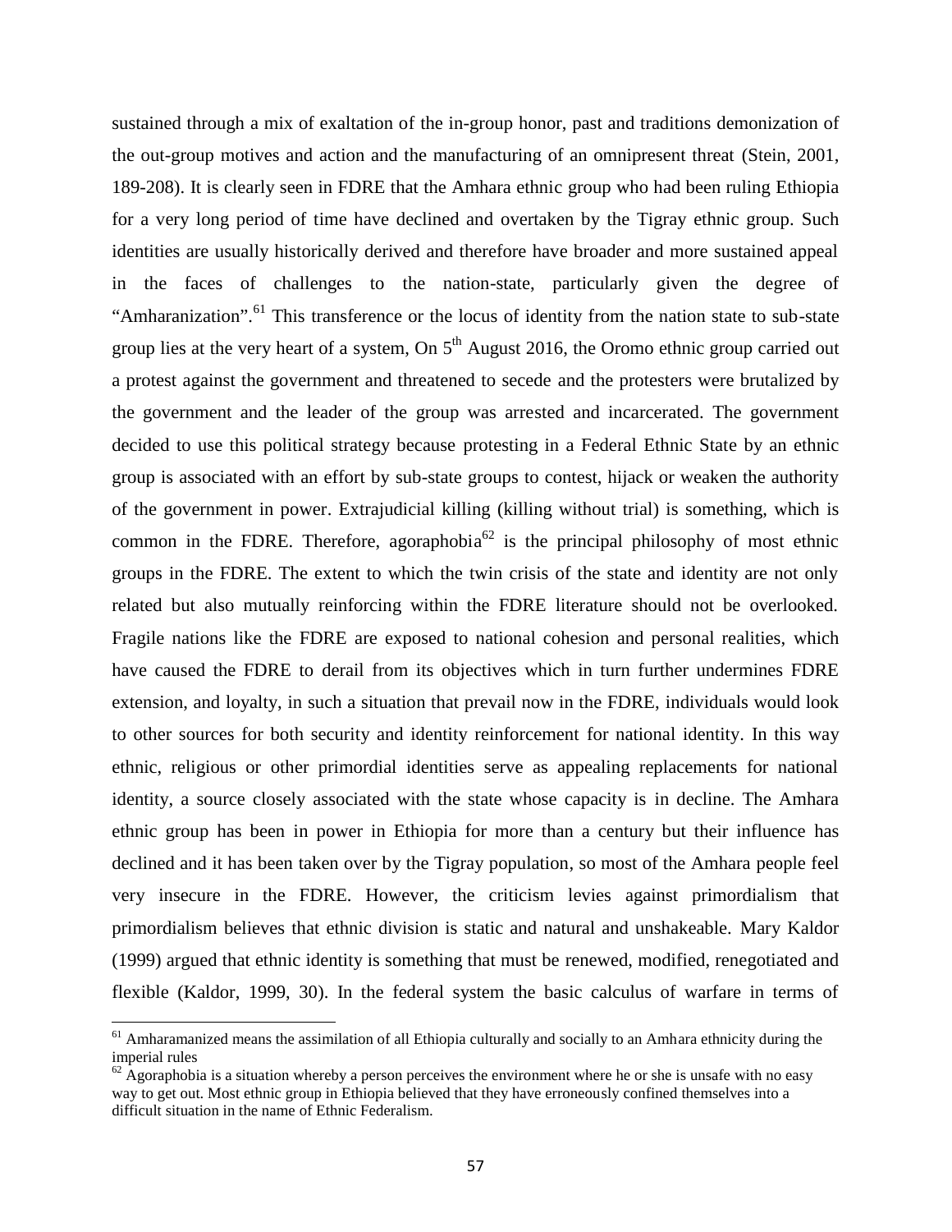sustained through a mix of exaltation of the in-group honor, past and traditions demonization of the out-group motives and action and the manufacturing of an omnipresent threat (Stein, 2001, 189-208). It is clearly seen in FDRE that the Amhara ethnic group who had been ruling Ethiopia for a very long period of time have declined and overtaken by the Tigray ethnic group. Such identities are usually historically derived and therefore have broader and more sustained appeal in the faces of challenges to the nation-state, particularly given the degree of "Amharanization".[61] This transference or the locus of identity from the nation state to sub-state group lies at the very heart of a system, On 5th August 2016, the Oromo ethnic group carried out a protest against the government and threatened to secede and the protesters were brutalized by the government and the leader of the group was arrested and incarcerated. The government decided to use this political strategy because protesting in a Federal Ethnic State by an ethnic group is associated with an effort by sub-state groups to contest, hijack or weaken the authority of the government in power. Extrajudicial killing (killing without trial) is something, which is common in the FDRE. Therefore, agoraphobia[62] is the principal philosophy of most ethnic groups in the FDRE. The extent to which the twin crisis of the state and identity are not only related but also mutually reinforcing within the FDRE literature should not be overlooked. Fragile nations like the FDRE are exposed to national cohesion and personal realities, which have caused the FDRE to derail from its objectives which in turn further undermines FDRE extension, and loyalty, in such a situation that prevail now in the FDRE, individuals would look to other sources for both security and identity reinforcement for national identity. In this way ethnic, religious or other primordial identities serve as appealing replacements for national identity, a source closely associated with the state whose capacity is in decline. The Amhara ethnic group has been in power in Ethiopia for more than a century but their influence has declined and it has been taken over by the Tigray population, so most of the Amhara people feel very insecure in the FDRE. However, the criticism levies against primordialism that primordialism believes that ethnic division is static and natural and unshakeable. Mary Kaldor (1999) argued that ethnic identity is something that must be renewed, modified, renegotiated and flexible (Kaldor, 1999, 30). In the federal system the basic calculus of warfare in terms of

---

[61] Amharamanized means the assimilation of all Ethiopia culturally and socially to an Amhara ethnicity during the imperial rules

[62] Agoraphobia is a situation whereby a person perceives the environment where he or she is unsafe with no easy way to get out. Most ethnic group in Ethiopia believed that they have erroneously confined themselves into a difficult situation in the name of Ethnic Federalism.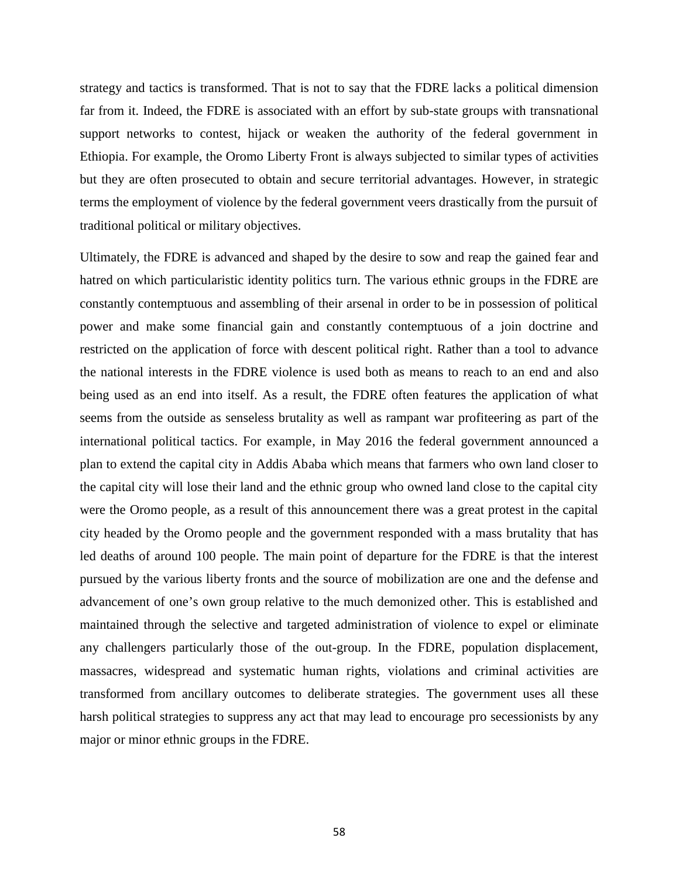strategy and tactics is transformed. That is not to say that the FDRE lacks a political dimension far from it. Indeed, the FDRE is associated with an effort by sub-state groups with transnational support networks to contest, hijack or weaken the authority of the federal government in Ethiopia. For example, the Oromo Liberty Front is always subjected to similar types of activities but they are often prosecuted to obtain and secure territorial advantages. However, in strategic terms the employment of violence by the federal government veers drastically from the pursuit of traditional political or military objectives.

Ultimately, the FDRE is advanced and shaped by the desire to sow and reap the gained fear and hatred on which particularistic identity politics turn. The various ethnic groups in the FDRE are constantly contemptuous and assembling of their arsenal in order to be in possession of political power and make some financial gain and constantly contemptuous of a join doctrine and restricted on the application of force with descent political right. Rather than a tool to advance the national interests in the FDRE violence is used both as means to reach to an end and also being used as an end into itself. As a result, the FDRE often features the application of what seems from the outside as senseless brutality as well as rampant war profiteering as part of the international political tactics. For example, in May 2016 the federal government announced a plan to extend the capital city in Addis Ababa which means that farmers who own land closer to the capital city will lose their land and the ethnic group who owned land close to the capital city were the Oromo people, as a result of this announcement there was a great protest in the capital city headed by the Oromo people and the government responded with a mass brutality that has led deaths of around 100 people. The main point of departure for the FDRE is that the interest pursued by the various liberty fronts and the source of mobilization are one and the defense and advancement of one's own group relative to the much demonized other. This is established and maintained through the selective and targeted administration of violence to expel or eliminate any challengers particularly those of the out-group. In the FDRE, population displacement, massacres, widespread and systematic human rights, violations and criminal activities are transformed from ancillary outcomes to deliberate strategies. The government uses all these harsh political strategies to suppress any act that may lead to encourage pro secessionists by any major or minor ethnic groups in the FDRE.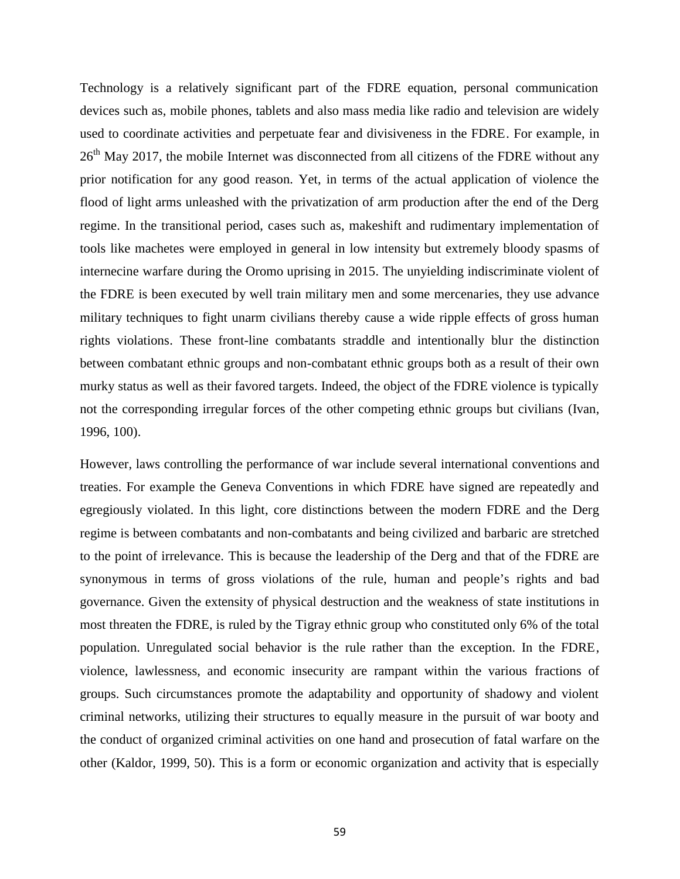Technology is a relatively significant part of the FDRE equation, personal communication devices such as, mobile phones, tablets and also mass media like radio and television are widely used to coordinate activities and perpetuate fear and divisiveness in the FDRE. For example, in 26th May 2017, the mobile Internet was disconnected from all citizens of the FDRE without any prior notification for any good reason. Yet, in terms of the actual application of violence the flood of light arms unleashed with the privatization of arm production after the end of the Derg regime. In the transitional period, cases such as, makeshift and rudimentary implementation of tools like machetes were employed in general in low intensity but extremely bloody spasms of internecine warfare during the Oromo uprising in 2015. The unyielding indiscriminate violent of the FDRE is been executed by well train military men and some mercenaries, they use advance military techniques to fight unarm civilians thereby cause a wide ripple effects of gross human rights violations. These front-line combatants straddle and intentionally blur the distinction between combatant ethnic groups and non-combatant ethnic groups both as a result of their own murky status as well as their favored targets. Indeed, the object of the FDRE violence is typically not the corresponding irregular forces of the other competing ethnic groups but civilians (Ivan, 1996, 100).

However, laws controlling the performance of war include several international conventions and treaties. For example the Geneva Conventions in which FDRE have signed are repeatedly and egregiously violated. In this light, core distinctions between the modern FDRE and the Derg regime is between combatants and non-combatants and being civilized and barbaric are stretched to the point of irrelevance. This is because the leadership of the Derg and that of the FDRE are synonymous in terms of gross violations of the rule, human and people's rights and bad governance. Given the extensity of physical destruction and the weakness of state institutions in most threaten the FDRE, is ruled by the Tigray ethnic group who constituted only 6% of the total population. Unregulated social behavior is the rule rather than the exception. In the FDRE, violence, lawlessness, and economic insecurity are rampant within the various fractions of groups. Such circumstances promote the adaptability and opportunity of shadowy and violent criminal networks, utilizing their structures to equally measure in the pursuit of war booty and the conduct of organized criminal activities on one hand and prosecution of fatal warfare on the other (Kaldor, 1999, 50). This is a form or economic organization and activity that is especially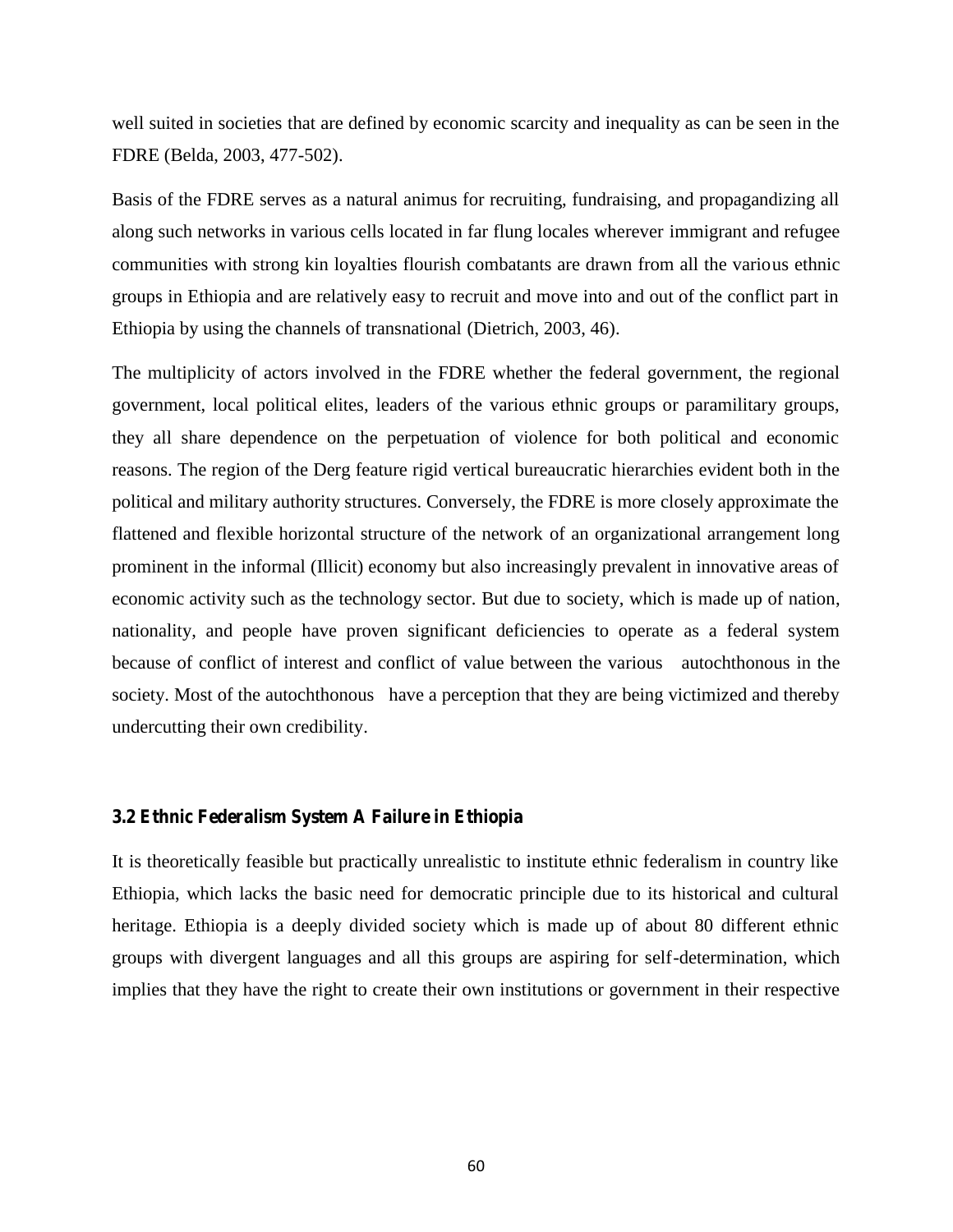well suited in societies that are defined by economic scarcity and inequality as can be seen in the FDRE (Belda, 2003, 477-502).

Basis of the FDRE serves as a natural animus for recruiting, fundraising, and propagandizing all along such networks in various cells located in far flung locales wherever immigrant and refugee communities with strong kin loyalties flourish combatants are drawn from all the various ethnic groups in Ethiopia and are relatively easy to recruit and move into and out of the conflict part in Ethiopia by using the channels of transnational (Dietrich, 2003, 46).

The multiplicity of actors involved in the FDRE whether the federal government, the regional government, local political elites, leaders of the various ethnic groups or paramilitary groups, they all share dependence on the perpetuation of violence for both political and economic reasons. The region of the Derg feature rigid vertical bureaucratic hierarchies evident both in the political and military authority structures. Conversely, the FDRE is more closely approximate the flattened and flexible horizontal structure of the network of an organizational arrangement long prominent in the informal (Illicit) economy but also increasingly prevalent in innovative areas of economic activity such as the technology sector. But due to society, which is made up of nation, nationality, and people have proven significant deficiencies to operate as a federal system because of conflict of interest and conflict of value between the various autochthonous in the society. Most of the autochthonous have a perception that they are being victimized and thereby undercutting their own credibility.

### 3.2 Ethnic Federalism System A Failure in Ethiopia

It is theoretically feasible but practically unrealistic to institute ethnic federalism in country like Ethiopia, which lacks the basic need for democratic principle due to its historical and cultural heritage. Ethiopia is a deeply divided society which is made up of about 80 different ethnic groups with divergent languages and all this groups are aspiring for self-determination, which implies that they have the right to create their own institutions or government in their respective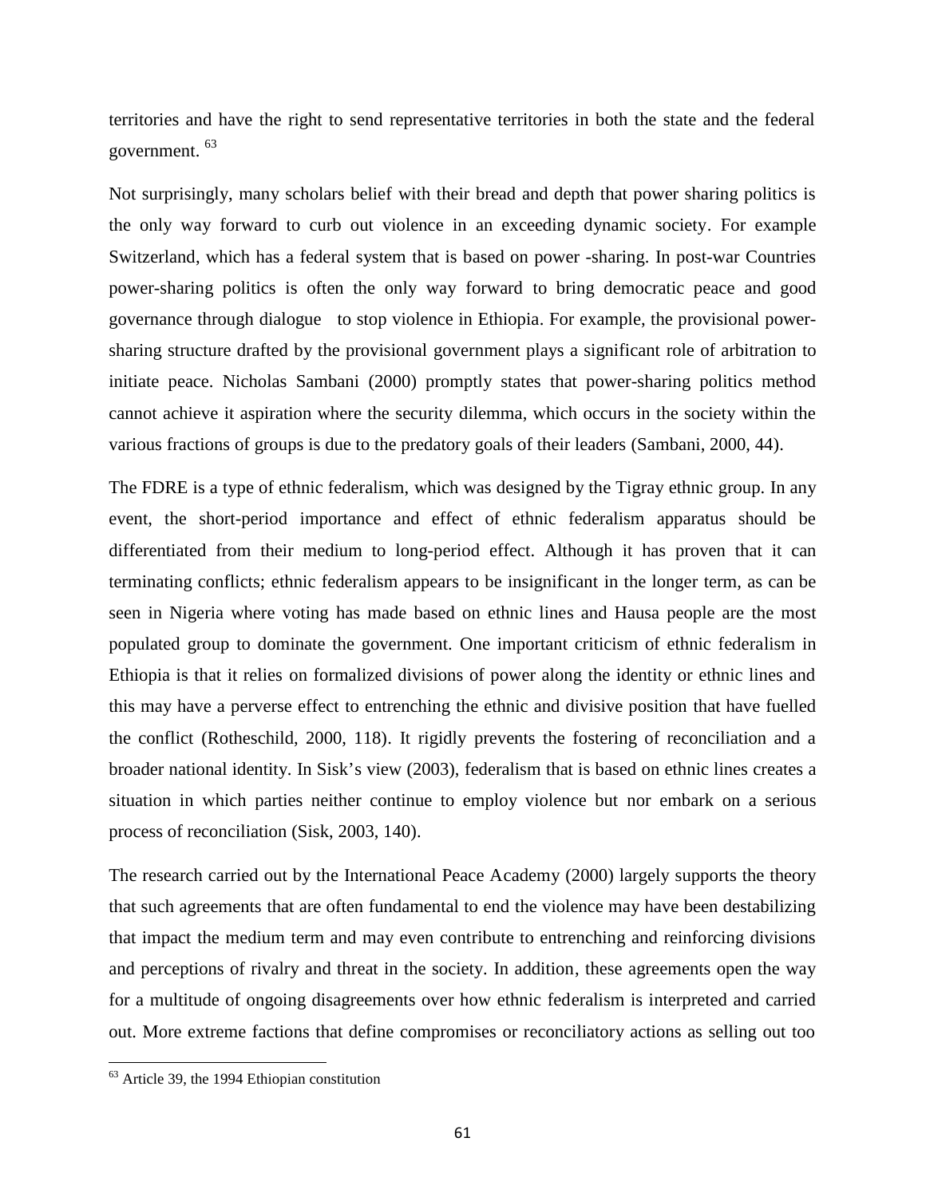territories and have the right to send representative territories in both the state and the federal government. [63]

Not surprisingly, many scholars belief with their bread and depth that power sharing politics is the only way forward to curb out violence in an exceeding dynamic society. For example Switzerland, which has a federal system that is based on power -sharing. In post-war Countries power-sharing politics is often the only way forward to bring democratic peace and good governance through dialogue to stop violence in Ethiopia. For example, the provisional power-sharing structure drafted by the provisional government plays a significant role of arbitration to initiate peace. Nicholas Sambani (2000) promptly states that power-sharing politics method cannot achieve it aspiration where the security dilemma, which occurs in the society within the various fractions of groups is due to the predatory goals of their leaders (Sambani, 2000, 44).

The FDRE is a type of ethnic federalism, which was designed by the Tigray ethnic group. In any event, the short-period importance and effect of ethnic federalism apparatus should be differentiated from their medium to long-period effect. Although it has proven that it can terminating conflicts; ethnic federalism appears to be insignificant in the longer term, as can be seen in Nigeria where voting has made based on ethnic lines and Hausa people are the most populated group to dominate the government. One important criticism of ethnic federalism in Ethiopia is that it relies on formalized divisions of power along the identity or ethnic lines and this may have a perverse effect to entrenching the ethnic and divisive position that have fuelled the conflict (Rotheschild, 2000, 118). It rigidly prevents the fostering of reconciliation and a broader national identity. In Sisk's view (2003), federalism that is based on ethnic lines creates a situation in which parties neither continue to employ violence but nor embark on a serious process of reconciliation (Sisk, 2003, 140).

The research carried out by the International Peace Academy (2000) largely supports the theory that such agreements that are often fundamental to end the violence may have been destabilizing that impact the medium term and may even contribute to entrenching and reinforcing divisions and perceptions of rivalry and threat in the society. In addition, these agreements open the way for a multitude of ongoing disagreements over how ethnic federalism is interpreted and carried out. More extreme factions that define compromises or reconciliatory actions as selling out too

---

[63] Article 39, the 1994 Ethiopian constitution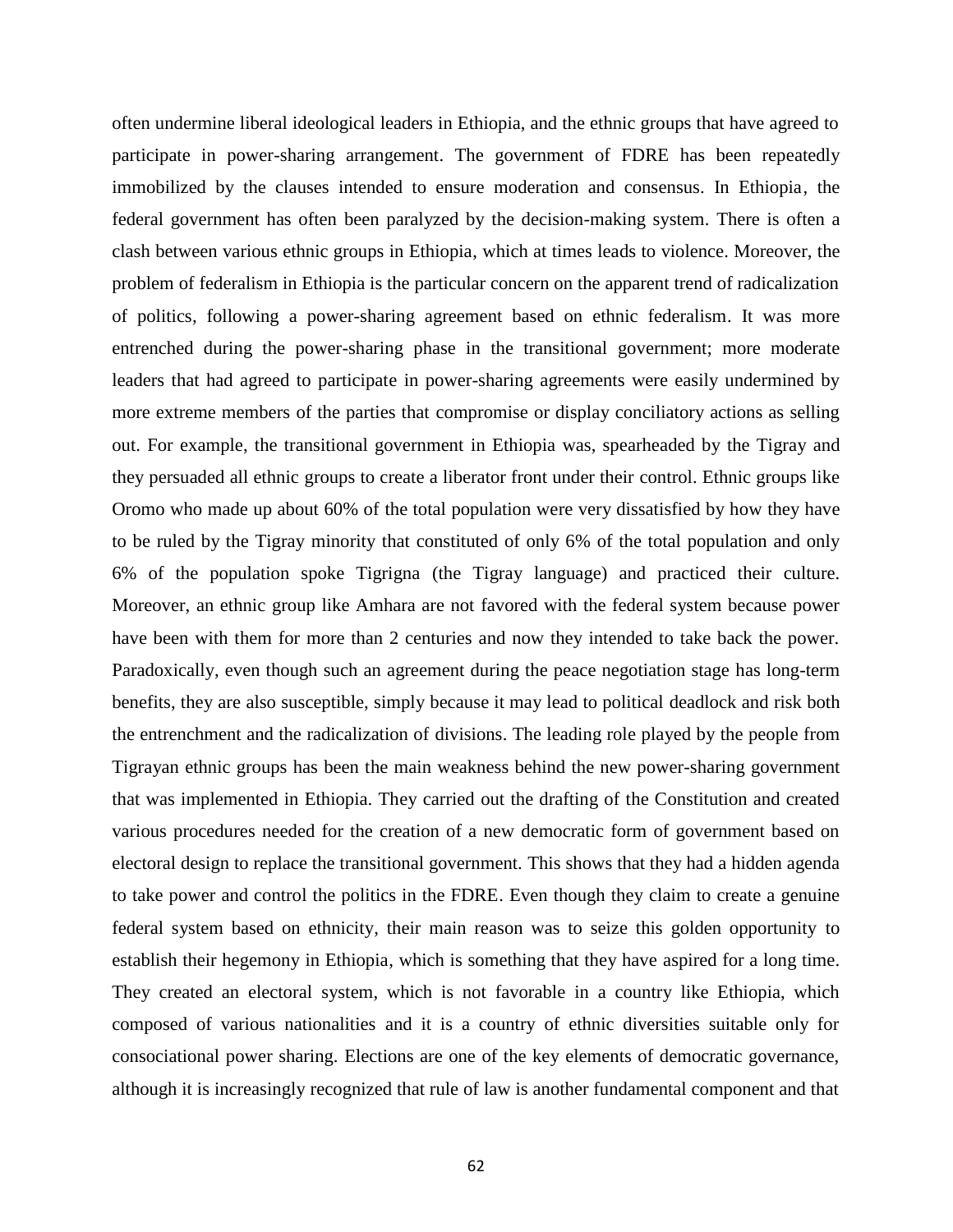often undermine liberal ideological leaders in Ethiopia, and the ethnic groups that have agreed to participate in power-sharing arrangement. The government of FDRE has been repeatedly immobilized by the clauses intended to ensure moderation and consensus. In Ethiopia, the federal government has often been paralyzed by the decision-making system. There is often a clash between various ethnic groups in Ethiopia, which at times leads to violence. Moreover, the problem of federalism in Ethiopia is the particular concern on the apparent trend of radicalization of politics, following a power-sharing agreement based on ethnic federalism. It was more entrenched during the power-sharing phase in the transitional government; more moderate leaders that had agreed to participate in power-sharing agreements were easily undermined by more extreme members of the parties that compromise or display conciliatory actions as selling out. For example, the transitional government in Ethiopia was, spearheaded by the Tigray and they persuaded all ethnic groups to create a liberator front under their control. Ethnic groups like Oromo who made up about 60% of the total population were very dissatisfied by how they have to be ruled by the Tigray minority that constituted of only 6% of the total population and only 6% of the population spoke Tigrigna (the Tigray language) and practiced their culture. Moreover, an ethnic group like Amhara are not favored with the federal system because power have been with them for more than 2 centuries and now they intended to take back the power. Paradoxically, even though such an agreement during the peace negotiation stage has long-term benefits, they are also susceptible, simply because it may lead to political deadlock and risk both the entrenchment and the radicalization of divisions. The leading role played by the people from Tigrayan ethnic groups has been the main weakness behind the new power-sharing government that was implemented in Ethiopia. They carried out the drafting of the Constitution and created various procedures needed for the creation of a new democratic form of government based on electoral design to replace the transitional government. This shows that they had a hidden agenda to take power and control the politics in the FDRE. Even though they claim to create a genuine federal system based on ethnicity, their main reason was to seize this golden opportunity to establish their hegemony in Ethiopia, which is something that they have aspired for a long time. They created an electoral system, which is not favorable in a country like Ethiopia, which composed of various nationalities and it is a country of ethnic diversities suitable only for consociational power sharing. Elections are one of the key elements of democratic governance, although it is increasingly recognized that rule of law is another fundamental component and that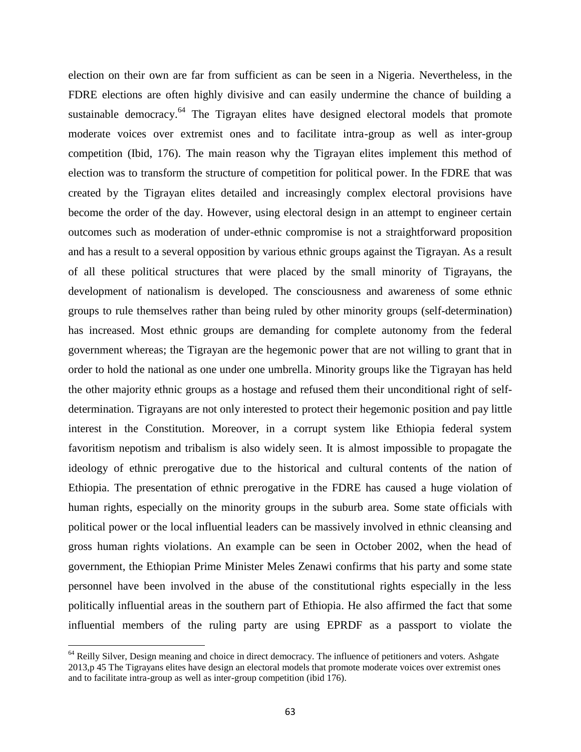election on their own are far from sufficient as can be seen in a Nigeria. Nevertheless, in the FDRE elections are often highly divisive and can easily undermine the chance of building a sustainable democracy.[64] The Tigrayan elites have designed electoral models that promote moderate voices over extremist ones and to facilitate intra-group as well as inter-group competition (Ibid, 176). The main reason why the Tigrayan elites implement this method of election was to transform the structure of competition for political power. In the FDRE that was created by the Tigrayan elites detailed and increasingly complex electoral provisions have become the order of the day. However, using electoral design in an attempt to engineer certain outcomes such as moderation of under-ethnic compromise is not a straightforward proposition and has a result to a several opposition by various ethnic groups against the Tigrayan. As a result of all these political structures that were placed by the small minority of Tigrayans, the development of nationalism is developed. The consciousness and awareness of some ethnic groups to rule themselves rather than being ruled by other minority groups (self-determination) has increased. Most ethnic groups are demanding for complete autonomy from the federal government whereas; the Tigrayan are the hegemonic power that are not willing to grant that in order to hold the national as one under one umbrella. Minority groups like the Tigrayan has held the other majority ethnic groups as a hostage and refused them their unconditional right of self-determination. Tigrayans are not only interested to protect their hegemonic position and pay little interest in the Constitution. Moreover, in a corrupt system like Ethiopia federal system favoritism nepotism and tribalism is also widely seen. It is almost impossible to propagate the ideology of ethnic prerogative due to the historical and cultural contents of the nation of Ethiopia. The presentation of ethnic prerogative in the FDRE has caused a huge violation of human rights, especially on the minority groups in the suburb area. Some state officials with political power or the local influential leaders can be massively involved in ethnic cleansing and gross human rights violations. An example can be seen in October 2002, when the head of government, the Ethiopian Prime Minister Meles Zenawi confirms that his party and some state personnel have been involved in the abuse of the constitutional rights especially in the less politically influential areas in the southern part of Ethiopia. He also affirmed the fact that some influential members of the ruling party are using EPRDF as a passport to violate the

---

[64] Reilly Silver, Design meaning and choice in direct democracy. The influence of petitioners and voters. Ashgate 2013,p 45 The Tigrayans elites have design an electoral models that promote moderate voices over extremist ones and to facilitate intra-group as well as inter-group competition (ibid 176).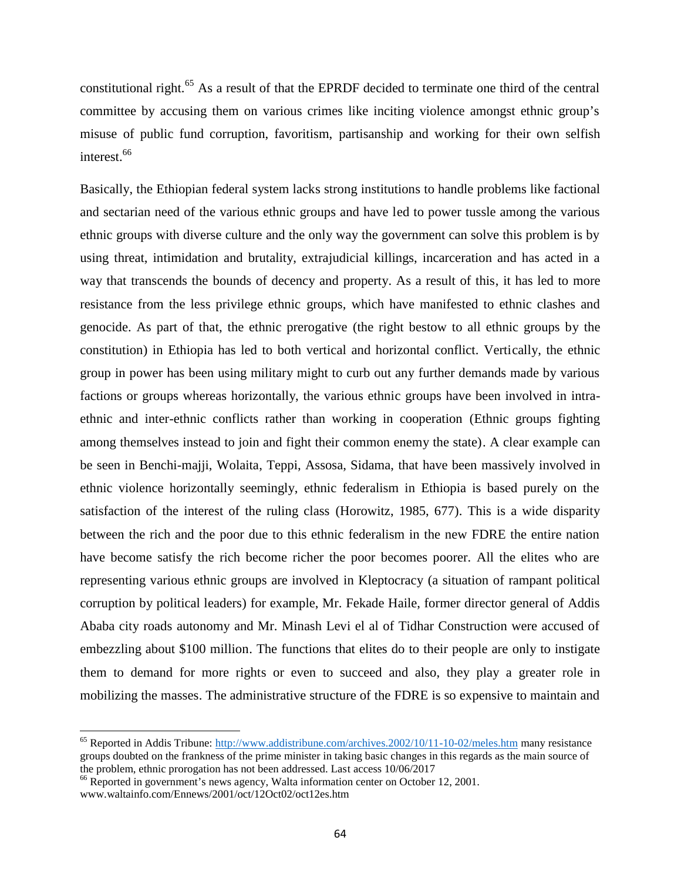constitutional right.[65] As a result of that the EPRDF decided to terminate one third of the central committee by accusing them on various crimes like inciting violence amongst ethnic group's misuse of public fund corruption, favoritism, partisanship and working for their own selfish interest.[66]

Basically, the Ethiopian federal system lacks strong institutions to handle problems like factional and sectarian need of the various ethnic groups and have led to power tussle among the various ethnic groups with diverse culture and the only way the government can solve this problem is by using threat, intimidation and brutality, extrajudicial killings, incarceration and has acted in a way that transcends the bounds of decency and property. As a result of this, it has led to more resistance from the less privilege ethnic groups, which have manifested to ethnic clashes and genocide. As part of that, the ethnic prerogative (the right bestow to all ethnic groups by the constitution) in Ethiopia has led to both vertical and horizontal conflict. Vertically, the ethnic group in power has been using military might to curb out any further demands made by various factions or groups whereas horizontally, the various ethnic groups have been involved in intra-ethnic and inter-ethnic conflicts rather than working in cooperation (Ethnic groups fighting among themselves instead to join and fight their common enemy the state). A clear example can be seen in Benchi-majji, Wolaita, Teppi, Assosa, Sidama, that have been massively involved in ethnic violence horizontally seemingly, ethnic federalism in Ethiopia is based purely on the satisfaction of the interest of the ruling class (Horowitz, 1985, 677). This is a wide disparity between the rich and the poor due to this ethnic federalism in the new FDRE the entire nation have become satisfy the rich become richer the poor becomes poorer. All the elites who are representing various ethnic groups are involved in Kleptocracy (a situation of rampant political corruption by political leaders) for example, Mr. Fekade Haile, former director general of Addis Ababa city roads autonomy and Mr. Minash Levi el al of Tidhar Construction were accused of embezzling about $100 million. The functions that elites do to their people are only to instigate them to demand for more rights or even to succeed and also, they play a greater role in mobilizing the masses. The administrative structure of the FDRE is so expensive to maintain and

---

[65] Reported in Addis Tribune: http://www.addistribune.com/archives.2002/10/11-10-02/meles.htm many resistance groups doubted on the frankness of the prime minister in taking basic changes in this regards as the main source of the problem, ethnic prorogation has not been addressed. Last access 10/06/2017

[66] Reported in government's news agency, Walta information center on October 12, 2001. www.waltainfo.com/Ennews/2001/oct/12Oct02/oct12es.htm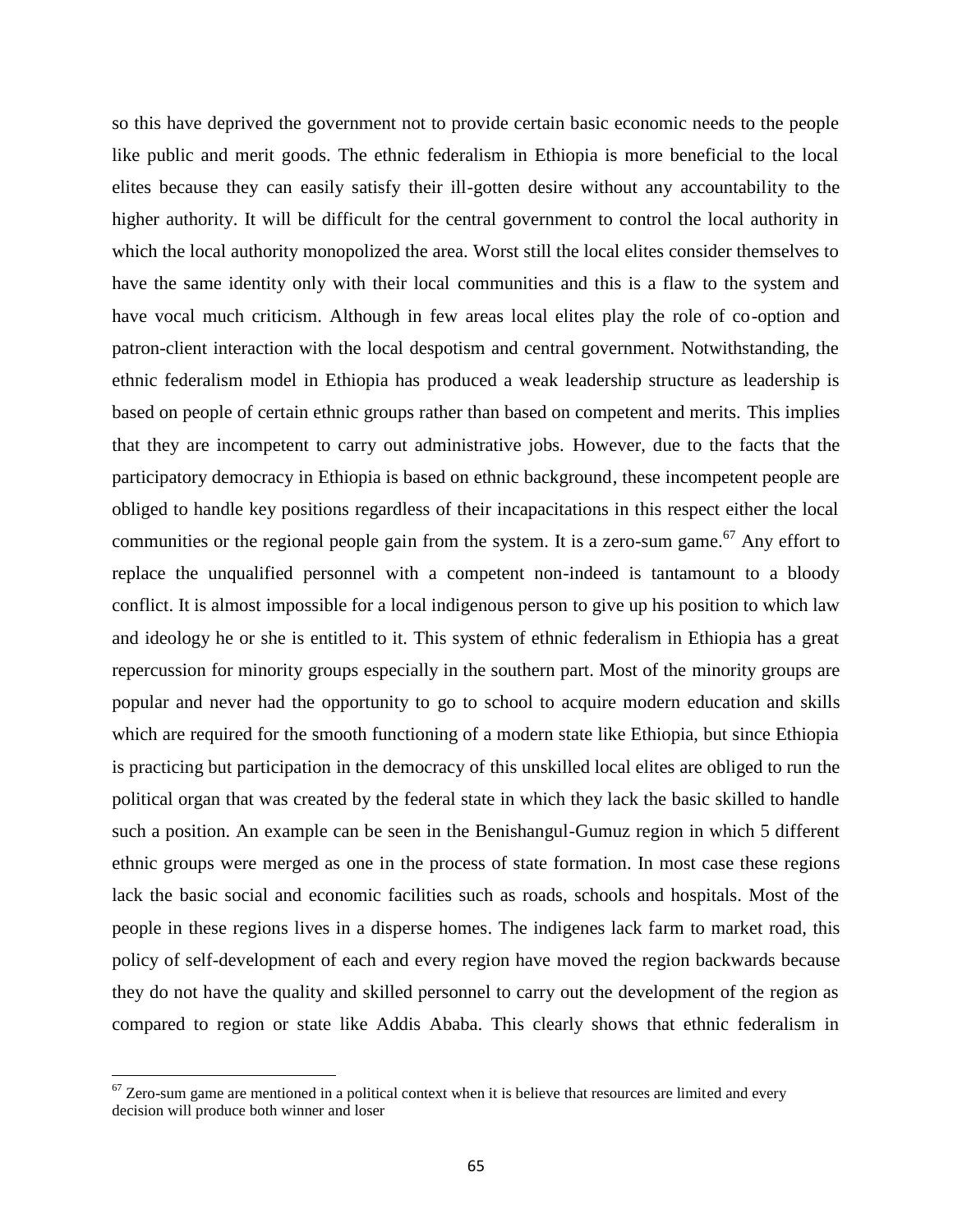so this have deprived the government not to provide certain basic economic needs to the people like public and merit goods. The ethnic federalism in Ethiopia is more beneficial to the local elites because they can easily satisfy their ill-gotten desire without any accountability to the higher authority. It will be difficult for the central government to control the local authority in which the local authority monopolized the area. Worst still the local elites consider themselves to have the same identity only with their local communities and this is a flaw to the system and have vocal much criticism. Although in few areas local elites play the role of co-option and patron-client interaction with the local despotism and central government. Notwithstanding, the ethnic federalism model in Ethiopia has produced a weak leadership structure as leadership is based on people of certain ethnic groups rather than based on competent and merits. This implies that they are incompetent to carry out administrative jobs. However, due to the facts that the participatory democracy in Ethiopia is based on ethnic background, these incompetent people are obliged to handle key positions regardless of their incapacitations in this respect either the local communities or the regional people gain from the system. It is a zero-sum game.[67] Any effort to replace the unqualified personnel with a competent non-indeed is tantamount to a bloody conflict. It is almost impossible for a local indigenous person to give up his position to which law and ideology he or she is entitled to it. This system of ethnic federalism in Ethiopia has a great repercussion for minority groups especially in the southern part. Most of the minority groups are popular and never had the opportunity to go to school to acquire modern education and skills which are required for the smooth functioning of a modern state like Ethiopia, but since Ethiopia is practicing but participation in the democracy of this unskilled local elites are obliged to run the political organ that was created by the federal state in which they lack the basic skilled to handle such a position. An example can be seen in the Benishangul-Gumuz region in which 5 different ethnic groups were merged as one in the process of state formation. In most case these regions lack the basic social and economic facilities such as roads, schools and hospitals. Most of the people in these regions lives in a disperse homes. The indigenes lack farm to market road, this policy of self-development of each and every region have moved the region backwards because they do not have the quality and skilled personnel to carry out the development of the region as compared to region or state like Addis Ababa. This clearly shows that ethnic federalism in

[67] Zero-sum game are mentioned in a political context when it is believe that resources are limited and every decision will produce both winner and loser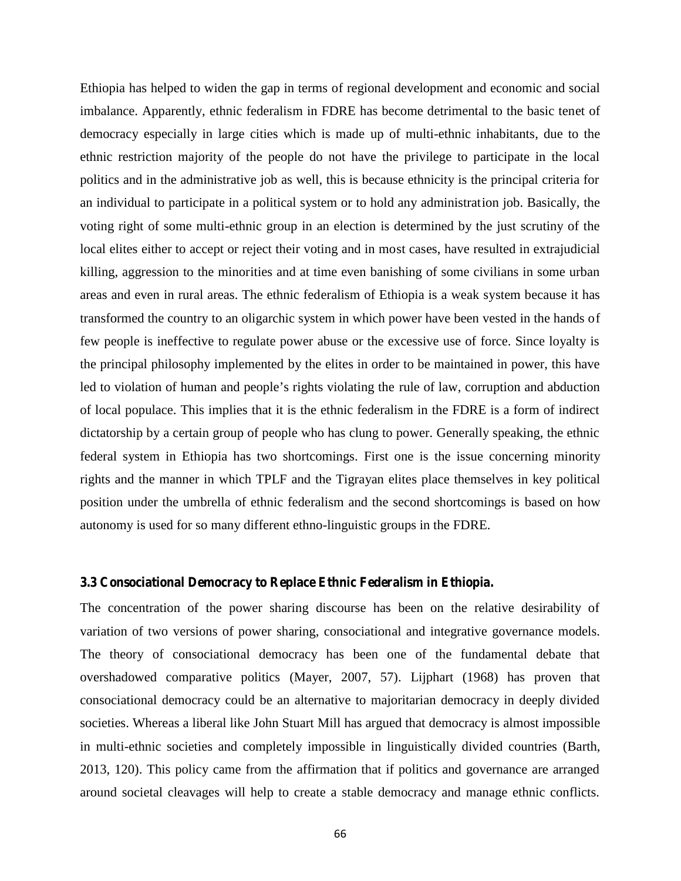Ethiopia has helped to widen the gap in terms of regional development and economic and social imbalance. Apparently, ethnic federalism in FDRE has become detrimental to the basic tenet of democracy especially in large cities which is made up of multi-ethnic inhabitants, due to the ethnic restriction majority of the people do not have the privilege to participate in the local politics and in the administrative job as well, this is because ethnicity is the principal criteria for an individual to participate in a political system or to hold any administration job. Basically, the voting right of some multi-ethnic group in an election is determined by the just scrutiny of the local elites either to accept or reject their voting and in most cases, have resulted in extrajudicial killing, aggression to the minorities and at time even banishing of some civilians in some urban areas and even in rural areas. The ethnic federalism of Ethiopia is a weak system because it has transformed the country to an oligarchic system in which power have been vested in the hands of few people is ineffective to regulate power abuse or the excessive use of force. Since loyalty is the principal philosophy implemented by the elites in order to be maintained in power, this have led to violation of human and people's rights violating the rule of law, corruption and abduction of local populace. This implies that it is the ethnic federalism in the FDRE is a form of indirect dictatorship by a certain group of people who has clung to power. Generally speaking, the ethnic federal system in Ethiopia has two shortcomings. First one is the issue concerning minority rights and the manner in which TPLF and the Tigrayan elites place themselves in key political position under the umbrella of ethnic federalism and the second shortcomings is based on how autonomy is used for so many different ethno-linguistic groups in the FDRE.

### 3.3 Consociational Democracy to Replace Ethnic Federalism in Ethiopia.

The concentration of the power sharing discourse has been on the relative desirability of variation of two versions of power sharing, consociational and integrative governance models. The theory of consociational democracy has been one of the fundamental debate that overshadowed comparative politics (Mayer, 2007, 57). Lijphart (1968) has proven that consociational democracy could be an alternative to majoritarian democracy in deeply divided societies. Whereas a liberal like John Stuart Mill has argued that democracy is almost impossible in multi-ethnic societies and completely impossible in linguistically divided countries (Barth, 2013, 120). This policy came from the affirmation that if politics and governance are arranged around societal cleavages will help to create a stable democracy and manage ethnic conflicts.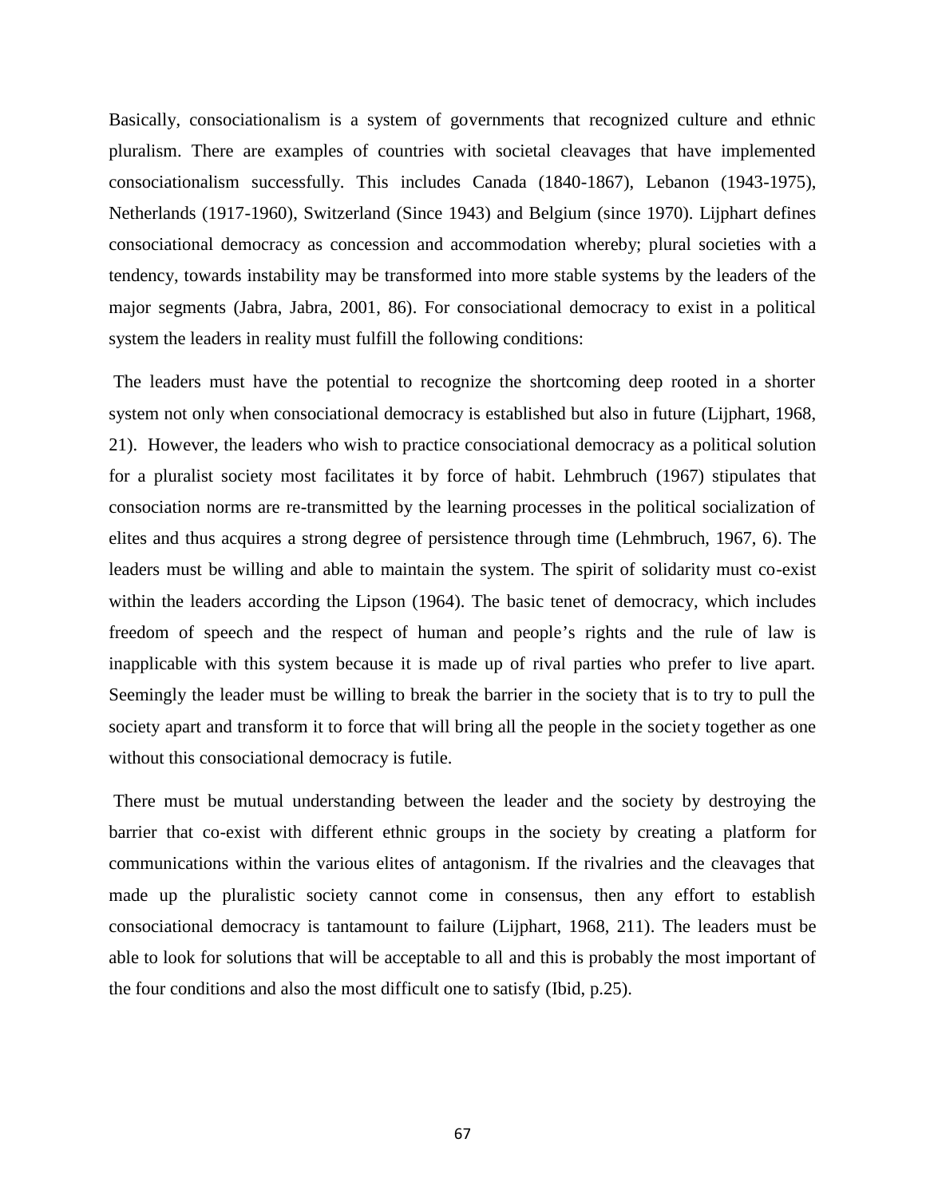Basically, consociationalism is a system of governments that recognized culture and ethnic pluralism. There are examples of countries with societal cleavages that have implemented consociationalism successfully. This includes Canada (1840-1867), Lebanon (1943-1975), Netherlands (1917-1960), Switzerland (Since 1943) and Belgium (since 1970). Lijphart defines consociational democracy as concession and accommodation whereby; plural societies with a tendency, towards instability may be transformed into more stable systems by the leaders of the major segments (Jabra, Jabra, 2001, 86). For consociational democracy to exist in a political system the leaders in reality must fulfill the following conditions:

The leaders must have the potential to recognize the shortcoming deep rooted in a shorter system not only when consociational democracy is established but also in future (Lijphart, 1968, 21). However, the leaders who wish to practice consociational democracy as a political solution for a pluralist society most facilitates it by force of habit. Lehmbruch (1967) stipulates that consociation norms are re-transmitted by the learning processes in the political socialization of elites and thus acquires a strong degree of persistence through time (Lehmbruch, 1967, 6). The leaders must be willing and able to maintain the system. The spirit of solidarity must co-exist within the leaders according the Lipson (1964). The basic tenet of democracy, which includes freedom of speech and the respect of human and people's rights and the rule of law is inapplicable with this system because it is made up of rival parties who prefer to live apart. Seemingly the leader must be willing to break the barrier in the society that is to try to pull the society apart and transform it to force that will bring all the people in the society together as one without this consociational democracy is futile.

There must be mutual understanding between the leader and the society by destroying the barrier that co-exist with different ethnic groups in the society by creating a platform for communications within the various elites of antagonism. If the rivalries and the cleavages that made up the pluralistic society cannot come in consensus, then any effort to establish consociational democracy is tantamount to failure (Lijphart, 1968, 211). The leaders must be able to look for solutions that will be acceptable to all and this is probably the most important of the four conditions and also the most difficult one to satisfy (Ibid, p.25).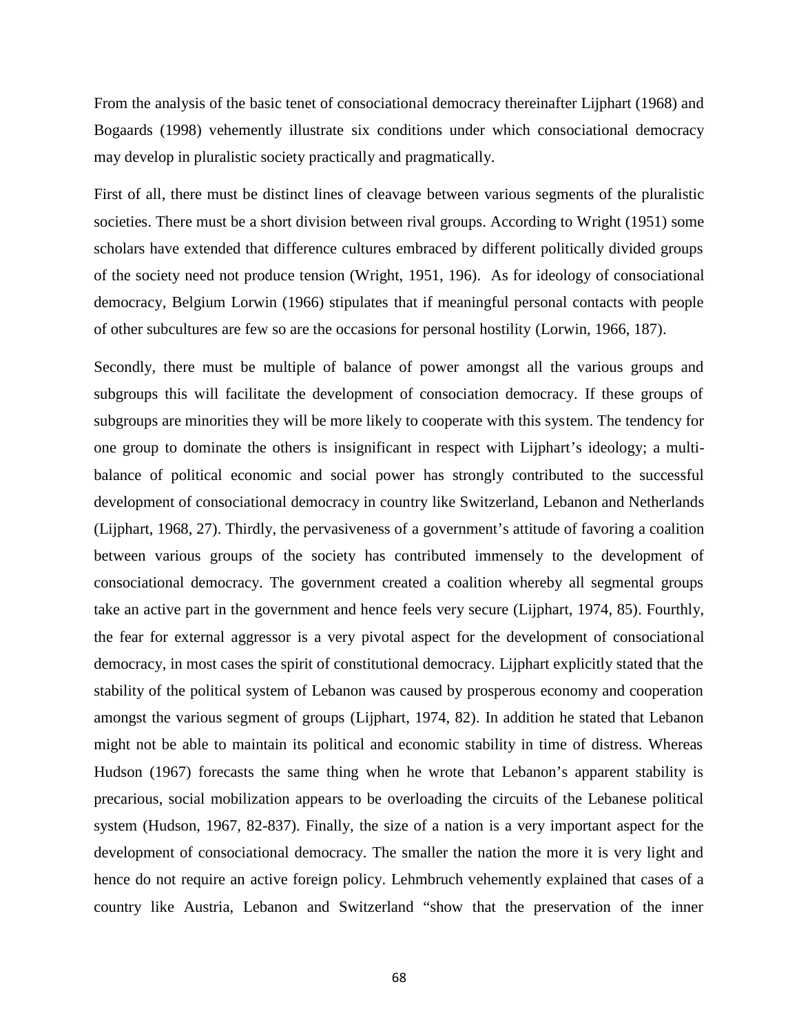From the analysis of the basic tenet of consociational democracy thereinafter Lijphart (1968) and Bogaards (1998) vehemently illustrate six conditions under which consociational democracy may develop in pluralistic society practically and pragmatically.

First of all, there must be distinct lines of cleavage between various segments of the pluralistic societies. There must be a short division between rival groups. According to Wright (1951) some scholars have extended that difference cultures embraced by different politically divided groups of the society need not produce tension (Wright, 1951, 196). As for ideology of consociational democracy, Belgium Lorwin (1966) stipulates that if meaningful personal contacts with people of other subcultures are few so are the occasions for personal hostility (Lorwin, 1966, 187).

Secondly, there must be multiple of balance of power amongst all the various groups and subgroups this will facilitate the development of consociation democracy. If these groups of subgroups are minorities they will be more likely to cooperate with this system. The tendency for one group to dominate the others is insignificant in respect with Lijphart's ideology; a multi-balance of political economic and social power has strongly contributed to the successful development of consociational democracy in country like Switzerland, Lebanon and Netherlands (Lijphart, 1968, 27). Thirdly, the pervasiveness of a government's attitude of favoring a coalition between various groups of the society has contributed immensely to the development of consociational democracy. The government created a coalition whereby all segmental groups take an active part in the government and hence feels very secure (Lijphart, 1974, 85). Fourthly, the fear for external aggressor is a very pivotal aspect for the development of consociational democracy, in most cases the spirit of constitutional democracy. Lijphart explicitly stated that the stability of the political system of Lebanon was caused by prosperous economy and cooperation amongst the various segment of groups (Lijphart, 1974, 82). In addition he stated that Lebanon might not be able to maintain its political and economic stability in time of distress. Whereas Hudson (1967) forecasts the same thing when he wrote that Lebanon's apparent stability is precarious, social mobilization appears to be overloading the circuits of the Lebanese political system (Hudson, 1967, 82-837). Finally, the size of a nation is a very important aspect for the development of consociational democracy. The smaller the nation the more it is very light and hence do not require an active foreign policy. Lehmbruch vehemently explained that cases of a country like Austria, Lebanon and Switzerland "show that the preservation of the inner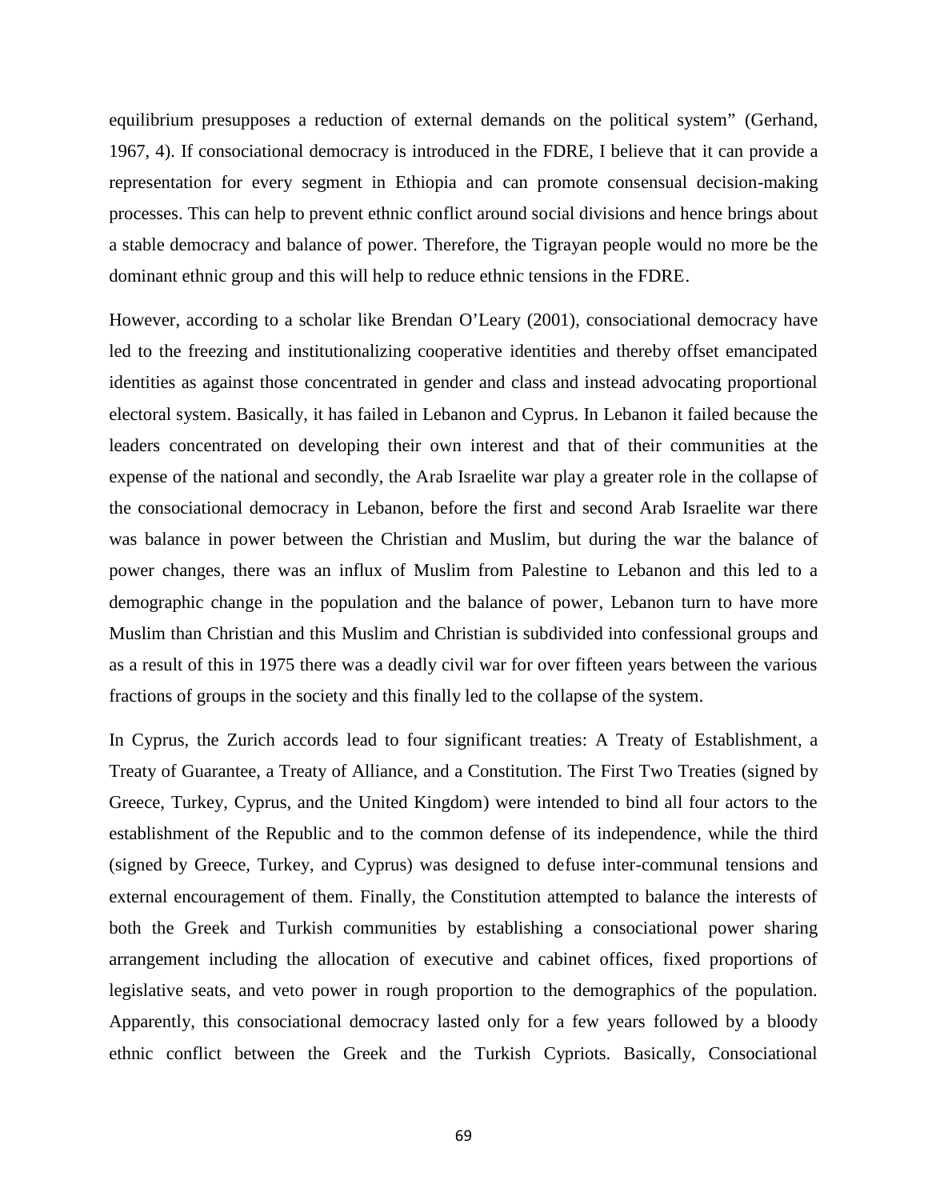equilibrium presupposes a reduction of external demands on the political system" (Gerhand, 1967, 4). If consociational democracy is introduced in the FDRE, I believe that it can provide a representation for every segment in Ethiopia and can promote consensual decision-making processes. This can help to prevent ethnic conflict around social divisions and hence brings about a stable democracy and balance of power. Therefore, the Tigrayan people would no more be the dominant ethnic group and this will help to reduce ethnic tensions in the FDRE.

However, according to a scholar like Brendan O'Leary (2001), consociational democracy have led to the freezing and institutionalizing cooperative identities and thereby offset emancipated identities as against those concentrated in gender and class and instead advocating proportional electoral system. Basically, it has failed in Lebanon and Cyprus. In Lebanon it failed because the leaders concentrated on developing their own interest and that of their communities at the expense of the national and secondly, the Arab Israelite war play a greater role in the collapse of the consociational democracy in Lebanon, before the first and second Arab Israelite war there was balance in power between the Christian and Muslim, but during the war the balance of power changes, there was an influx of Muslim from Palestine to Lebanon and this led to a demographic change in the population and the balance of power, Lebanon turn to have more Muslim than Christian and this Muslim and Christian is subdivided into confessional groups and as a result of this in 1975 there was a deadly civil war for over fifteen years between the various fractions of groups in the society and this finally led to the collapse of the system.

In Cyprus, the Zurich accords lead to four significant treaties: A Treaty of Establishment, a Treaty of Guarantee, a Treaty of Alliance, and a Constitution. The First Two Treaties (signed by Greece, Turkey, Cyprus, and the United Kingdom) were intended to bind all four actors to the establishment of the Republic and to the common defense of its independence, while the third (signed by Greece, Turkey, and Cyprus) was designed to defuse inter-communal tensions and external encouragement of them. Finally, the Constitution attempted to balance the interests of both the Greek and Turkish communities by establishing a consociational power sharing arrangement including the allocation of executive and cabinet offices, fixed proportions of legislative seats, and veto power in rough proportion to the demographics of the population. Apparently, this consociational democracy lasted only for a few years followed by a bloody ethnic conflict between the Greek and the Turkish Cypriots. Basically, Consociational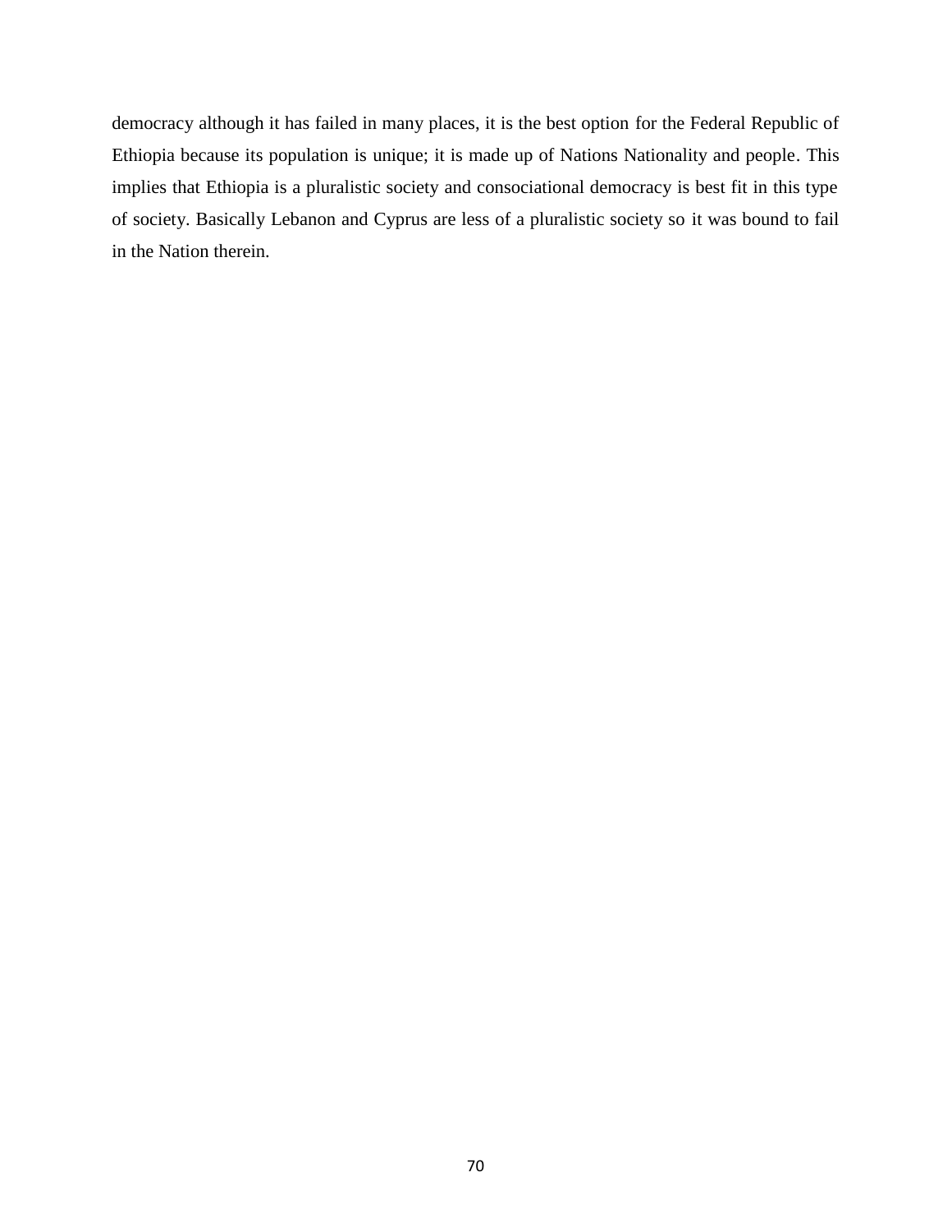democracy although it has failed in many places, it is the best option for the Federal Republic of Ethiopia because its population is unique; it is made up of Nations Nationality and people. This implies that Ethiopia is a pluralistic society and consociational democracy is best fit in this type of society. Basically Lebanon and Cyprus are less of a pluralistic society so it was bound to fail in the Nation therein.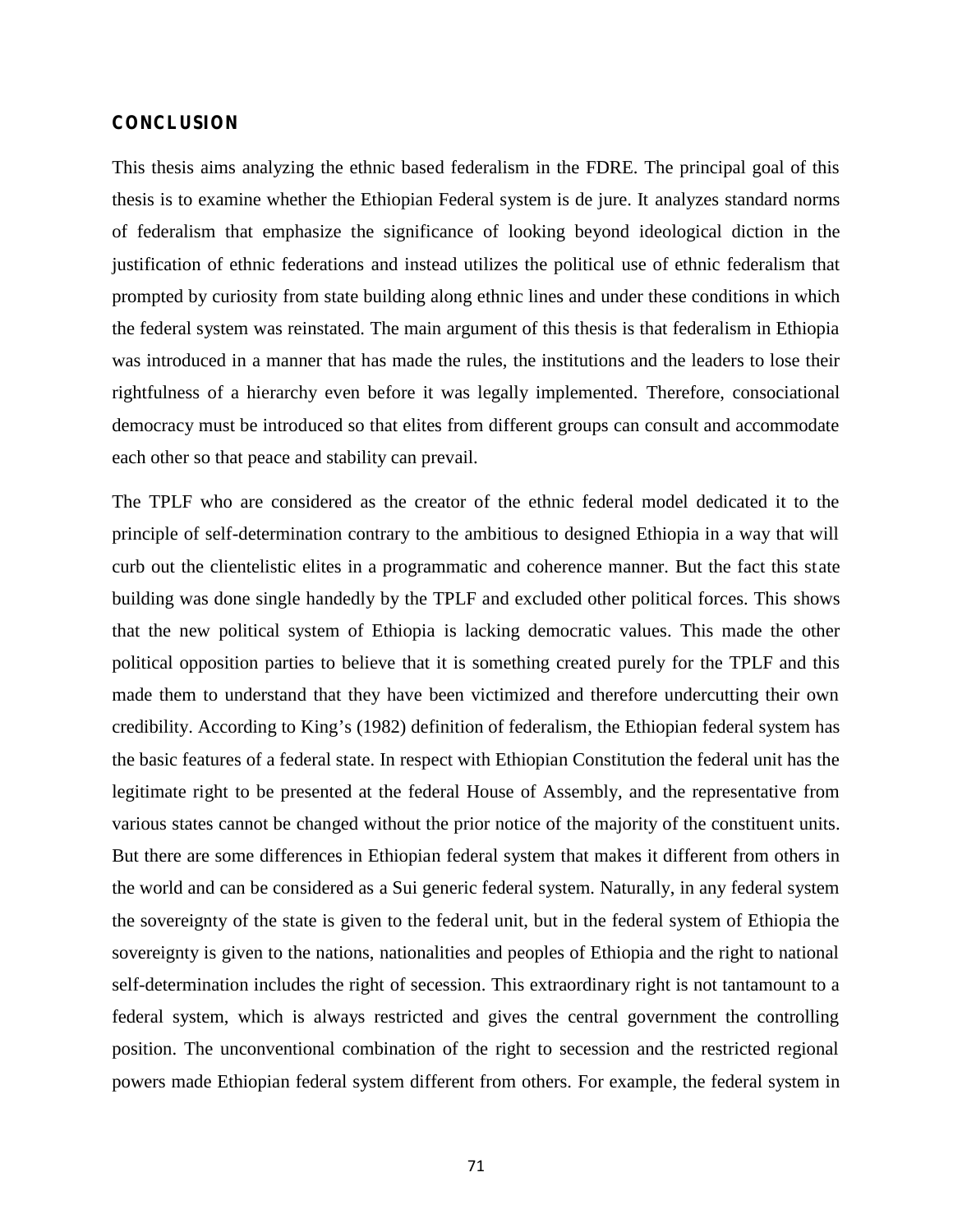## CONCLUSION

This thesis aims analyzing the ethnic based federalism in the FDRE. The principal goal of this thesis is to examine whether the Ethiopian Federal system is de jure. It analyzes standard norms of federalism that emphasize the significance of looking beyond ideological diction in the justification of ethnic federations and instead utilizes the political use of ethnic federalism that prompted by curiosity from state building along ethnic lines and under these conditions in which the federal system was reinstated. The main argument of this thesis is that federalism in Ethiopia was introduced in a manner that has made the rules, the institutions and the leaders to lose their rightfulness of a hierarchy even before it was legally implemented. Therefore, consociational democracy must be introduced so that elites from different groups can consult and accommodate each other so that peace and stability can prevail.

The TPLF who are considered as the creator of the ethnic federal model dedicated it to the principle of self-determination contrary to the ambitious to designed Ethiopia in a way that will curb out the clientelistic elites in a programmatic and coherence manner. But the fact this state building was done single handedly by the TPLF and excluded other political forces. This shows that the new political system of Ethiopia is lacking democratic values. This made the other political opposition parties to believe that it is something created purely for the TPLF and this made them to understand that they have been victimized and therefore undercutting their own credibility. According to King's (1982) definition of federalism, the Ethiopian federal system has the basic features of a federal state. In respect with Ethiopian Constitution the federal unit has the legitimate right to be presented at the federal House of Assembly, and the representative from various states cannot be changed without the prior notice of the majority of the constituent units. But there are some differences in Ethiopian federal system that makes it different from others in the world and can be considered as a Sui generic federal system. Naturally, in any federal system the sovereignty of the state is given to the federal unit, but in the federal system of Ethiopia the sovereignty is given to the nations, nationalities and peoples of Ethiopia and the right to national self-determination includes the right of secession. This extraordinary right is not tantamount to a federal system, which is always restricted and gives the central government the controlling position. The unconventional combination of the right to secession and the restricted regional powers made Ethiopian federal system different from others. For example, the federal system in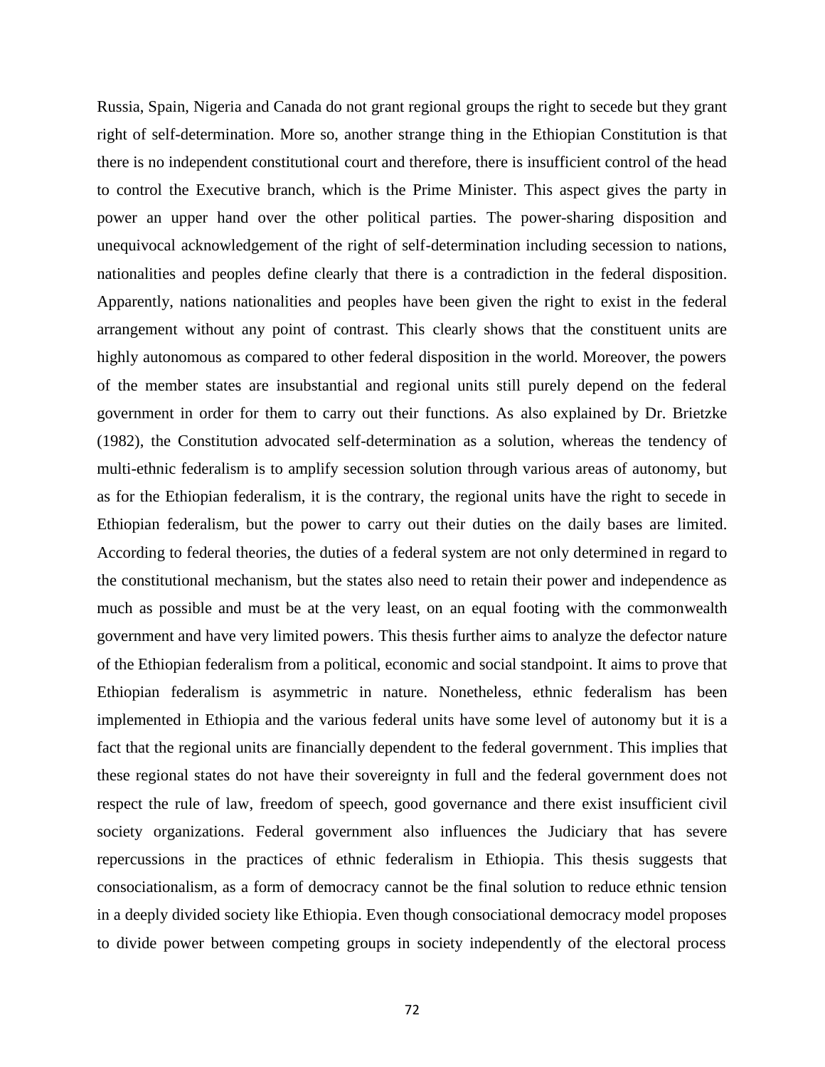Russia, Spain, Nigeria and Canada do not grant regional groups the right to secede but they grant right of self-determination. More so, another strange thing in the Ethiopian Constitution is that there is no independent constitutional court and therefore, there is insufficient control of the head to control the Executive branch, which is the Prime Minister. This aspect gives the party in power an upper hand over the other political parties. The power-sharing disposition and unequivocal acknowledgement of the right of self-determination including secession to nations, nationalities and peoples define clearly that there is a contradiction in the federal disposition. Apparently, nations nationalities and peoples have been given the right to exist in the federal arrangement without any point of contrast. This clearly shows that the constituent units are highly autonomous as compared to other federal disposition in the world. Moreover, the powers of the member states are insubstantial and regional units still purely depend on the federal government in order for them to carry out their functions. As also explained by Dr. Brietzke (1982), the Constitution advocated self-determination as a solution, whereas the tendency of multi-ethnic federalism is to amplify secession solution through various areas of autonomy, but as for the Ethiopian federalism, it is the contrary, the regional units have the right to secede in Ethiopian federalism, but the power to carry out their duties on the daily bases are limited. According to federal theories, the duties of a federal system are not only determined in regard to the constitutional mechanism, but the states also need to retain their power and independence as much as possible and must be at the very least, on an equal footing with the commonwealth government and have very limited powers. This thesis further aims to analyze the defector nature of the Ethiopian federalism from a political, economic and social standpoint. It aims to prove that Ethiopian federalism is asymmetric in nature. Nonetheless, ethnic federalism has been implemented in Ethiopia and the various federal units have some level of autonomy but it is a fact that the regional units are financially dependent to the federal government. This implies that these regional states do not have their sovereignty in full and the federal government does not respect the rule of law, freedom of speech, good governance and there exist insufficient civil society organizations. Federal government also influences the Judiciary that has severe repercussions in the practices of ethnic federalism in Ethiopia. This thesis suggests that consociationalism, as a form of democracy cannot be the final solution to reduce ethnic tension in a deeply divided society like Ethiopia. Even though consociational democracy model proposes to divide power between competing groups in society independently of the electoral process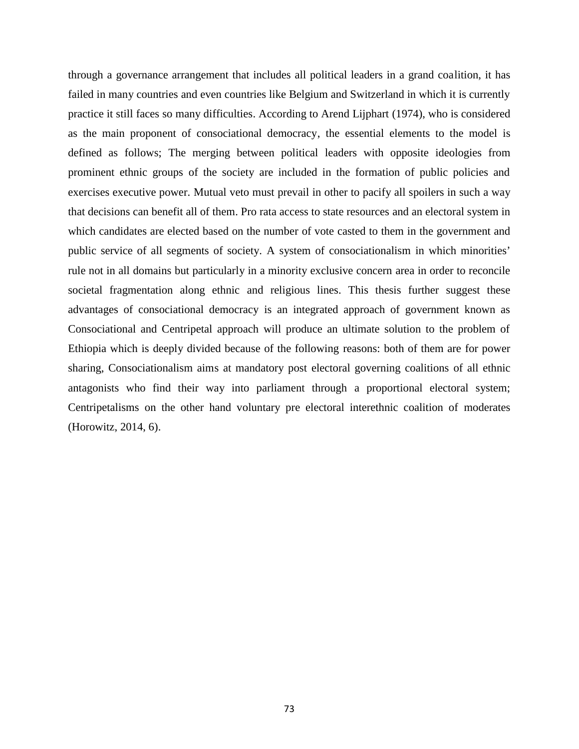through a governance arrangement that includes all political leaders in a grand coalition, it has failed in many countries and even countries like Belgium and Switzerland in which it is currently practice it still faces so many difficulties. According to Arend Lijphart (1974), who is considered as the main proponent of consociational democracy, the essential elements to the model is defined as follows; The merging between political leaders with opposite ideologies from prominent ethnic groups of the society are included in the formation of public policies and exercises executive power. Mutual veto must prevail in other to pacify all spoilers in such a way that decisions can benefit all of them. Pro rata access to state resources and an electoral system in which candidates are elected based on the number of vote casted to them in the government and public service of all segments of society. A system of consociationalism in which minorities' rule not in all domains but particularly in a minority exclusive concern area in order to reconcile societal fragmentation along ethnic and religious lines. This thesis further suggest these advantages of consociational democracy is an integrated approach of government known as Consociational and Centripetal approach will produce an ultimate solution to the problem of Ethiopia which is deeply divided because of the following reasons: both of them are for power sharing, Consociationalism aims at mandatory post electoral governing coalitions of all ethnic antagonists who find their way into parliament through a proportional electoral system; Centripetalisms on the other hand voluntary pre electoral interethnic coalition of moderates (Horowitz, 2014, 6).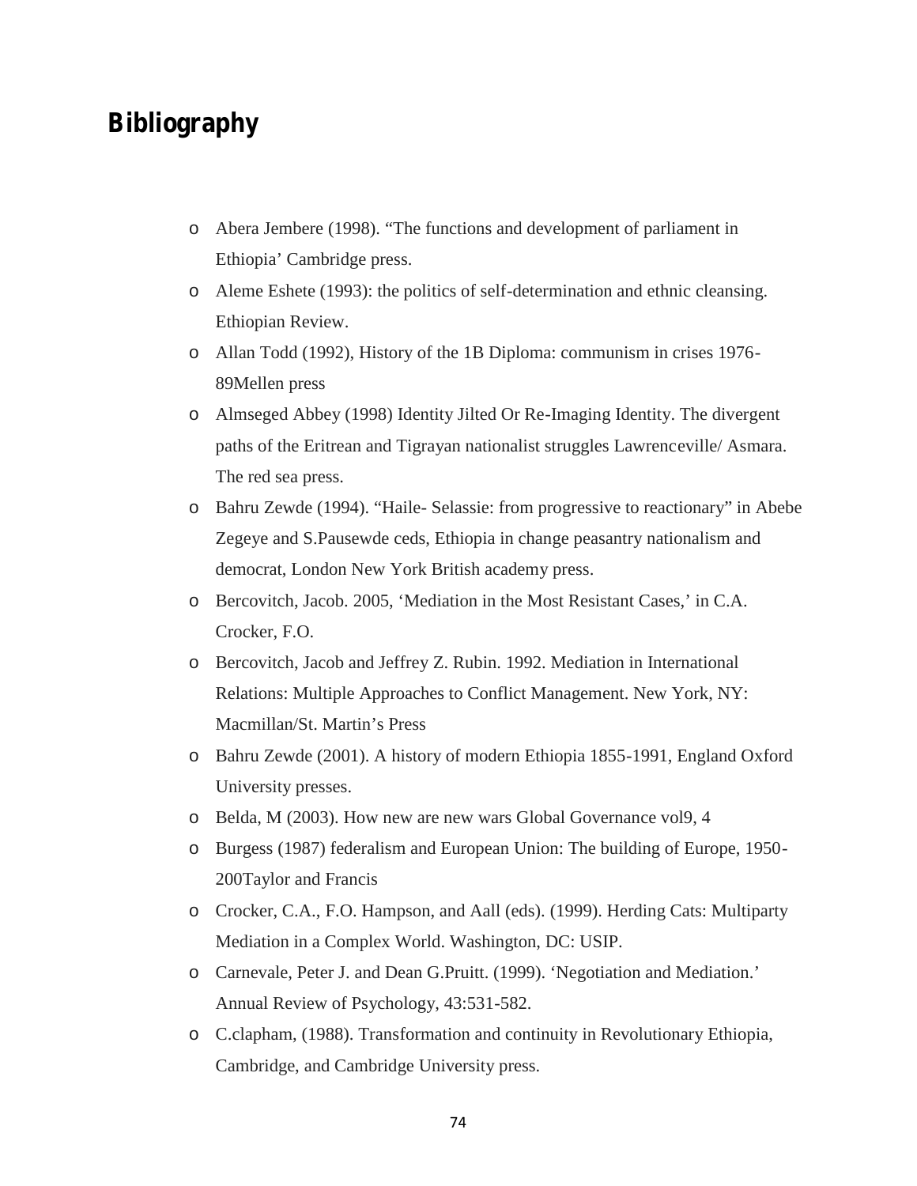# Bibliography

- Abera Jembere (1998). "The functions and development of parliament in Ethiopia' Cambridge press.
- Aleme Eshete (1993): the politics of self-determination and ethnic cleansing. Ethiopian Review.
- Allan Todd (1992), History of the 1B Diploma: communism in crises 1976-89Mellen press
- Almseged Abbey (1998) Identity Jilted Or Re-Imaging Identity. The divergent paths of the Eritrean and Tigrayan nationalist struggles Lawrenceville/ Asmara. The red sea press.
- Bahru Zewde (1994). "Haile- Selassie: from progressive to reactionary" in Abebe Zegeye and S.Pausewde ceds, Ethiopia in change peasantry nationalism and democrat, London New York British academy press.
- Bercovitch, Jacob. 2005, 'Mediation in the Most Resistant Cases,' in C.A. Crocker, F.O.
- Bercovitch, Jacob and Jeffrey Z. Rubin. 1992. Mediation in International Relations: Multiple Approaches to Conflict Management. New York, NY: Macmillan/St. Martin's Press
- Bahru Zewde (2001). A history of modern Ethiopia 1855-1991, England Oxford University presses.
- Belda, M (2003). How new are new wars Global Governance vol9, 4
- Burgess (1987) federalism and European Union: The building of Europe, 1950-200Taylor and Francis
- Crocker, C.A., F.O. Hampson, and Aall (eds). (1999). Herding Cats: Multiparty Mediation in a Complex World. Washington, DC: USIP.
- Carnevale, Peter J. and Dean G.Pruitt. (1999). 'Negotiation and Mediation.' Annual Review of Psychology, 43:531-582.
- C.clapham, (1988). Transformation and continuity in Revolutionary Ethiopia, Cambridge, and Cambridge University press.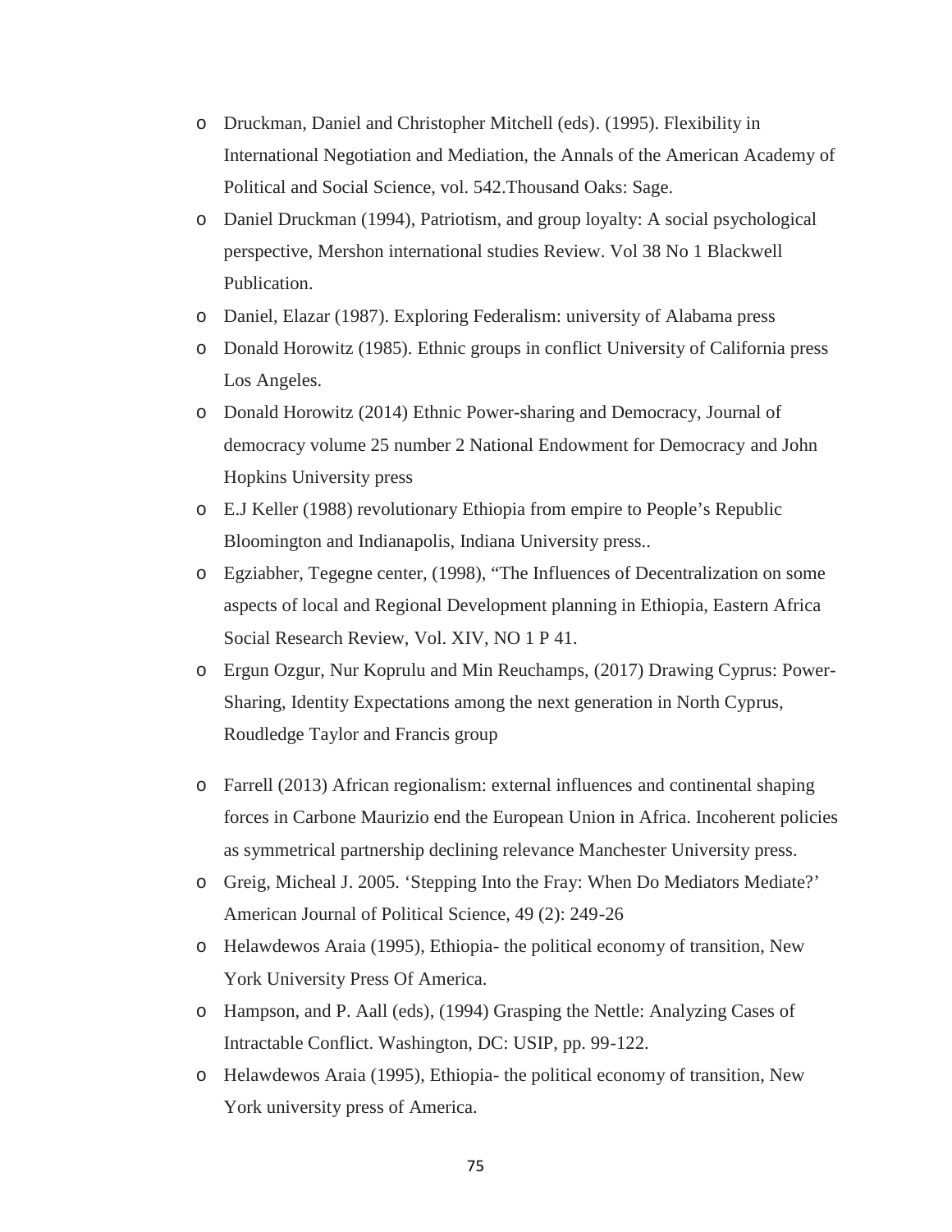- Druckman, Daniel and Christopher Mitchell (eds). (1995). Flexibility in International Negotiation and Mediation, the Annals of the American Academy of Political and Social Science, vol. 542.Thousand Oaks: Sage.
- Daniel Druckman (1994), Patriotism, and group loyalty: A social psychological perspective, Mershon international studies Review. Vol 38 No 1 Blackwell Publication.
- Daniel, Elazar (1987). Exploring Federalism: university of Alabama press
- Donald Horowitz (1985). Ethnic groups in conflict University of California press Los Angeles.
- Donald Horowitz (2014) Ethnic Power-sharing and Democracy, Journal of democracy volume 25 number 2 National Endowment for Democracy and John Hopkins University press
- E.J Keller (1988) revolutionary Ethiopia from empire to People's Republic Bloomington and Indianapolis, Indiana University press..
- Egziabher, Tegegne center, (1998), "The Influences of Decentralization on some aspects of local and Regional Development planning in Ethiopia, Eastern Africa Social Research Review, Vol. XIV, NO 1 P 41.
- Ergun Ozgur, Nur Koprulu and Min Reuchamps, (2017) Drawing Cyprus: Power-Sharing, Identity Expectations among the next generation in North Cyprus, Roudledge Taylor and Francis group
- Farrell (2013) African regionalism: external influences and continental shaping forces in Carbone Maurizio end the European Union in Africa. Incoherent policies as symmetrical partnership declining relevance Manchester University press.
- Greig, Micheal J. 2005. 'Stepping Into the Fray: When Do Mediators Mediate?' American Journal of Political Science, 49 (2): 249-26
- Helawdewos Araia (1995), Ethiopia- the political economy of transition, New York University Press Of America.
- Hampson, and P. Aall (eds), (1994) Grasping the Nettle: Analyzing Cases of Intractable Conflict. Washington, DC: USIP, pp. 99-122.
- Helawdewos Araia (1995), Ethiopia- the political economy of transition, New York university press of America.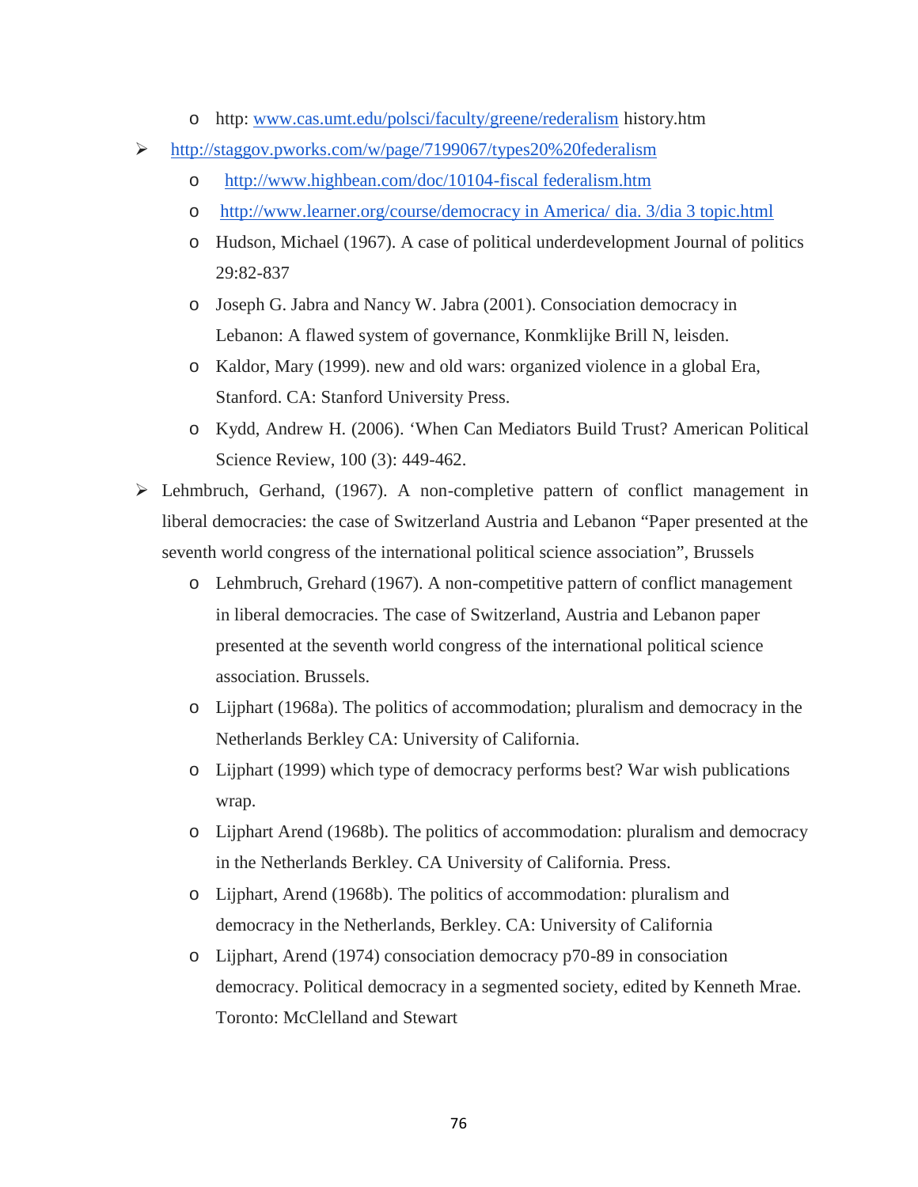- http: www.cas.umt.edu/polsci/faculty/greene/rederalism history.htm
- http://staggov.pworks.com/w/page/7199067/types20%20federalism
  - http://www.highbean.com/doc/10104-fiscal federalism.htm
  - http://www.learner.org/course/democracy in America/ dia. 3/dia 3 topic.html
  - Hudson, Michael (1967). A case of political underdevelopment Journal of politics 29:82-837
  - Joseph G. Jabra and Nancy W. Jabra (2001). Consociation democracy in Lebanon: A flawed system of governance, Konmklijke Brill N, leisden.
  - Kaldor, Mary (1999). new and old wars: organized violence in a global Era, Stanford. CA: Stanford University Press.
  - Kydd, Andrew H. (2006). 'When Can Mediators Build Trust? American Political Science Review, 100 (3): 449-462.
- Lehmbruch, Gerhand, (1967). A non-completive pattern of conflict management in liberal democracies: the case of Switzerland Austria and Lebanon "Paper presented at the seventh world congress of the international political science association", Brussels
  - Lehmbruch, Grehard (1967). A non-competitive pattern of conflict management in liberal democracies. The case of Switzerland, Austria and Lebanon paper presented at the seventh world congress of the international political science association. Brussels.
  - Lijphart (1968a). The politics of accommodation; pluralism and democracy in the Netherlands Berkley CA: University of California.
  - Lijphart (1999) which type of democracy performs best? War wish publications wrap.
  - Lijphart Arend (1968b). The politics of accommodation: pluralism and democracy in the Netherlands Berkley. CA University of California. Press.
  - Lijphart, Arend (1968b). The politics of accommodation: pluralism and democracy in the Netherlands, Berkley. CA: University of California
  - Lijphart, Arend (1974) consociation democracy p70-89 in consociation democracy. Political democracy in a segmented society, edited by Kenneth Mrae. Toronto: McClelland and Stewart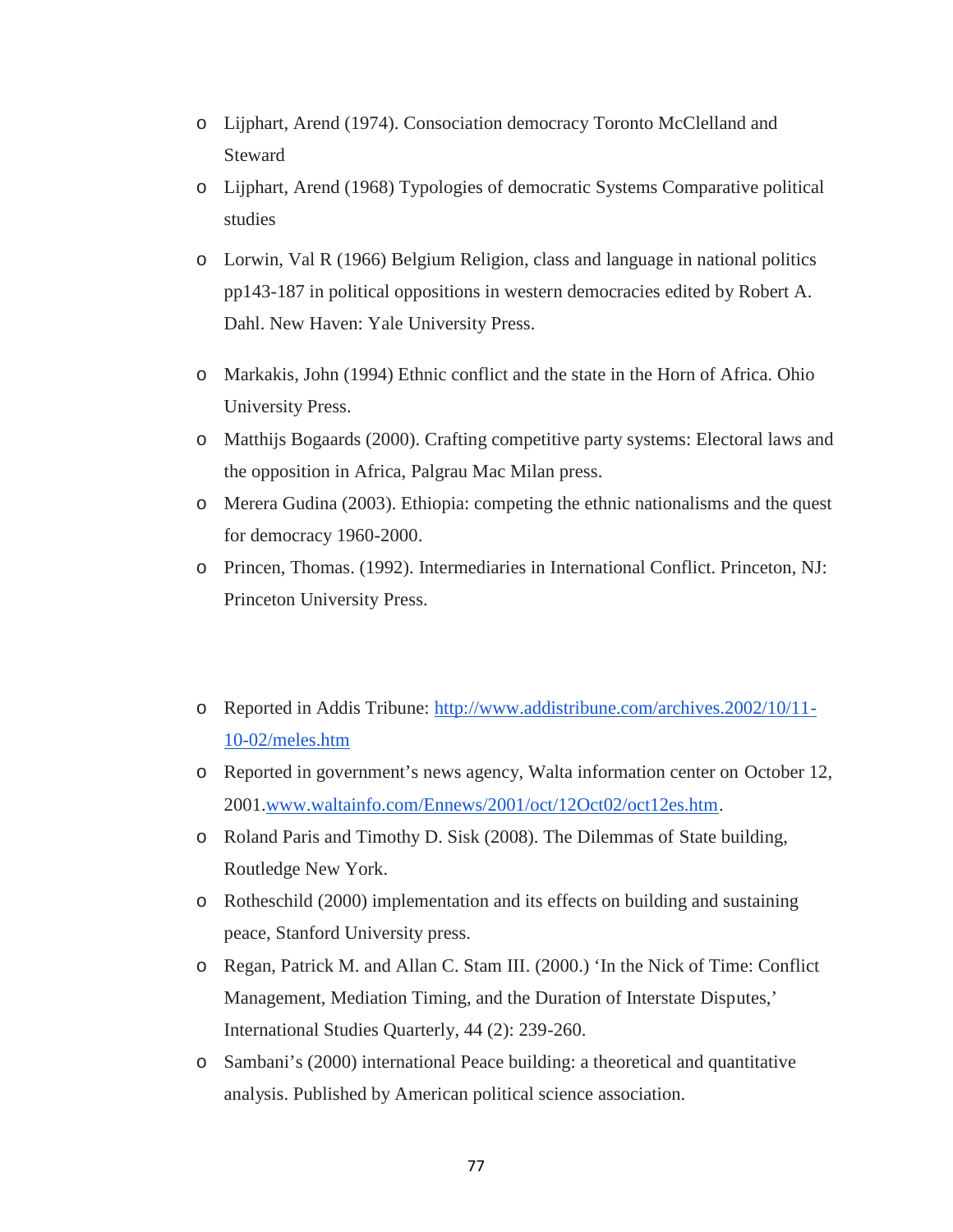- Lijphart, Arend (1974). Consociation democracy Toronto McClelland and Steward
- Lijphart, Arend (1968) Typologies of democratic Systems Comparative political studies
- Lorwin, Val R (1966) Belgium Religion, class and language in national politics pp143-187 in political oppositions in western democracies edited by Robert A. Dahl. New Haven: Yale University Press.
- Markakis, John (1994) Ethnic conflict and the state in the Horn of Africa. Ohio University Press.
- Matthijs Bogaards (2000). Crafting competitive party systems: Electoral laws and the opposition in Africa, Palgrau Mac Milan press.
- Merera Gudina (2003). Ethiopia: competing the ethnic nationalisms and the quest for democracy 1960-2000.
- Princen, Thomas. (1992). Intermediaries in International Conflict. Princeton, NJ: Princeton University Press.
- Reported in Addis Tribune: [http://www.addistribune.com/archives.2002/10/11-10-02/meles.htm](http://www.addistribune.com/archives.2002/10/11-10-02/meles.htm)
- Reported in government's news agency, Walta information center on October 12, 2001.[www.waltainfo.com/Ennews/2001/oct/12Oct02/oct12es.htm](www.waltainfo.com/Ennews/2001/oct/12Oct02/oct12es.htm).
- Roland Paris and Timothy D. Sisk (2008). The Dilemmas of State building, Routledge New York.
- Rotheschild (2000) implementation and its effects on building and sustaining peace, Stanford University press.
- Regan, Patrick M. and Allan C. Stam III. (2000.) 'In the Nick of Time: Conflict Management, Mediation Timing, and the Duration of Interstate Disputes,' International Studies Quarterly, 44 (2): 239-260.
- Sambani's (2000) international Peace building: a theoretical and quantitative analysis. Published by American political science association.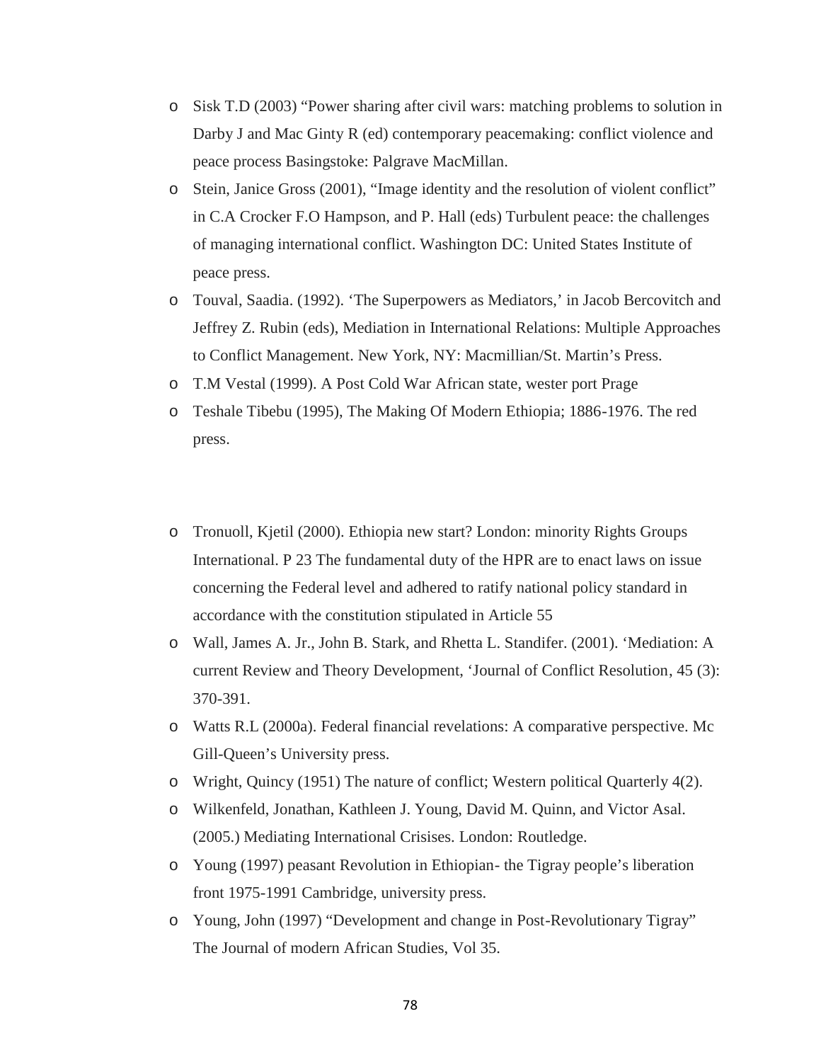- Sisk T.D (2003) "Power sharing after civil wars: matching problems to solution in Darby J and Mac Ginty R (ed) contemporary peacemaking: conflict violence and peace process Basingstoke: Palgrave MacMillan.
- Stein, Janice Gross (2001), "Image identity and the resolution of violent conflict" in C.A Crocker F.O Hampson, and P. Hall (eds) Turbulent peace: the challenges of managing international conflict. Washington DC: United States Institute of peace press.
- Touval, Saadia. (1992). 'The Superpowers as Mediators,' in Jacob Bercovitch and Jeffrey Z. Rubin (eds), Mediation in International Relations: Multiple Approaches to Conflict Management. New York, NY: Macmillian/St. Martin's Press.
- T.M Vestal (1999). A Post Cold War African state, wester port Prage
- Teshale Tibebu (1995), The Making Of Modern Ethiopia; 1886-1976. The red press.

- Tronuoll, Kjetil (2000). Ethiopia new start? London: minority Rights Groups International. P 23 The fundamental duty of the HPR are to enact laws on issue concerning the Federal level and adhered to ratify national policy standard in accordance with the constitution stipulated in Article 55
- Wall, James A. Jr., John B. Stark, and Rhetta L. Standifer. (2001). 'Mediation: A current Review and Theory Development, 'Journal of Conflict Resolution, 45 (3): 370-391.
- Watts R.L (2000a). Federal financial revelations: A comparative perspective. Mc Gill-Queen's University press.
- Wright, Quincy (1951) The nature of conflict; Western political Quarterly 4(2).
- Wilkenfeld, Jonathan, Kathleen J. Young, David M. Quinn, and Victor Asal. (2005.) Mediating International Crisises. London: Routledge.
- Young (1997) peasant Revolution in Ethiopian- the Tigray people's liberation front 1975-1991 Cambridge, university press.
- Young, John (1997) "Development and change in Post-Revolutionary Tigray" The Journal of modern African Studies, Vol 35.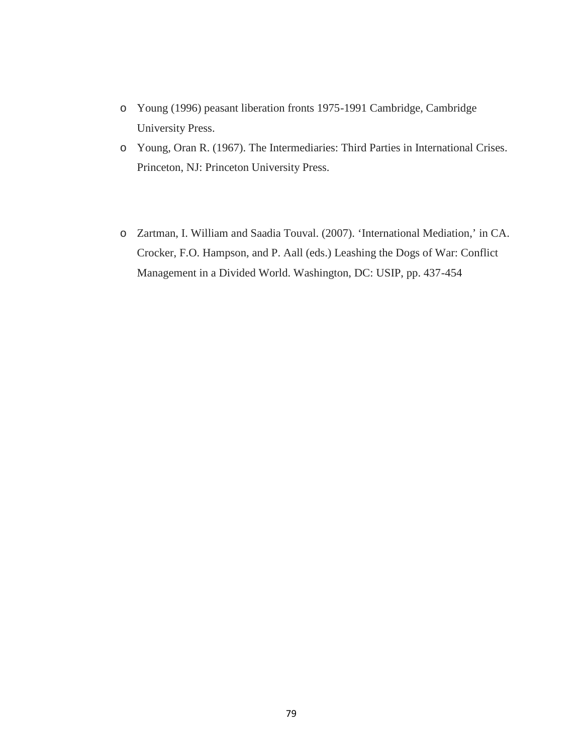- Young (1996) peasant liberation fronts 1975-1991 Cambridge, Cambridge University Press.
- Young, Oran R. (1967). The Intermediaries: Third Parties in International Crises. Princeton, NJ: Princeton University Press.

- Zartman, I. William and Saadia Touval. (2007). 'International Mediation,' in CA. Crocker, F.O. Hampson, and P. Aall (eds.) Leashing the Dogs of War: Conflict Management in a Divided World. Washington, DC: USIP, pp. 437-454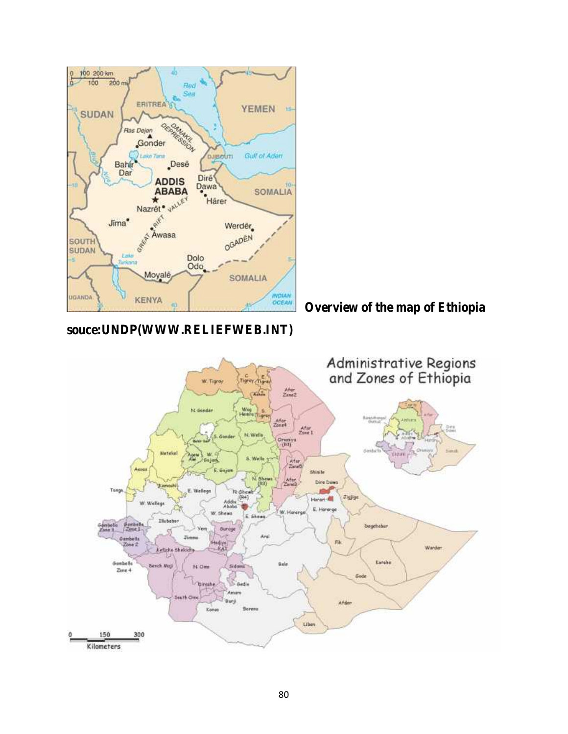**Overview of the map of Ethiopia**

**souce:UNDP(WWW.RELIEFWEB.INT)**